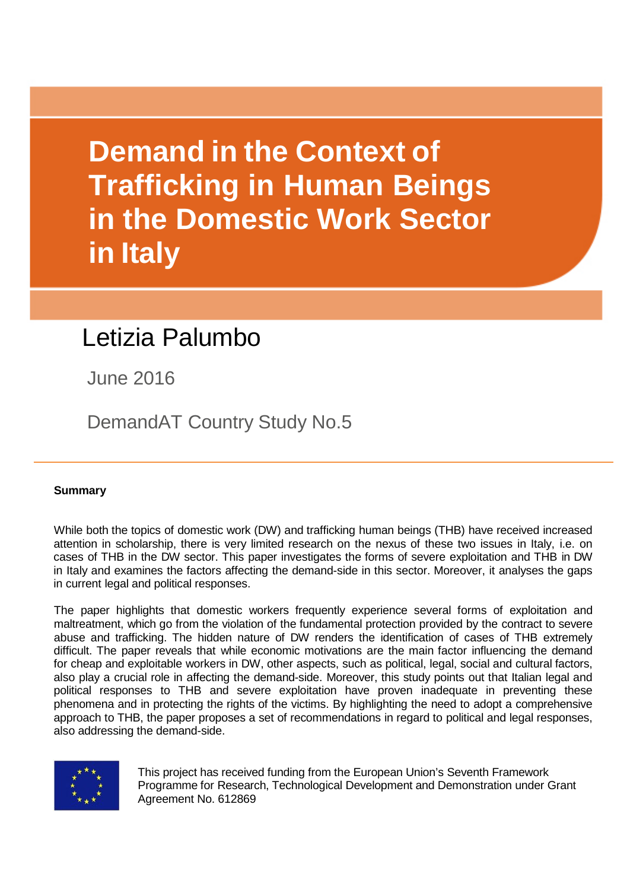# Demand in the Context of Trafficking in Human Beings in the Domestic Work Sector in Italy

Letizia Palumbo

June 2016

DemandAT Country Study No.5

---

**Summary**

While both the topics of domestic work (DW) and trafficking human beings (THB) have received increased attention in scholarship, there is very limited research on the nexus of these two issues in Italy, i.e. on cases of THB in the DW sector. This paper investigates the forms of severe exploitation and THB in DW in Italy and examines the factors affecting the demand-side in this sector. Moreover, it analyses the gaps in current legal and political responses.

The paper highlights that domestic workers frequently experience several forms of exploitation and maltreatment, which go from the violation of the fundamental protection provided by the contract to severe abuse and trafficking. The hidden nature of DW renders the identification of cases of THB extremely difficult. The paper reveals that while economic motivations are the main factor influencing the demand for cheap and exploitable workers in DW, other aspects, such as political, legal, social and cultural factors, also play a crucial role in affecting the demand-side. Moreover, this study points out that Italian legal and political responses to THB and severe exploitation have proven inadequate in preventing these phenomena and in protecting the rights of the victims. By highlighting the need to adopt a comprehensive approach to THB, the paper proposes a set of recommendations in regard to political and legal responses, also addressing the demand-side.

This project has received funding from the European Union's Seventh Framework Programme for Research, Technological Development and Demonstration under Grant Agreement No. 612869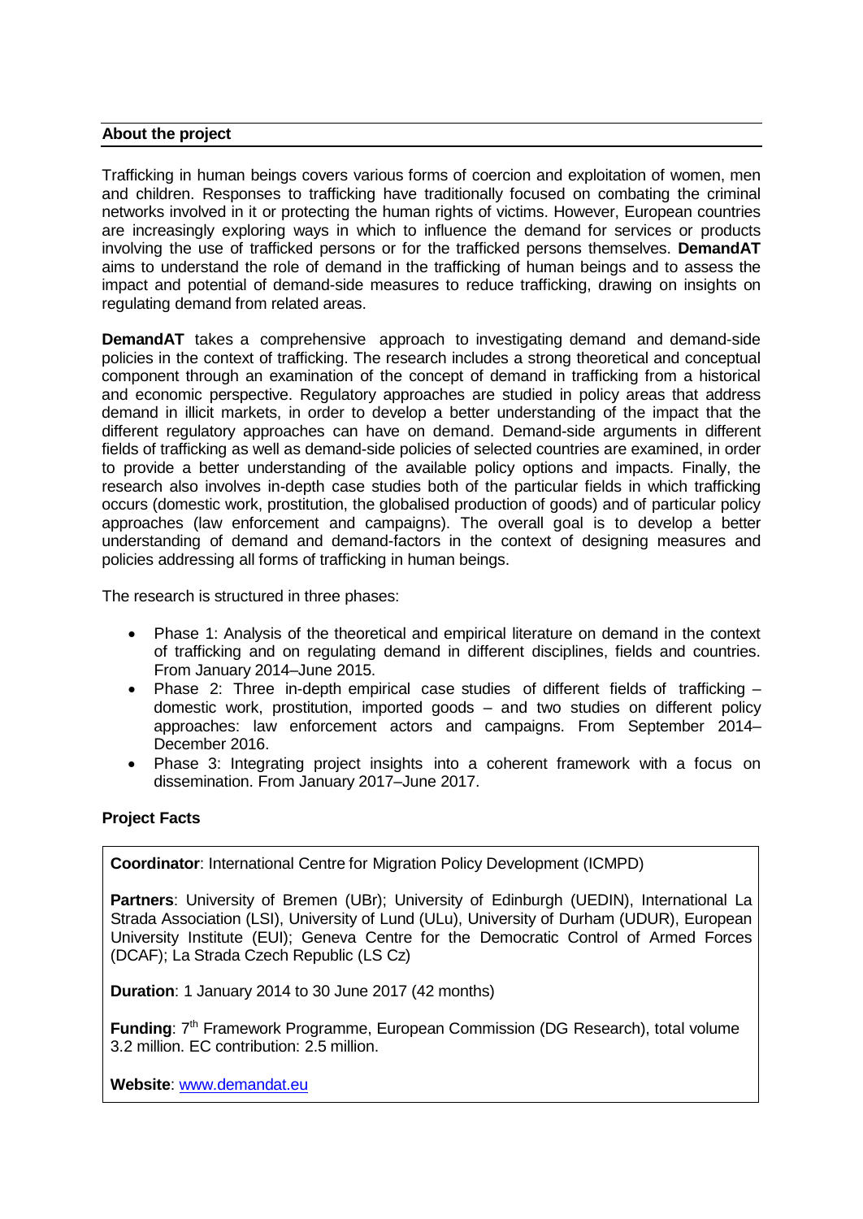## About the project

Trafficking in human beings covers various forms of coercion and exploitation of women, men and children. Responses to trafficking have traditionally focused on combating the criminal networks involved in it or protecting the human rights of victims. However, European countries are increasingly exploring ways in which to influence the demand for services or products involving the use of trafficked persons or for the trafficked persons themselves. **DemandAT** aims to understand the role of demand in the trafficking of human beings and to assess the impact and potential of demand-side measures to reduce trafficking, drawing on insights on regulating demand from related areas.

**DemandAT** takes a comprehensive approach to investigating demand and demand-side policies in the context of trafficking. The research includes a strong theoretical and conceptual component through an examination of the concept of demand in trafficking from a historical and economic perspective. Regulatory approaches are studied in policy areas that address demand in illicit markets, in order to develop a better understanding of the impact that the different regulatory approaches can have on demand. Demand-side arguments in different fields of trafficking as well as demand-side policies of selected countries are examined, in order to provide a better understanding of the available policy options and impacts. Finally, the research also involves in-depth case studies both of the particular fields in which trafficking occurs (domestic work, prostitution, the globalised production of goods) and of particular policy approaches (law enforcement and campaigns). The overall goal is to develop a better understanding of demand and demand-factors in the context of designing measures and policies addressing all forms of trafficking in human beings.

The research is structured in three phases:

- Phase 1: Analysis of the theoretical and empirical literature on demand in the context of trafficking and on regulating demand in different disciplines, fields and countries. From January 2014–June 2015.
- Phase 2: Three in-depth empirical case studies of different fields of trafficking – domestic work, prostitution, imported goods – and two studies on different policy approaches: law enforcement actors and campaigns. From September 2014–December 2016.
- Phase 3: Integrating project insights into a coherent framework with a focus on dissemination. From January 2017–June 2017.

### Project Facts

**Coordinator**: International Centre for Migration Policy Development (ICMPD)

**Partners**: University of Bremen (UBr); University of Edinburgh (UEDIN), International La Strada Association (LSI), University of Lund (ULu), University of Durham (UDUR), European University Institute (EUI); Geneva Centre for the Democratic Control of Armed Forces (DCAF); La Strada Czech Republic (LS Cz)

**Duration**: 1 January 2014 to 30 June 2017 (42 months)

**Funding**: 7th Framework Programme, European Commission (DG Research), total volume 3.2 million. EC contribution: 2.5 million.

**Website**: www.demandat.eu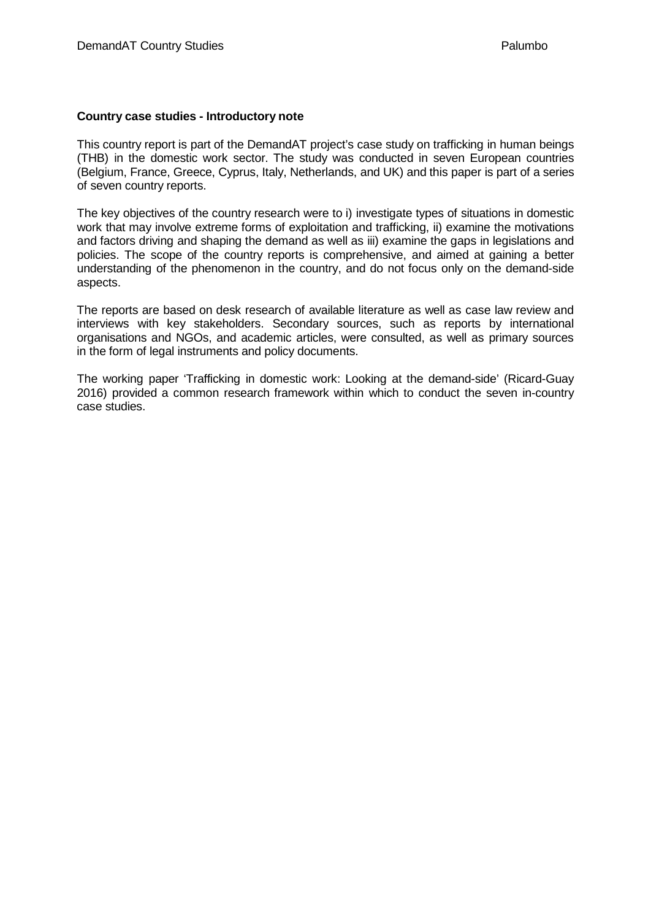**Country case studies - Introductory note**

This country report is part of the DemandAT project's case study on trafficking in human beings (THB) in the domestic work sector. The study was conducted in seven European countries (Belgium, France, Greece, Cyprus, Italy, Netherlands, and UK) and this paper is part of a series of seven country reports.

The key objectives of the country research were to i) investigate types of situations in domestic work that may involve extreme forms of exploitation and trafficking, ii) examine the motivations and factors driving and shaping the demand as well as iii) examine the gaps in legislations and policies. The scope of the country reports is comprehensive, and aimed at gaining a better understanding of the phenomenon in the country, and do not focus only on the demand-side aspects.

The reports are based on desk research of available literature as well as case law review and interviews with key stakeholders. Secondary sources, such as reports by international organisations and NGOs, and academic articles, were consulted, as well as primary sources in the form of legal instruments and policy documents.

The working paper 'Trafficking in domestic work: Looking at the demand-side' (Ricard-Guay 2016) provided a common research framework within which to conduct the seven in-country case studies.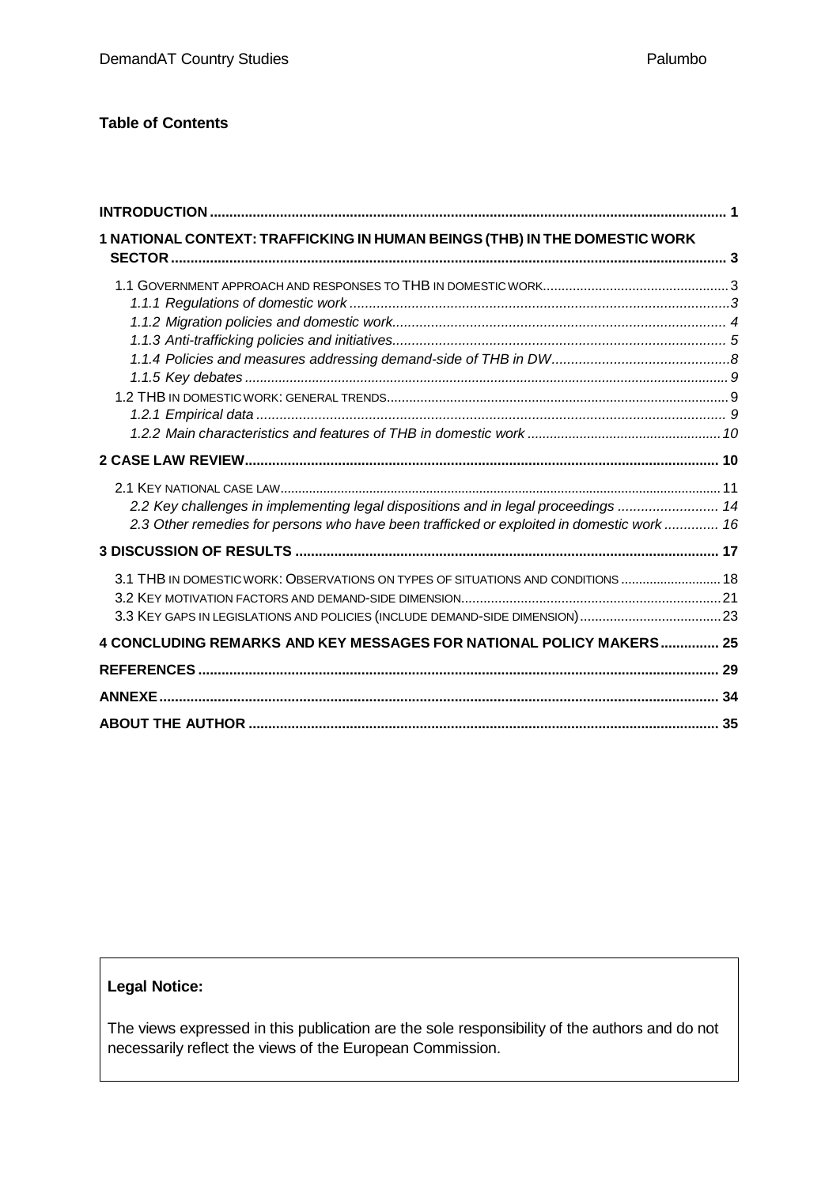**Table of Contents**

| | |
|---|---|
| **INTRODUCTION** | **1** |
| **1 NATIONAL CONTEXT: TRAFFICKING IN HUMAN BEINGS (THB) IN THE DOMESTIC WORK SECTOR** | **3** |
| 1.1 GOVERNMENT APPROACH AND RESPONSES TO THB IN DOMESTIC WORK | 3 |
| *1.1.1 Regulations of domestic work* | *3* |
| *1.1.2 Migration policies and domestic work* | *4* |
| *1.1.3 Anti-trafficking policies and initiatives* | *5* |
| *1.1.4 Policies and measures addressing demand-side of THB in DW* | *8* |
| *1.1.5 Key debates* | *9* |
| 1.2 THB IN DOMESTIC WORK: GENERAL TRENDS | 9 |
| *1.2.1 Empirical data* | *9* |
| *1.2.2 Main characteristics and features of THB in domestic work* | *10* |
| **2 CASE LAW REVIEW** | **10** |
| 2.1 KEY NATIONAL CASE LAW | 11 |
| *2.2 Key challenges in implementing legal dispositions and in legal proceedings* | *14* |
| *2.3 Other remedies for persons who have been trafficked or exploited in domestic work* | *16* |
| **3 DISCUSSION OF RESULTS** | **17** |
| 3.1 THB IN DOMESTIC WORK: OBSERVATIONS ON TYPES OF SITUATIONS AND CONDITIONS | 18 |
| 3.2 KEY MOTIVATION FACTORS AND DEMAND-SIDE DIMENSION | 21 |
| 3.3 KEY GAPS IN LEGISLATIONS AND POLICIES (INCLUDE DEMAND-SIDE DIMENSION) | 23 |
| **4 CONCLUDING REMARKS AND KEY MESSAGES FOR NATIONAL POLICY MAKERS** | **25** |
| **REFERENCES** | **29** |
| **ANNEXE** | **34** |
| **ABOUT THE AUTHOR** | **35** |

**Legal Notice:**

The views expressed in this publication are the sole responsibility of the authors and do not necessarily reflect the views of the European Commission.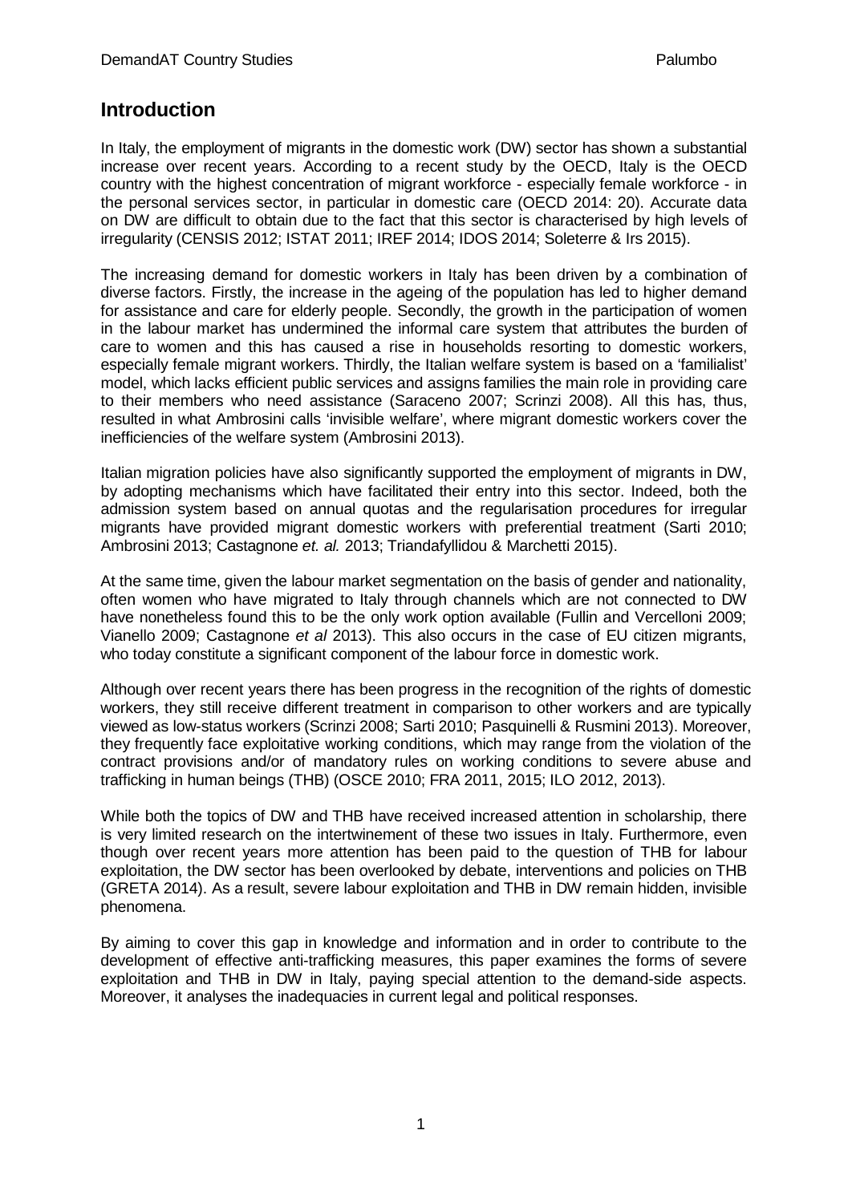## Introduction

In Italy, the employment of migrants in the domestic work (DW) sector has shown a substantial increase over recent years. According to a recent study by the OECD, Italy is the OECD country with the highest concentration of migrant workforce - especially female workforce - in the personal services sector, in particular in domestic care (OECD 2014: 20). Accurate data on DW are difficult to obtain due to the fact that this sector is characterised by high levels of irregularity (CENSIS 2012; ISTAT 2011; IREF 2014; IDOS 2014; Soleterre & Irs 2015).

The increasing demand for domestic workers in Italy has been driven by a combination of diverse factors. Firstly, the increase in the ageing of the population has led to higher demand for assistance and care for elderly people. Secondly, the growth in the participation of women in the labour market has undermined the informal care system that attributes the burden of care to women and this has caused a rise in households resorting to domestic workers, especially female migrant workers. Thirdly, the Italian welfare system is based on a 'familialist' model, which lacks efficient public services and assigns families the main role in providing care to their members who need assistance (Saraceno 2007; Scrinzi 2008). All this has, thus, resulted in what Ambrosini calls 'invisible welfare', where migrant domestic workers cover the inefficiencies of the welfare system (Ambrosini 2013).

Italian migration policies have also significantly supported the employment of migrants in DW, by adopting mechanisms which have facilitated their entry into this sector. Indeed, both the admission system based on annual quotas and the regularisation procedures for irregular migrants have provided migrant domestic workers with preferential treatment (Sarti 2010; Ambrosini 2013; Castagnone *et. al.* 2013; Triandafyllidou & Marchetti 2015).

At the same time, given the labour market segmentation on the basis of gender and nationality, often women who have migrated to Italy through channels which are not connected to DW have nonetheless found this to be the only work option available (Fullin and Vercelloni 2009; Vianello 2009; Castagnone *et al* 2013). This also occurs in the case of EU citizen migrants, who today constitute a significant component of the labour force in domestic work.

Although over recent years there has been progress in the recognition of the rights of domestic workers, they still receive different treatment in comparison to other workers and are typically viewed as low-status workers (Scrinzi 2008; Sarti 2010; Pasquinelli & Rusmini 2013). Moreover, they frequently face exploitative working conditions, which may range from the violation of the contract provisions and/or of mandatory rules on working conditions to severe abuse and trafficking in human beings (THB) (OSCE 2010; FRA 2011, 2015; ILO 2012, 2013).

While both the topics of DW and THB have received increased attention in scholarship, there is very limited research on the intertwinement of these two issues in Italy. Furthermore, even though over recent years more attention has been paid to the question of THB for labour exploitation, the DW sector has been overlooked by debate, interventions and policies on THB (GRETA 2014). As a result, severe labour exploitation and THB in DW remain hidden, invisible phenomena.

By aiming to cover this gap in knowledge and information and in order to contribute to the development of effective anti-trafficking measures, this paper examines the forms of severe exploitation and THB in DW in Italy, paying special attention to the demand-side aspects. Moreover, it analyses the inadequacies in current legal and political responses.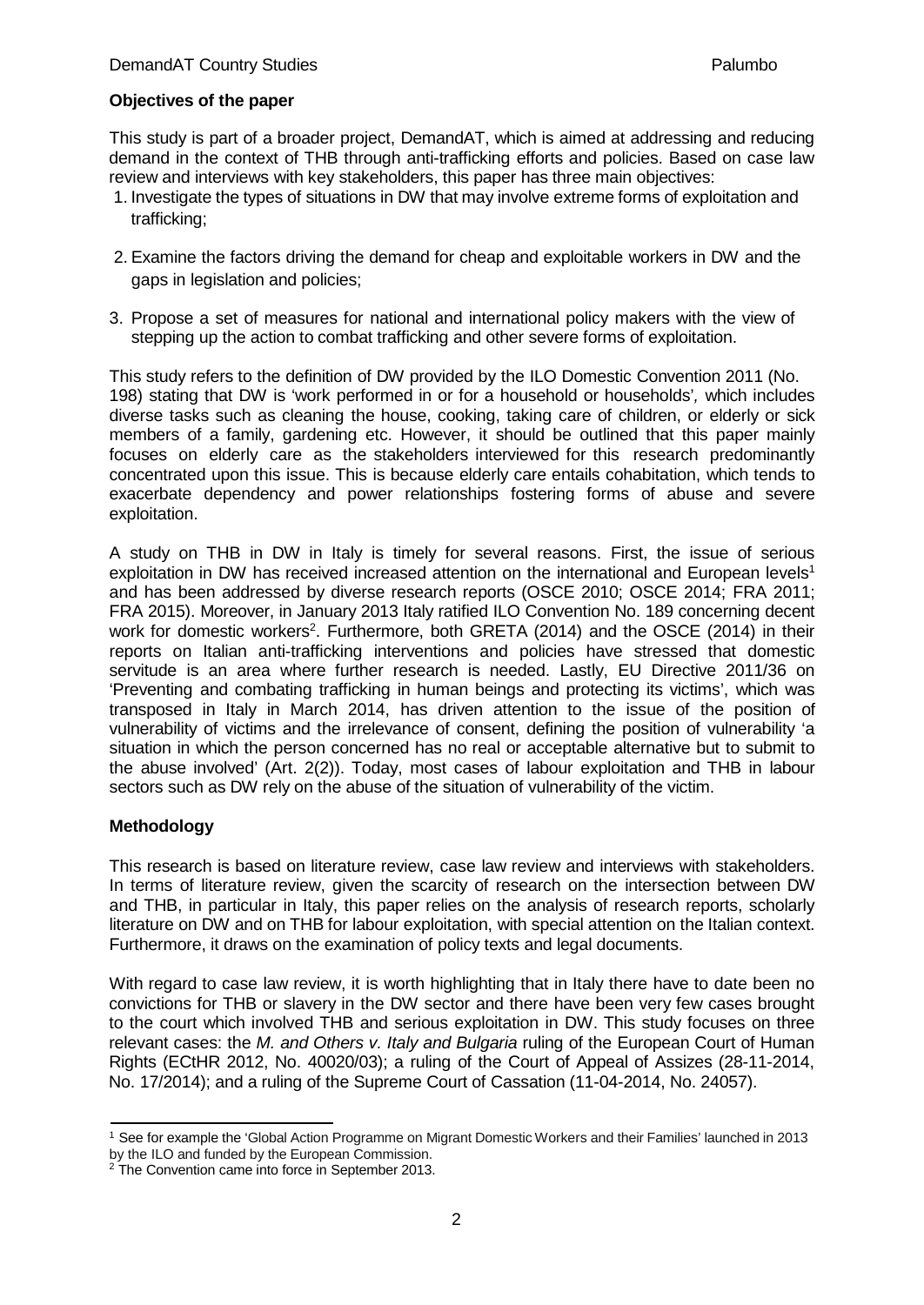**Objectives of the paper**

This study is part of a broader project, DemandAT, which is aimed at addressing and reducing demand in the context of THB through anti-trafficking efforts and policies. Based on case law review and interviews with key stakeholders, this paper has three main objectives:

1. Investigate the types of situations in DW that may involve extreme forms of exploitation and trafficking;
2. Examine the factors driving the demand for cheap and exploitable workers in DW and the gaps in legislation and policies;
3. Propose a set of measures for national and international policy makers with the view of stepping up the action to combat trafficking and other severe forms of exploitation.

This study refers to the definition of DW provided by the ILO Domestic Convention 2011 (No. 198) stating that DW is 'work performed in or for a household or households', which includes diverse tasks such as cleaning the house, cooking, taking care of children, or elderly or sick members of a family, gardening etc. However, it should be outlined that this paper mainly focuses on elderly care as the stakeholders interviewed for this research predominantly concentrated upon this issue. This is because elderly care entails cohabitation, which tends to exacerbate dependency and power relationships fostering forms of abuse and severe exploitation.

A study on THB in DW in Italy is timely for several reasons. First, the issue of serious exploitation in DW has received increased attention on the international and European levels[1] and has been addressed by diverse research reports (OSCE 2010; OSCE 2014; FRA 2011; FRA 2015). Moreover, in January 2013 Italy ratified ILO Convention No. 189 concerning decent work for domestic workers[2]. Furthermore, both GRETA (2014) and the OSCE (2014) in their reports on Italian anti-trafficking interventions and policies have stressed that domestic servitude is an area where further research is needed. Lastly, EU Directive 2011/36 on 'Preventing and combating trafficking in human beings and protecting its victims', which was transposed in Italy in March 2014, has driven attention to the issue of the position of vulnerability of victims and the irrelevance of consent, defining the position of vulnerability 'a situation in which the person concerned has no real or acceptable alternative but to submit to the abuse involved' (Art. 2(2)). Today, most cases of labour exploitation and THB in labour sectors such as DW rely on the abuse of the situation of vulnerability of the victim.

**Methodology**

This research is based on literature review, case law review and interviews with stakeholders. In terms of literature review, given the scarcity of research on the intersection between DW and THB, in particular in Italy, this paper relies on the analysis of research reports, scholarly literature on DW and on THB for labour exploitation, with special attention on the Italian context. Furthermore, it draws on the examination of policy texts and legal documents.

With regard to case law review, it is worth highlighting that in Italy there have to date been no convictions for THB or slavery in the DW sector and there have been very few cases brought to the court which involved THB and serious exploitation in DW. This study focuses on three relevant cases: the *M. and Others v. Italy and Bulgaria* ruling of the European Court of Human Rights (ECtHR 2012, No. 40020/03); a ruling of the Court of Appeal of Assizes (28-11-2014, No. 17/2014); and a ruling of the Supreme Court of Cassation (11-04-2014, No. 24057).

---

[1] See for example the 'Global Action Programme on Migrant Domestic Workers and their Families' launched in 2013 by the ILO and funded by the European Commission.

[2] The Convention came into force in September 2013.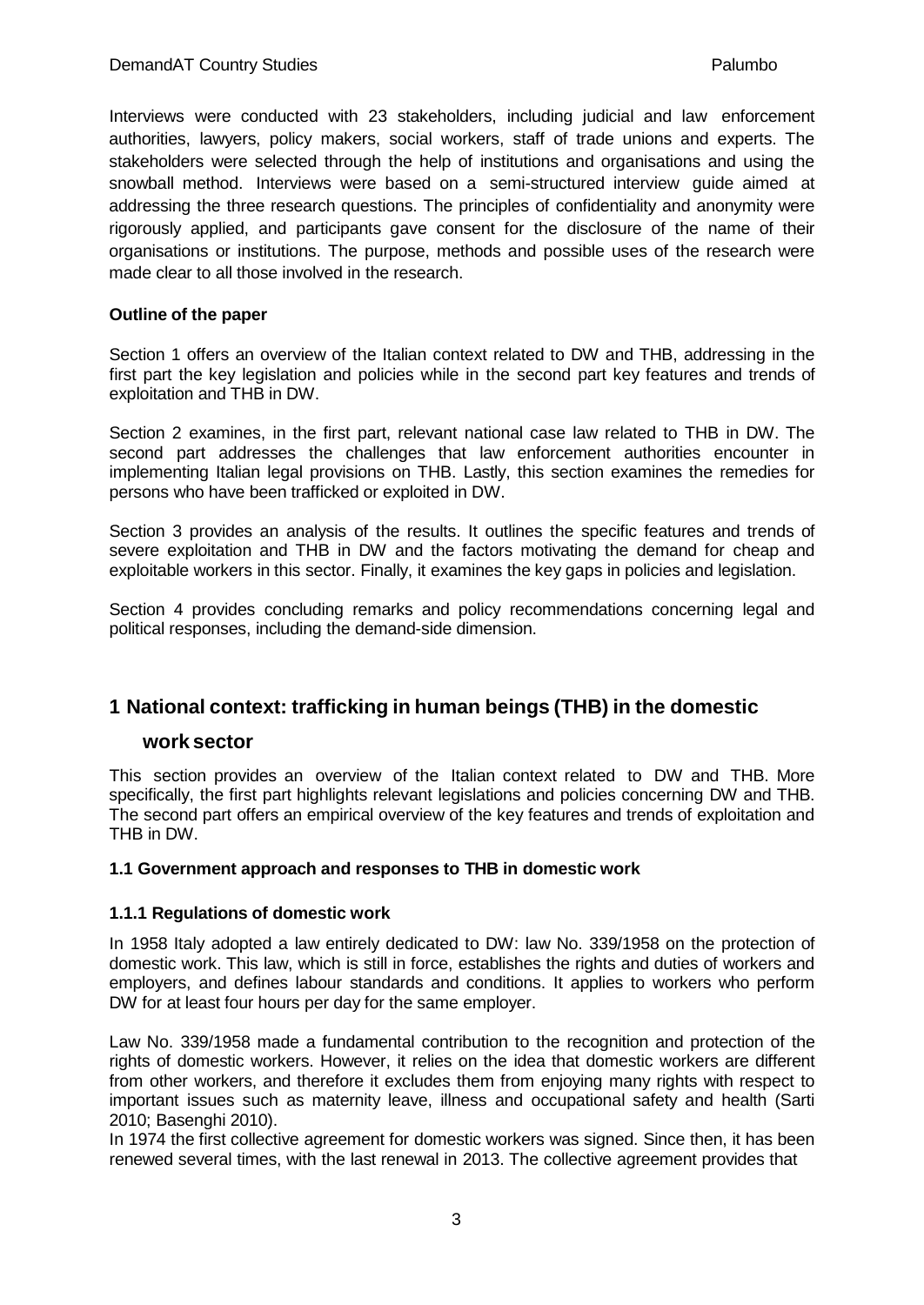Interviews were conducted with 23 stakeholders, including judicial and law enforcement authorities, lawyers, policy makers, social workers, staff of trade unions and experts. The stakeholders were selected through the help of institutions and organisations and using the snowball method. Interviews were based on a semi-structured interview guide aimed at addressing the three research questions. The principles of confidentiality and anonymity were rigorously applied, and participants gave consent for the disclosure of the name of their organisations or institutions. The purpose, methods and possible uses of the research were made clear to all those involved in the research.

**Outline of the paper**

Section 1 offers an overview of the Italian context related to DW and THB, addressing in the first part the key legislation and policies while in the second part key features and trends of exploitation and THB in DW.

Section 2 examines, in the first part, relevant national case law related to THB in DW. The second part addresses the challenges that law enforcement authorities encounter in implementing Italian legal provisions on THB. Lastly, this section examines the remedies for persons who have been trafficked or exploited in DW.

Section 3 provides an analysis of the results. It outlines the specific features and trends of severe exploitation and THB in DW and the factors motivating the demand for cheap and exploitable workers in this sector. Finally, it examines the key gaps in policies and legislation.

Section 4 provides concluding remarks and policy recommendations concerning legal and political responses, including the demand-side dimension.

# 1 National context: trafficking in human beings (THB) in the domestic work sector

This section provides an overview of the Italian context related to DW and THB. More specifically, the first part highlights relevant legislations and policies concerning DW and THB. The second part offers an empirical overview of the key features and trends of exploitation and THB in DW.

## 1.1 Government approach and responses to THB in domestic work

### 1.1.1 Regulations of domestic work

In 1958 Italy adopted a law entirely dedicated to DW: law No. 339/1958 on the protection of domestic work. This law, which is still in force, establishes the rights and duties of workers and employers, and defines labour standards and conditions. It applies to workers who perform DW for at least four hours per day for the same employer.

Law No. 339/1958 made a fundamental contribution to the recognition and protection of the rights of domestic workers. However, it relies on the idea that domestic workers are different from other workers, and therefore it excludes them from enjoying many rights with respect to important issues such as maternity leave, illness and occupational safety and health (Sarti 2010; Basenghi 2010).

In 1974 the first collective agreement for domestic workers was signed. Since then, it has been renewed several times, with the last renewal in 2013. The collective agreement provides that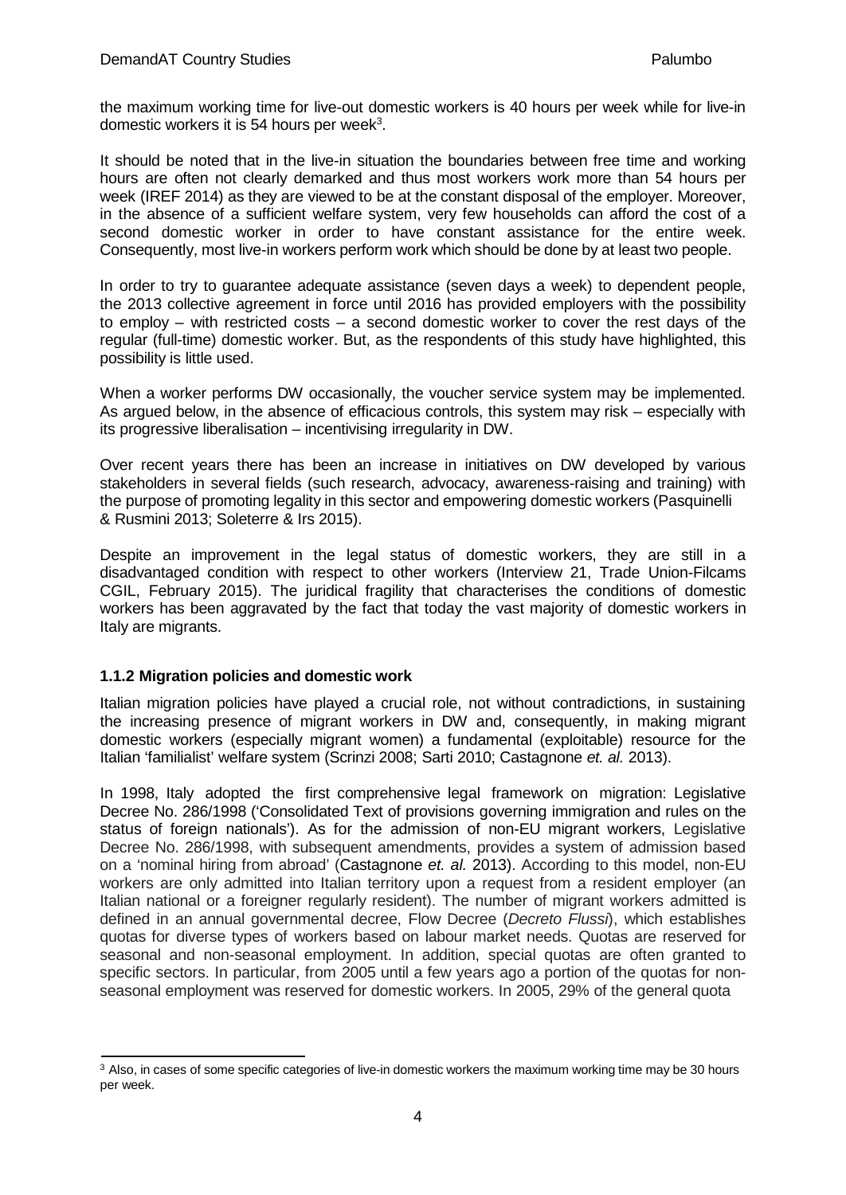the maximum working time for live-out domestic workers is 40 hours per week while for live-in domestic workers it is 54 hours per week[3].

It should be noted that in the live-in situation the boundaries between free time and working hours are often not clearly demarked and thus most workers work more than 54 hours per week (IREF 2014) as they are viewed to be at the constant disposal of the employer. Moreover, in the absence of a sufficient welfare system, very few households can afford the cost of a second domestic worker in order to have constant assistance for the entire week. Consequently, most live-in workers perform work which should be done by at least two people.

In order to try to guarantee adequate assistance (seven days a week) to dependent people, the 2013 collective agreement in force until 2016 has provided employers with the possibility to employ – with restricted costs – a second domestic worker to cover the rest days of the regular (full-time) domestic worker. But, as the respondents of this study have highlighted, this possibility is little used.

When a worker performs DW occasionally, the voucher service system may be implemented. As argued below, in the absence of efficacious controls, this system may risk – especially with its progressive liberalisation – incentivising irregularity in DW.

Over recent years there has been an increase in initiatives on DW developed by various stakeholders in several fields (such research, advocacy, awareness-raising and training) with the purpose of promoting legality in this sector and empowering domestic workers (Pasquinelli & Rusmini 2013; Soleterre & Irs 2015).

Despite an improvement in the legal status of domestic workers, they are still in a disadvantaged condition with respect to other workers (Interview 21, Trade Union-Filcams CGIL, February 2015). The juridical fragility that characterises the conditions of domestic workers has been aggravated by the fact that today the vast majority of domestic workers in Italy are migrants.

### 1.1.2 Migration policies and domestic work

Italian migration policies have played a crucial role, not without contradictions, in sustaining the increasing presence of migrant workers in DW and, consequently, in making migrant domestic workers (especially migrant women) a fundamental (exploitable) resource for the Italian 'familialist' welfare system (Scrinzi 2008; Sarti 2010; Castagnone *et. al.* 2013).

In 1998, Italy adopted the first comprehensive legal framework on migration: Legislative Decree No. 286/1998 ('Consolidated Text of provisions governing immigration and rules on the status of foreign nationals'). As for the admission of non-EU migrant workers, Legislative Decree No. 286/1998, with subsequent amendments, provides a system of admission based on a 'nominal hiring from abroad' (Castagnone *et. al.* 2013). According to this model, non-EU workers are only admitted into Italian territory upon a request from a resident employer (an Italian national or a foreigner regularly resident). The number of migrant workers admitted is defined in an annual governmental decree, Flow Decree (*Decreto Flussi*), which establishes quotas for diverse types of workers based on labour market needs. Quotas are reserved for seasonal and non-seasonal employment. In addition, special quotas are often granted to specific sectors. In particular, from 2005 until a few years ago a portion of the quotas for non-seasonal employment was reserved for domestic workers. In 2005, 29% of the general quota

[3] Also, in cases of some specific categories of live-in domestic workers the maximum working time may be 30 hours per week.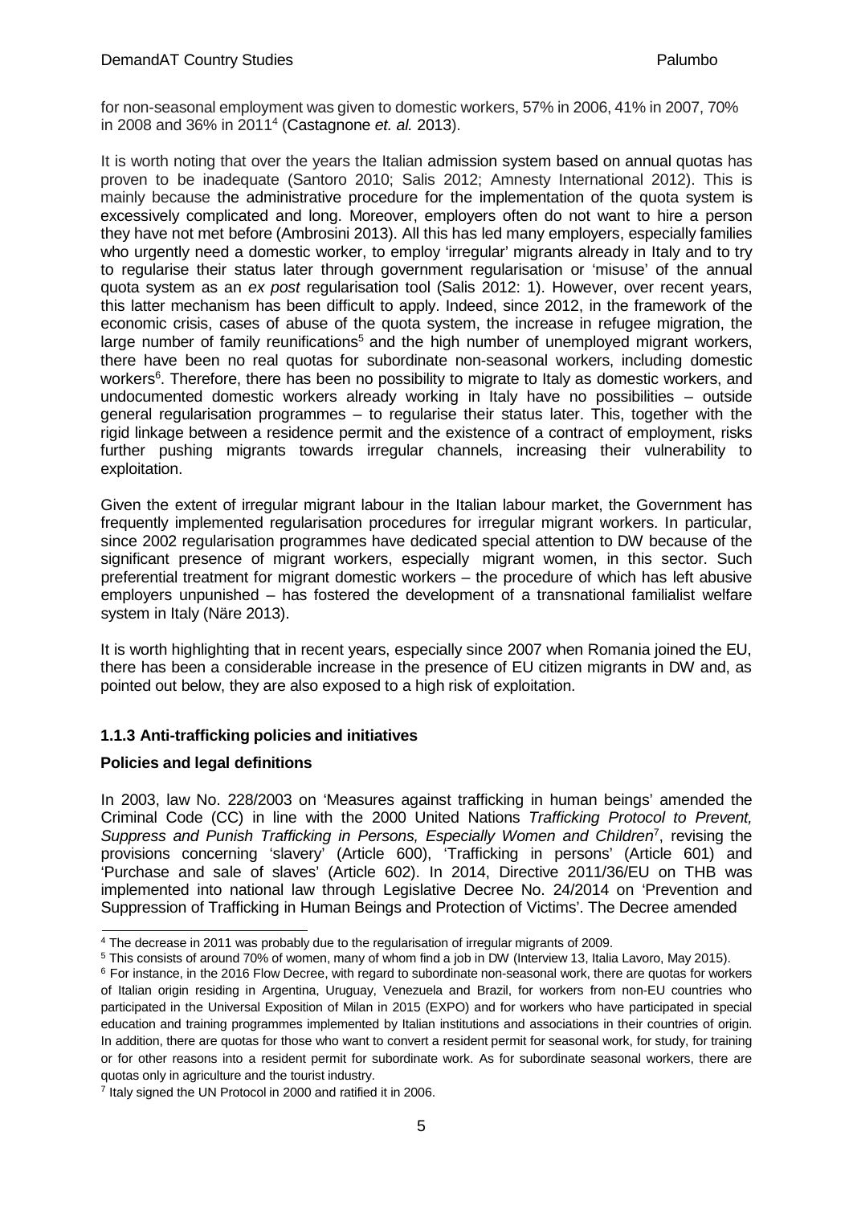for non-seasonal employment was given to domestic workers, 57% in 2006, 41% in 2007, 70% in 2008 and 36% in 2011[4] (Castagnone *et. al.* 2013).

It is worth noting that over the years the Italian admission system based on annual quotas has proven to be inadequate (Santoro 2010; Salis 2012; Amnesty International 2012). This is mainly because the administrative procedure for the implementation of the quota system is excessively complicated and long. Moreover, employers often do not want to hire a person they have not met before (Ambrosini 2013). All this has led many employers, especially families who urgently need a domestic worker, to employ 'irregular' migrants already in Italy and to try to regularise their status later through government regularisation or 'misuse' of the annual quota system as an *ex post* regularisation tool (Salis 2012: 1). However, over recent years, this latter mechanism has been difficult to apply. Indeed, since 2012, in the framework of the economic crisis, cases of abuse of the quota system, the increase in refugee migration, the large number of family reunifications[5] and the high number of unemployed migrant workers, there have been no real quotas for subordinate non-seasonal workers, including domestic workers[6]. Therefore, there has been no possibility to migrate to Italy as domestic workers, and undocumented domestic workers already working in Italy have no possibilities – outside general regularisation programmes – to regularise their status later. This, together with the rigid linkage between a residence permit and the existence of a contract of employment, risks further pushing migrants towards irregular channels, increasing their vulnerability to exploitation.

Given the extent of irregular migrant labour in the Italian labour market, the Government has frequently implemented regularisation procedures for irregular migrant workers. In particular, since 2002 regularisation programmes have dedicated special attention to DW because of the significant presence of migrant workers, especially migrant women, in this sector. Such preferential treatment for migrant domestic workers – the procedure of which has left abusive employers unpunished – has fostered the development of a transnational familialist welfare system in Italy (Näre 2013).

It is worth highlighting that in recent years, especially since 2007 when Romania joined the EU, there has been a considerable increase in the presence of EU citizen migrants in DW and, as pointed out below, they are also exposed to a high risk of exploitation.

### 1.1.3 Anti-trafficking policies and initiatives

**Policies and legal definitions**

In 2003, law No. 228/2003 on 'Measures against trafficking in human beings' amended the Criminal Code (CC) in line with the 2000 United Nations *Trafficking Protocol to Prevent, Suppress and Punish Trafficking in Persons, Especially Women and Children*[7], revising the provisions concerning 'slavery' (Article 600), 'Trafficking in persons' (Article 601) and 'Purchase and sale of slaves' (Article 602). In 2014, Directive 2011/36/EU on THB was implemented into national law through Legislative Decree No. 24/2014 on 'Prevention and Suppression of Trafficking in Human Beings and Protection of Victims'. The Decree amended

---

[4] The decrease in 2011 was probably due to the regularisation of irregular migrants of 2009.

[5] This consists of around 70% of women, many of whom find a job in DW (Interview 13, Italia Lavoro, May 2015).

[6] For instance, in the 2016 Flow Decree, with regard to subordinate non-seasonal work, there are quotas for workers of Italian origin residing in Argentina, Uruguay, Venezuela and Brazil, for workers from non-EU countries who participated in the Universal Exposition of Milan in 2015 (EXPO) and for workers who have participated in special education and training programmes implemented by Italian institutions and associations in their countries of origin. In addition, there are quotas for those who want to convert a resident permit for seasonal work, for study, for training or for other reasons into a resident permit for subordinate work. As for subordinate seasonal workers, there are quotas only in agriculture and the tourist industry.

[7] Italy signed the UN Protocol in 2000 and ratified it in 2006.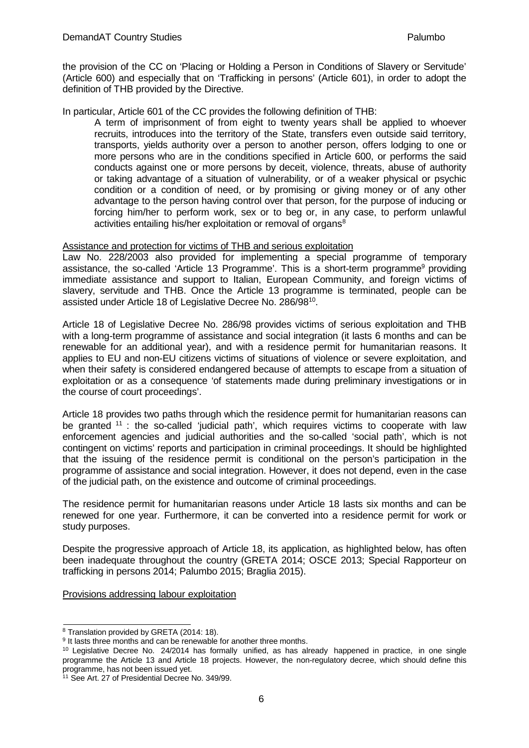the provision of the CC on 'Placing or Holding a Person in Conditions of Slavery or Servitude' (Article 600) and especially that on 'Trafficking in persons' (Article 601), in order to adopt the definition of THB provided by the Directive.

In particular, Article 601 of the CC provides the following definition of THB:

> A term of imprisonment of from eight to twenty years shall be applied to whoever recruits, introduces into the territory of the State, transfers even outside said territory, transports, yields authority over a person to another person, offers lodging to one or more persons who are in the conditions specified in Article 600, or performs the said conducts against one or more persons by deceit, violence, threats, abuse of authority or taking advantage of a situation of vulnerability, or of a weaker physical or psychic condition or a condition of need, or by promising or giving money or of any other advantage to the person having control over that person, for the purpose of inducing or forcing him/her to perform work, sex or to beg or, in any case, to perform unlawful activities entailing his/her exploitation or removal of organs[8]

Assistance and protection for victims of THB and serious exploitation

Law No. 228/2003 also provided for implementing a special programme of temporary assistance, the so-called 'Article 13 Programme'. This is a short-term programme[9] providing immediate assistance and support to Italian, European Community, and foreign victims of slavery, servitude and THB. Once the Article 13 programme is terminated, people can be assisted under Article 18 of Legislative Decree No. 286/98[10].

Article 18 of Legislative Decree No. 286/98 provides victims of serious exploitation and THB with a long-term programme of assistance and social integration (it lasts 6 months and can be renewable for an additional year), and with a residence permit for humanitarian reasons. It applies to EU and non-EU citizens victims of situations of violence or severe exploitation, and when their safety is considered endangered because of attempts to escape from a situation of exploitation or as a consequence 'of statements made during preliminary investigations or in the course of court proceedings'.

Article 18 provides two paths through which the residence permit for humanitarian reasons can be granted [11] : the so-called 'judicial path', which requires victims to cooperate with law enforcement agencies and judicial authorities and the so-called 'social path', which is not contingent on victims' reports and participation in criminal proceedings. It should be highlighted that the issuing of the residence permit is conditional on the person's participation in the programme of assistance and social integration. However, it does not depend, even in the case of the judicial path, on the existence and outcome of criminal proceedings.

The residence permit for humanitarian reasons under Article 18 lasts six months and can be renewed for one year. Furthermore, it can be converted into a residence permit for work or study purposes.

Despite the progressive approach of Article 18, its application, as highlighted below, has often been inadequate throughout the country (GRETA 2014; OSCE 2013; Special Rapporteur on trafficking in persons 2014; Palumbo 2015; Braglia 2015).

Provisions addressing labour exploitation

---

[8] Translation provided by GRETA (2014: 18).

[9] It lasts three months and can be renewable for another three months.

[10] Legislative Decree No. 24/2014 has formally unified, as has already happened in practice, in one single programme the Article 13 and Article 18 projects. However, the non-regulatory decree, which should define this programme, has not been issued yet.

[11] See Art. 27 of Presidential Decree No. 349/99.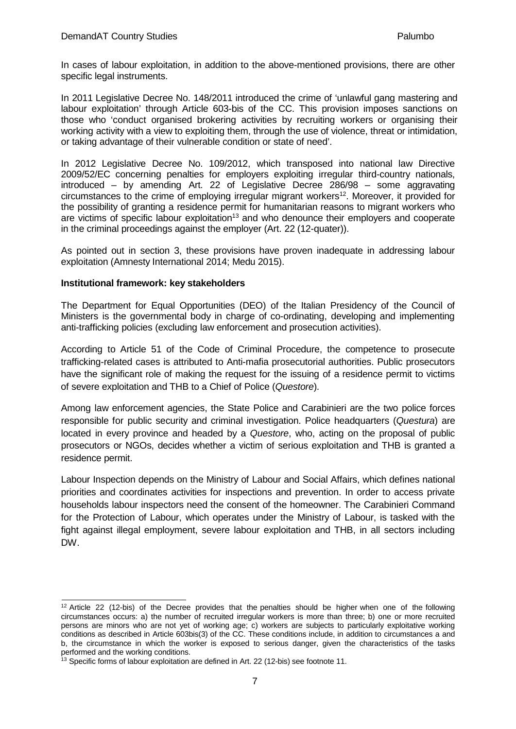In cases of labour exploitation, in addition to the above-mentioned provisions, there are other specific legal instruments.

In 2011 Legislative Decree No. 148/2011 introduced the crime of 'unlawful gang mastering and labour exploitation' through Article 603-bis of the CC. This provision imposes sanctions on those who 'conduct organised brokering activities by recruiting workers or organising their working activity with a view to exploiting them, through the use of violence, threat or intimidation, or taking advantage of their vulnerable condition or state of need'.

In 2012 Legislative Decree No. 109/2012, which transposed into national law Directive 2009/52/EC concerning penalties for employers exploiting irregular third-country nationals, introduced – by amending Art. 22 of Legislative Decree 286/98 – some aggravating circumstances to the crime of employing irregular migrant workers[12]. Moreover, it provided for the possibility of granting a residence permit for humanitarian reasons to migrant workers who are victims of specific labour exploitation[13] and who denounce their employers and cooperate in the criminal proceedings against the employer (Art. 22 (12-quater)).

As pointed out in section 3, these provisions have proven inadequate in addressing labour exploitation (Amnesty International 2014; Medu 2015).

**Institutional framework: key stakeholders**

The Department for Equal Opportunities (DEO) of the Italian Presidency of the Council of Ministers is the governmental body in charge of co-ordinating, developing and implementing anti-trafficking policies (excluding law enforcement and prosecution activities).

According to Article 51 of the Code of Criminal Procedure, the competence to prosecute trafficking-related cases is attributed to Anti-mafia prosecutorial authorities. Public prosecutors have the significant role of making the request for the issuing of a residence permit to victims of severe exploitation and THB to a Chief of Police (*Questore*).

Among law enforcement agencies, the State Police and Carabinieri are the two police forces responsible for public security and criminal investigation. Police headquarters (*Questura*) are located in every province and headed by a *Questore*, who, acting on the proposal of public prosecutors or NGOs, decides whether a victim of serious exploitation and THB is granted a residence permit.

Labour Inspection depends on the Ministry of Labour and Social Affairs, which defines national priorities and coordinates activities for inspections and prevention. In order to access private households labour inspectors need the consent of the homeowner. The Carabinieri Command for the Protection of Labour, which operates under the Ministry of Labour, is tasked with the fight against illegal employment, severe labour exploitation and THB, in all sectors including DW.

---

[12] Article 22 (12-bis) of the Decree provides that the penalties should be higher when one of the following circumstances occurs: a) the number of recruited irregular workers is more than three; b) one or more recruited persons are minors who are not yet of working age; c) workers are subjects to particularly exploitative working conditions as described in Article 603bis(3) of the CC. These conditions include, in addition to circumstances a and b, the circumstance in which the worker is exposed to serious danger, given the characteristics of the tasks performed and the working conditions.

[13] Specific forms of labour exploitation are defined in Art. 22 (12-bis) see footnote 11.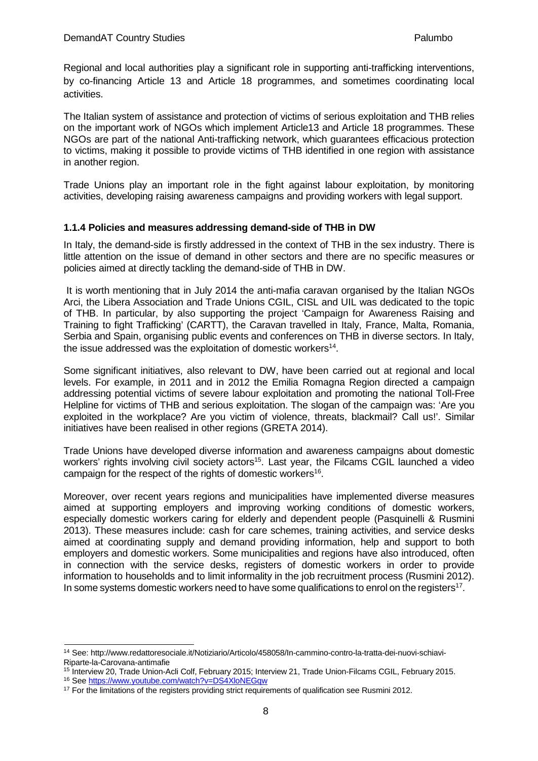Regional and local authorities play a significant role in supporting anti-trafficking interventions, by co-financing Article 13 and Article 18 programmes, and sometimes coordinating local activities.

The Italian system of assistance and protection of victims of serious exploitation and THB relies on the important work of NGOs which implement Article13 and Article 18 programmes. These NGOs are part of the national Anti-trafficking network, which guarantees efficacious protection to victims, making it possible to provide victims of THB identified in one region with assistance in another region.

Trade Unions play an important role in the fight against labour exploitation, by monitoring activities, developing raising awareness campaigns and providing workers with legal support.

### 1.1.4 Policies and measures addressing demand-side of THB in DW

In Italy, the demand-side is firstly addressed in the context of THB in the sex industry. There is little attention on the issue of demand in other sectors and there are no specific measures or policies aimed at directly tackling the demand-side of THB in DW.

It is worth mentioning that in July 2014 the anti-mafia caravan organised by the Italian NGOs Arci, the Libera Association and Trade Unions CGIL, CISL and UIL was dedicated to the topic of THB. In particular, by also supporting the project 'Campaign for Awareness Raising and Training to fight Trafficking' (CARTT), the Caravan travelled in Italy, France, Malta, Romania, Serbia and Spain, organising public events and conferences on THB in diverse sectors. In Italy, the issue addressed was the exploitation of domestic workers[14].

Some significant initiatives, also relevant to DW, have been carried out at regional and local levels. For example, in 2011 and in 2012 the Emilia Romagna Region directed a campaign addressing potential victims of severe labour exploitation and promoting the national Toll-Free Helpline for victims of THB and serious exploitation. The slogan of the campaign was: 'Are you exploited in the workplace? Are you victim of violence, threats, blackmail? Call us!'. Similar initiatives have been realised in other regions (GRETA 2014).

Trade Unions have developed diverse information and awareness campaigns about domestic workers' rights involving civil society actors[15]. Last year, the Filcams CGIL launched a video campaign for the respect of the rights of domestic workers[16].

Moreover, over recent years regions and municipalities have implemented diverse measures aimed at supporting employers and improving working conditions of domestic workers, especially domestic workers caring for elderly and dependent people (Pasquinelli & Rusmini 2013). These measures include: cash for care schemes, training activities, and service desks aimed at coordinating supply and demand providing information, help and support to both employers and domestic workers. Some municipalities and regions have also introduced, often in connection with the service desks, registers of domestic workers in order to provide information to households and to limit informality in the job recruitment process (Rusmini 2012). In some systems domestic workers need to have some qualifications to enrol on the registers[17].

---

[14] See: http://www.redattoresociale.it/Notiziario/Articolo/458058/In-cammino-contro-la-tratta-dei-nuovi-schiavi-Riparte-la-Carovana-antimafie

[15] Interview 20, Trade Union-Acli Colf, February 2015; Interview 21, Trade Union-Filcams CGIL, February 2015.

[16] See https://www.youtube.com/watch?v=DS4XloNEGqw

[17] For the limitations of the registers providing strict requirements of qualification see Rusmini 2012.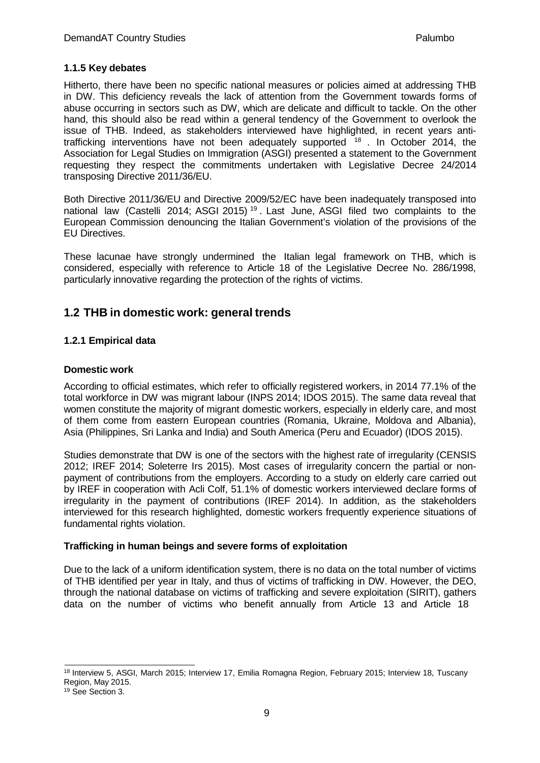### 1.1.5 Key debates

Hitherto, there have been no specific national measures or policies aimed at addressing THB in DW. This deficiency reveals the lack of attention from the Government towards forms of abuse occurring in sectors such as DW, which are delicate and difficult to tackle. On the other hand, this should also be read within a general tendency of the Government to overlook the issue of THB. Indeed, as stakeholders interviewed have highlighted, in recent years anti-trafficking interventions have not been adequately supported [18]. In October 2014, the Association for Legal Studies on Immigration (ASGI) presented a statement to the Government requesting they respect the commitments undertaken with Legislative Decree 24/2014 transposing Directive 2011/36/EU.

Both Directive 2011/36/EU and Directive 2009/52/EC have been inadequately transposed into national law (Castelli 2014; ASGI 2015) [19]. Last June, ASGI filed two complaints to the European Commission denouncing the Italian Government's violation of the provisions of the EU Directives.

These lacunae have strongly undermined the Italian legal framework on THB, which is considered, especially with reference to Article 18 of the Legislative Decree No. 286/1998, particularly innovative regarding the protection of the rights of victims.

## 1.2 THB in domestic work: general trends

### 1.2.1 Empirical data

**Domestic work**

According to official estimates, which refer to officially registered workers, in 2014 77.1% of the total workforce in DW was migrant labour (INPS 2014; IDOS 2015). The same data reveal that women constitute the majority of migrant domestic workers, especially in elderly care, and most of them come from eastern European countries (Romania, Ukraine, Moldova and Albania), Asia (Philippines, Sri Lanka and India) and South America (Peru and Ecuador) (IDOS 2015).

Studies demonstrate that DW is one of the sectors with the highest rate of irregularity (CENSIS 2012; IREF 2014; Soleterre Irs 2015). Most cases of irregularity concern the partial or non-payment of contributions from the employers. According to a study on elderly care carried out by IREF in cooperation with Acli Colf, 51.1% of domestic workers interviewed declare forms of irregularity in the payment of contributions (IREF 2014). In addition, as the stakeholders interviewed for this research highlighted, domestic workers frequently experience situations of fundamental rights violation.

**Trafficking in human beings and severe forms of exploitation**

Due to the lack of a uniform identification system, there is no data on the total number of victims of THB identified per year in Italy, and thus of victims of trafficking in DW. However, the DEO, through the national database on victims of trafficking and severe exploitation (SIRIT), gathers data on the number of victims who benefit annually from Article 13 and Article 18

---

[18] Interview 5, ASGI, March 2015; Interview 17, Emilia Romagna Region, February 2015; Interview 18, Tuscany Region, May 2015.

[19] See Section 3.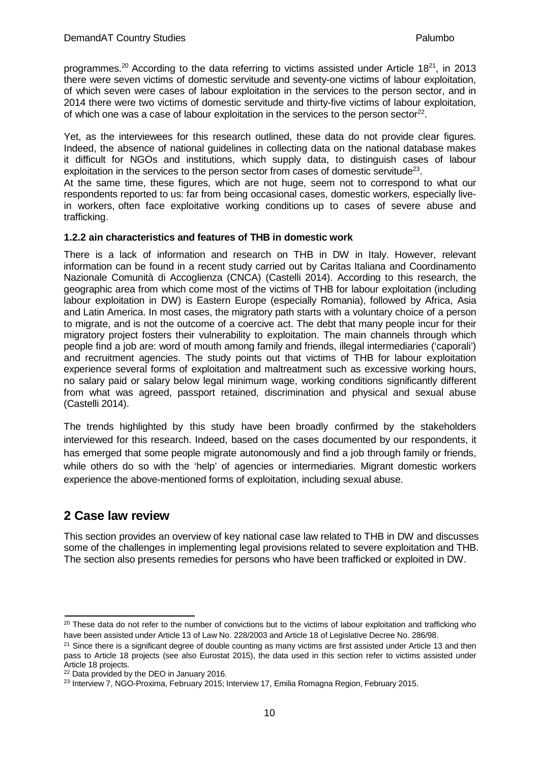programmes.[20] According to the data referring to victims assisted under Article 18[21], in 2013 there were seven victims of domestic servitude and seventy-one victims of labour exploitation, of which seven were cases of labour exploitation in the services to the person sector, and in 2014 there were two victims of domestic servitude and thirty-five victims of labour exploitation, of which one was a case of labour exploitation in the services to the person sector[22].

Yet, as the interviewees for this research outlined, these data do not provide clear figures. Indeed, the absence of national guidelines in collecting data on the national database makes it difficult for NGOs and institutions, which supply data, to distinguish cases of labour exploitation in the services to the person sector from cases of domestic servitude[23].
At the same time, these figures, which are not huge, seem not to correspond to what our respondents reported to us: far from being occasional cases, domestic workers, especially live-in workers, often face exploitative working conditions up to cases of severe abuse and trafficking.

### 1.2.2 ain characteristics and features of THB in domestic work

There is a lack of information and research on THB in DW in Italy. However, relevant information can be found in a recent study carried out by Caritas Italiana and Coordinamento Nazionale Comunità di Accoglienza (CNCA) (Castelli 2014). According to this research, the geographic area from which come most of the victims of THB for labour exploitation (including labour exploitation in DW) is Eastern Europe (especially Romania), followed by Africa, Asia and Latin America. In most cases, the migratory path starts with a voluntary choice of a person to migrate, and is not the outcome of a coercive act. The debt that many people incur for their migratory project fosters their vulnerability to exploitation. The main channels through which people find a job are: word of mouth among family and friends, illegal intermediaries ('caporali') and recruitment agencies. The study points out that victims of THB for labour exploitation experience several forms of exploitation and maltreatment such as excessive working hours, no salary paid or salary below legal minimum wage, working conditions significantly different from what was agreed, passport retained, discrimination and physical and sexual abuse (Castelli 2014).

The trends highlighted by this study have been broadly confirmed by the stakeholders interviewed for this research. Indeed, based on the cases documented by our respondents, it has emerged that some people migrate autonomously and find a job through family or friends, while others do so with the 'help' of agencies or intermediaries. Migrant domestic workers experience the above-mentioned forms of exploitation, including sexual abuse.

## 2 Case law review

This section provides an overview of key national case law related to THB in DW and discusses some of the challenges in implementing legal provisions related to severe exploitation and THB. The section also presents remedies for persons who have been trafficked or exploited in DW.

---

[20] These data do not refer to the number of convictions but to the victims of labour exploitation and trafficking who have been assisted under Article 13 of Law No. 228/2003 and Article 18 of Legislative Decree No. 286/98.

[21] Since there is a significant degree of double counting as many victims are first assisted under Article 13 and then pass to Article 18 projects (see also Eurostat 2015), the data used in this section refer to victims assisted under Article 18 projects.

[22] Data provided by the DEO in January 2016.

[23] Interview 7, NGO-Proxima, February 2015; Interview 17, Emilia Romagna Region, February 2015.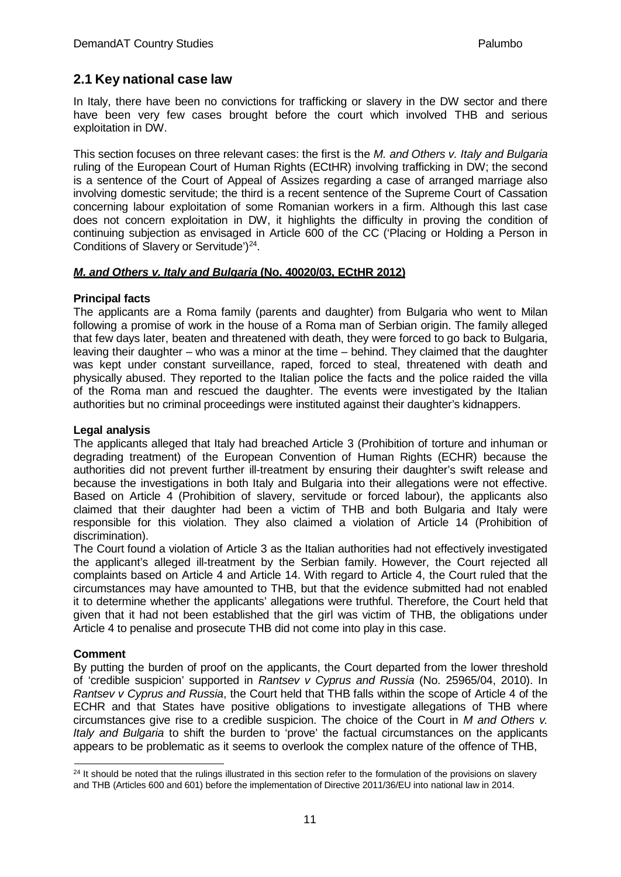## 2.1 Key national case law

In Italy, there have been no convictions for trafficking or slavery in the DW sector and there have been very few cases brought before the court which involved THB and serious exploitation in DW.

This section focuses on three relevant cases: the first is the *M. and Others v. Italy and Bulgaria* ruling of the European Court of Human Rights (ECtHR) involving trafficking in DW; the second is a sentence of the Court of Appeal of Assizes regarding a case of arranged marriage also involving domestic servitude; the third is a recent sentence of the Supreme Court of Cassation concerning labour exploitation of some Romanian workers in a firm. Although this last case does not concern exploitation in DW, it highlights the difficulty in proving the condition of continuing subjection as envisaged in Article 600 of the CC ('Placing or Holding a Person in Conditions of Slavery or Servitude')[24].

### *M. and Others v. Italy and Bulgaria* (No. 40020/03, ECtHR 2012)

**Principal facts**

The applicants are a Roma family (parents and daughter) from Bulgaria who went to Milan following a promise of work in the house of a Roma man of Serbian origin. The family alleged that few days later, beaten and threatened with death, they were forced to go back to Bulgaria, leaving their daughter – who was a minor at the time – behind. They claimed that the daughter was kept under constant surveillance, raped, forced to steal, threatened with death and physically abused. They reported to the Italian police the facts and the police raided the villa of the Roma man and rescued the daughter. The events were investigated by the Italian authorities but no criminal proceedings were instituted against their daughter's kidnappers.

**Legal analysis**

The applicants alleged that Italy had breached Article 3 (Prohibition of torture and inhuman or degrading treatment) of the European Convention of Human Rights (ECHR) because the authorities did not prevent further ill-treatment by ensuring their daughter's swift release and because the investigations in both Italy and Bulgaria into their allegations were not effective. Based on Article 4 (Prohibition of slavery, servitude or forced labour), the applicants also claimed that their daughter had been a victim of THB and both Bulgaria and Italy were responsible for this violation. They also claimed a violation of Article 14 (Prohibition of discrimination).

The Court found a violation of Article 3 as the Italian authorities had not effectively investigated the applicant's alleged ill-treatment by the Serbian family. However, the Court rejected all complaints based on Article 4 and Article 14. With regard to Article 4, the Court ruled that the circumstances may have amounted to THB, but that the evidence submitted had not enabled it to determine whether the applicants' allegations were truthful. Therefore, the Court held that given that it had not been established that the girl was victim of THB, the obligations under Article 4 to penalise and prosecute THB did not come into play in this case.

**Comment**

By putting the burden of proof on the applicants, the Court departed from the lower threshold of 'credible suspicion' supported in *Rantsev v Cyprus and Russia* (No. 25965/04, 2010). In *Rantsev v Cyprus and Russia*, the Court held that THB falls within the scope of Article 4 of the ECHR and that States have positive obligations to investigate allegations of THB where circumstances give rise to a credible suspicion. The choice of the Court in *M and Others v. Italy and Bulgaria* to shift the burden to 'prove' the factual circumstances on the applicants appears to be problematic as it seems to overlook the complex nature of the offence of THB,

---

[24] It should be noted that the rulings illustrated in this section refer to the formulation of the provisions on slavery and THB (Articles 600 and 601) before the implementation of Directive 2011/36/EU into national law in 2014.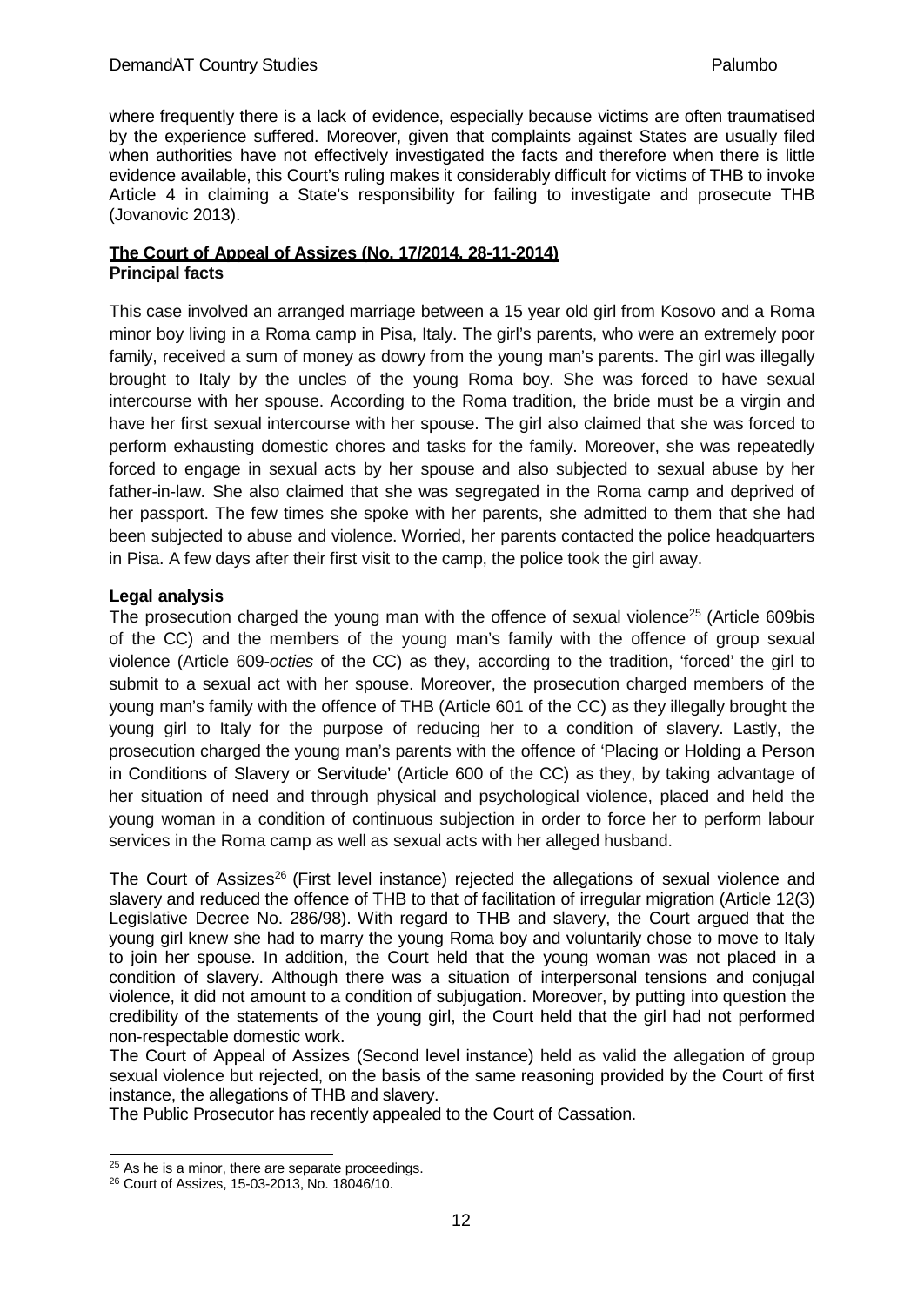where frequently there is a lack of evidence, especially because victims are often traumatised by the experience suffered. Moreover, given that complaints against States are usually filed when authorities have not effectively investigated the facts and therefore when there is little evidence available, this Court's ruling makes it considerably difficult for victims of THB to invoke Article 4 in claiming a State's responsibility for failing to investigate and prosecute THB (Jovanovic 2013).

**The Court of Appeal of Assizes (No. 17/2014. 28-11-2014)**

**Principal facts**

This case involved an arranged marriage between a 15 year old girl from Kosovo and a Roma minor boy living in a Roma camp in Pisa, Italy. The girl's parents, who were an extremely poor family, received a sum of money as dowry from the young man's parents. The girl was illegally brought to Italy by the uncles of the young Roma boy. She was forced to have sexual intercourse with her spouse. According to the Roma tradition, the bride must be a virgin and have her first sexual intercourse with her spouse. The girl also claimed that she was forced to perform exhausting domestic chores and tasks for the family. Moreover, she was repeatedly forced to engage in sexual acts by her spouse and also subjected to sexual abuse by her father-in-law. She also claimed that she was segregated in the Roma camp and deprived of her passport. The few times she spoke with her parents, she admitted to them that she had been subjected to abuse and violence. Worried, her parents contacted the police headquarters in Pisa. A few days after their first visit to the camp, the police took the girl away.

**Legal analysis**

The prosecution charged the young man with the offence of sexual violence[25] (Article 609bis of the CC) and the members of the young man's family with the offence of group sexual violence (Article 609-*octies* of the CC) as they, according to the tradition, 'forced' the girl to submit to a sexual act with her spouse. Moreover, the prosecution charged members of the young man's family with the offence of THB (Article 601 of the CC) as they illegally brought the young girl to Italy for the purpose of reducing her to a condition of slavery. Lastly, the prosecution charged the young man's parents with the offence of 'Placing or Holding a Person in Conditions of Slavery or Servitude' (Article 600 of the CC) as they, by taking advantage of her situation of need and through physical and psychological violence, placed and held the young woman in a condition of continuous subjection in order to force her to perform labour services in the Roma camp as well as sexual acts with her alleged husband.

The Court of Assizes[26] (First level instance) rejected the allegations of sexual violence and slavery and reduced the offence of THB to that of facilitation of irregular migration (Article 12(3) Legislative Decree No. 286/98). With regard to THB and slavery, the Court argued that the young girl knew she had to marry the young Roma boy and voluntarily chose to move to Italy to join her spouse. In addition, the Court held that the young woman was not placed in a condition of slavery. Although there was a situation of interpersonal tensions and conjugal violence, it did not amount to a condition of subjugation. Moreover, by putting into question the credibility of the statements of the young girl, the Court held that the girl had not performed non-respectable domestic work.

The Court of Appeal of Assizes (Second level instance) held as valid the allegation of group sexual violence but rejected, on the basis of the same reasoning provided by the Court of first instance, the allegations of THB and slavery.

The Public Prosecutor has recently appealed to the Court of Cassation.

---

[25] As he is a minor, there are separate proceedings.

[26] Court of Assizes, 15-03-2013, No. 18046/10.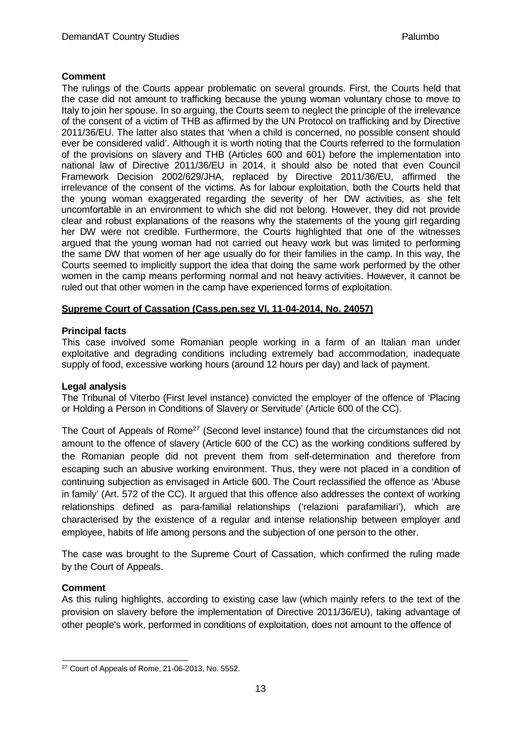**Comment**

The rulings of the Courts appear problematic on several grounds. First, the Courts held that the case did not amount to trafficking because the young woman voluntary chose to move to Italy to join her spouse. In so arguing, the Courts seem to neglect the principle of the irrelevance of the consent of a victim of THB as affirmed by the UN Protocol on trafficking and by Directive 2011/36/EU. The latter also states that 'when a child is concerned, no possible consent should ever be considered valid'. Although it is worth noting that the Courts referred to the formulation of the provisions on slavery and THB (Articles 600 and 601) before the implementation into national law of Directive 2011/36/EU in 2014, it should also be noted that even Council Framework Decision 2002/629/JHA, replaced by Directive 2011/36/EU, affirmed the irrelevance of the consent of the victims. As for labour exploitation, both the Courts held that the young woman exaggerated regarding the severity of her DW activities, as she felt uncomfortable in an environment to which she did not belong. However, they did not provide clear and robust explanations of the reasons why the statements of the young girl regarding her DW were not credible. Furthermore, the Courts highlighted that one of the witnesses argued that the young woman had not carried out heavy work but was limited to performing the same DW that women of her age usually do for their families in the camp. In this way, the Courts seemed to implicitly support the idea that doing the same work performed by the other women in the camp means performing normal and not heavy activities. However, it cannot be ruled out that other women in the camp have experienced forms of exploitation.

**Supreme Court of Cassation (Cass.pen.sez VI, 11-04-2014, No. 24057)**

**Principal facts**

This case involved some Romanian people working in a farm of an Italian man under exploitative and degrading conditions including extremely bad accommodation, inadequate supply of food, excessive working hours (around 12 hours per day) and lack of payment.

**Legal analysis**

The Tribunal of Viterbo (First level instance) convicted the employer of the offence of 'Placing or Holding a Person in Conditions of Slavery or Servitude' (Article 600 of the CC).

The Court of Appeals of Rome[27] (Second level instance) found that the circumstances did not amount to the offence of slavery (Article 600 of the CC) as the working conditions suffered by the Romanian people did not prevent them from self-determination and therefore from escaping such an abusive working environment. Thus, they were not placed in a condition of continuing subjection as envisaged in Article 600. The Court reclassified the offence as 'Abuse in family' (Art. 572 of the CC). It argued that this offence also addresses the context of working relationships defined as para-familial relationships ('relazioni parafamiliari'), which are characterised by the existence of a regular and intense relationship between employer and employee, habits of life among persons and the subjection of one person to the other.

The case was brought to the Supreme Court of Cassation, which confirmed the ruling made by the Court of Appeals.

**Comment**

As this ruling highlights, according to existing case law (which mainly refers to the text of the provision on slavery before the implementation of Directive 2011/36/EU), taking advantage of other people's work, performed in conditions of exploitation, does not amount to the offence of

[27] Court of Appeals of Rome, 21-06-2013, No. 5552.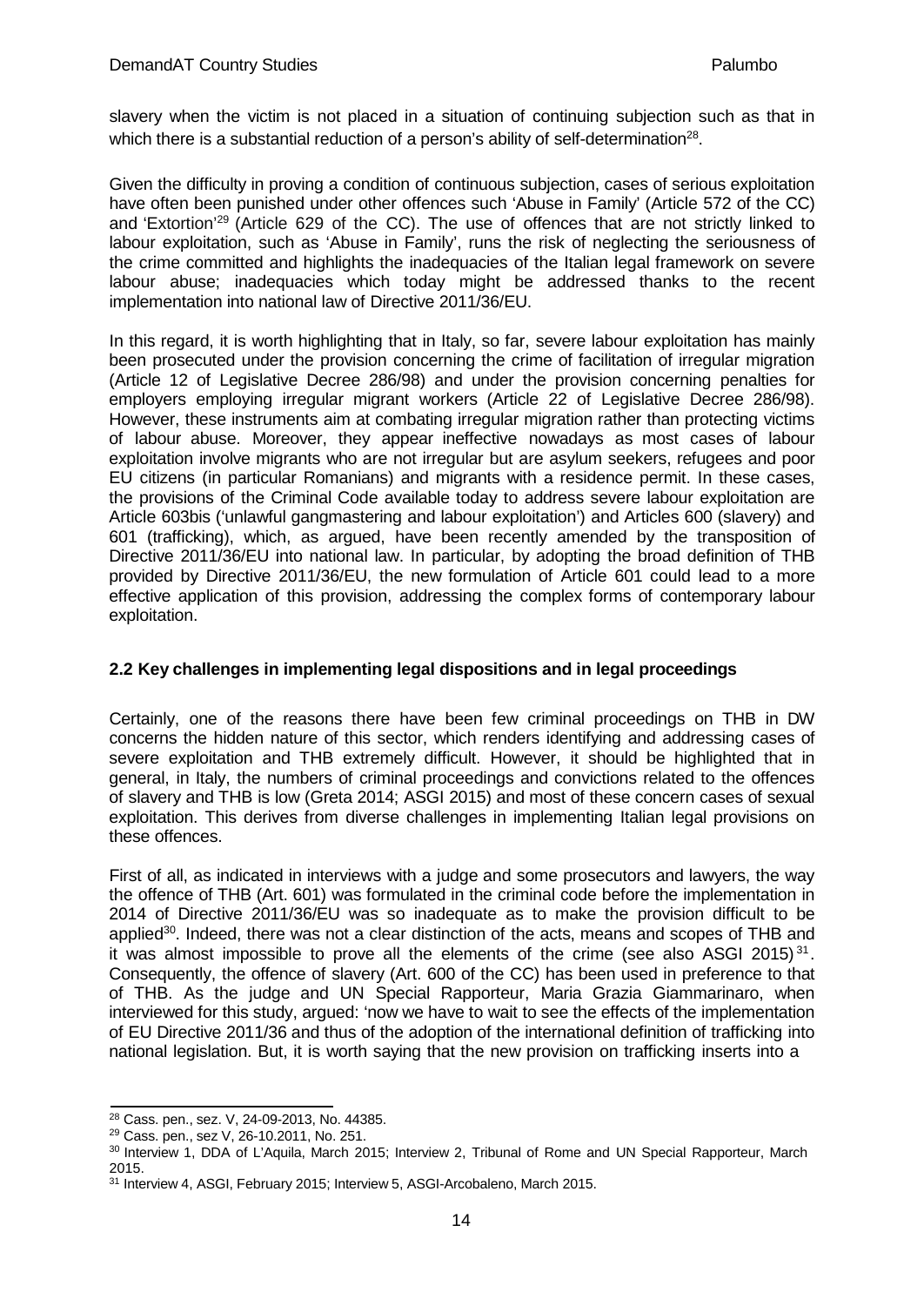slavery when the victim is not placed in a situation of continuing subjection such as that in which there is a substantial reduction of a person's ability of self-determination[28].

Given the difficulty in proving a condition of continuous subjection, cases of serious exploitation have often been punished under other offences such 'Abuse in Family' (Article 572 of the CC) and 'Extortion'[29] (Article 629 of the CC). The use of offences that are not strictly linked to labour exploitation, such as 'Abuse in Family', runs the risk of neglecting the seriousness of the crime committed and highlights the inadequacies of the Italian legal framework on severe labour abuse; inadequacies which today might be addressed thanks to the recent implementation into national law of Directive 2011/36/EU.

In this regard, it is worth highlighting that in Italy, so far, severe labour exploitation has mainly been prosecuted under the provision concerning the crime of facilitation of irregular migration (Article 12 of Legislative Decree 286/98) and under the provision concerning penalties for employers employing irregular migrant workers (Article 22 of Legislative Decree 286/98). However, these instruments aim at combating irregular migration rather than protecting victims of labour abuse. Moreover, they appear ineffective nowadays as most cases of labour exploitation involve migrants who are not irregular but are asylum seekers, refugees and poor EU citizens (in particular Romanians) and migrants with a residence permit. In these cases, the provisions of the Criminal Code available today to address severe labour exploitation are Article 603bis ('unlawful gangmastering and labour exploitation') and Articles 600 (slavery) and 601 (trafficking), which, as argued, have been recently amended by the transposition of Directive 2011/36/EU into national law. In particular, by adopting the broad definition of THB provided by Directive 2011/36/EU, the new formulation of Article 601 could lead to a more effective application of this provision, addressing the complex forms of contemporary labour exploitation.

## 2.2 Key challenges in implementing legal dispositions and in legal proceedings

Certainly, one of the reasons there have been few criminal proceedings on THB in DW concerns the hidden nature of this sector, which renders identifying and addressing cases of severe exploitation and THB extremely difficult. However, it should be highlighted that in general, in Italy, the numbers of criminal proceedings and convictions related to the offences of slavery and THB is low (Greta 2014; ASGI 2015) and most of these concern cases of sexual exploitation. This derives from diverse challenges in implementing Italian legal provisions on these offences.

First of all, as indicated in interviews with a judge and some prosecutors and lawyers, the way the offence of THB (Art. 601) was formulated in the criminal code before the implementation in 2014 of Directive 2011/36/EU was so inadequate as to make the provision difficult to be applied[30]. Indeed, there was not a clear distinction of the acts, means and scopes of THB and it was almost impossible to prove all the elements of the crime (see also ASGI 2015)[31]. Consequently, the offence of slavery (Art. 600 of the CC) has been used in preference to that of THB. As the judge and UN Special Rapporteur, Maria Grazia Giammarinaro, when interviewed for this study, argued: 'now we have to wait to see the effects of the implementation of EU Directive 2011/36 and thus of the adoption of the international definition of trafficking into national legislation. But, it is worth saying that the new provision on trafficking inserts into a

---

[28] Cass. pen., sez. V, 24-09-2013, No. 44385.

[29] Cass. pen., sez V, 26-10.2011, No. 251.

[30] Interview 1, DDA of L'Aquila, March 2015; Interview 2, Tribunal of Rome and UN Special Rapporteur, March 2015.

[31] Interview 4, ASGI, February 2015; Interview 5, ASGI-Arcobaleno, March 2015.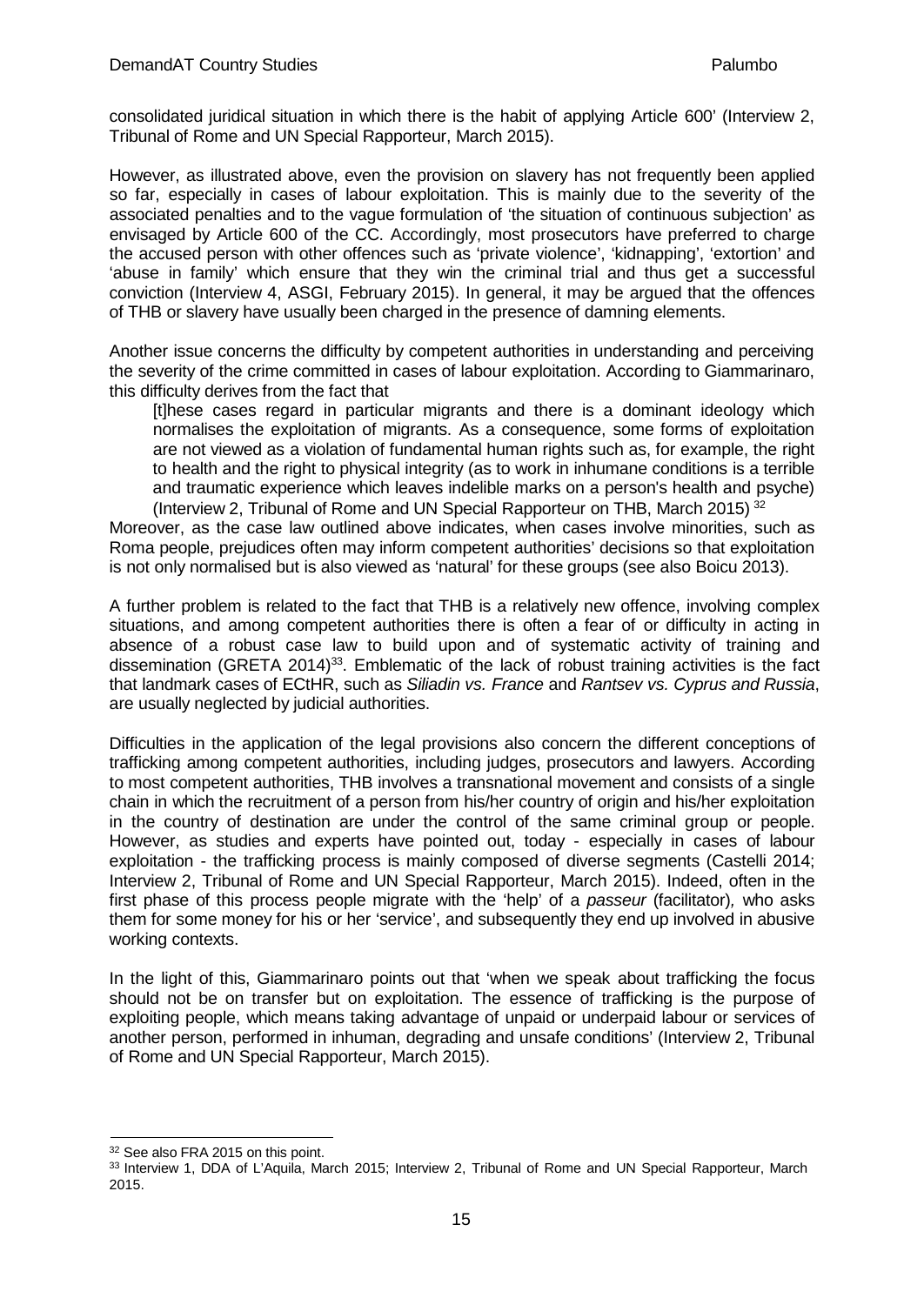consolidated juridical situation in which there is the habit of applying Article 600' (Interview 2, Tribunal of Rome and UN Special Rapporteur, March 2015).

However, as illustrated above, even the provision on slavery has not frequently been applied so far, especially in cases of labour exploitation. This is mainly due to the severity of the associated penalties and to the vague formulation of 'the situation of continuous subjection' as envisaged by Article 600 of the CC. Accordingly, most prosecutors have preferred to charge the accused person with other offences such as 'private violence', 'kidnapping', 'extortion' and 'abuse in family' which ensure that they win the criminal trial and thus get a successful conviction (Interview 4, ASGI, February 2015). In general, it may be argued that the offences of THB or slavery have usually been charged in the presence of damning elements.

Another issue concerns the difficulty by competent authorities in understanding and perceiving the severity of the crime committed in cases of labour exploitation. According to Giammarinaro, this difficulty derives from the fact that

> [t]hese cases regard in particular migrants and there is a dominant ideology which normalises the exploitation of migrants. As a consequence, some forms of exploitation are not viewed as a violation of fundamental human rights such as, for example, the right to health and the right to physical integrity (as to work in inhumane conditions is a terrible and traumatic experience which leaves indelible marks on a person's health and psyche) (Interview 2, Tribunal of Rome and UN Special Rapporteur on THB, March 2015) [32]

Moreover, as the case law outlined above indicates, when cases involve minorities, such as Roma people, prejudices often may inform competent authorities' decisions so that exploitation is not only normalised but is also viewed as 'natural' for these groups (see also Boicu 2013).

A further problem is related to the fact that THB is a relatively new offence, involving complex situations, and among competent authorities there is often a fear of or difficulty in acting in absence of a robust case law to build upon and of systematic activity of training and dissemination (GRETA 2014)[33]. Emblematic of the lack of robust training activities is the fact that landmark cases of ECtHR, such as *Siliadin vs. France* and *Rantsev vs. Cyprus and Russia*, are usually neglected by judicial authorities.

Difficulties in the application of the legal provisions also concern the different conceptions of trafficking among competent authorities, including judges, prosecutors and lawyers. According to most competent authorities, THB involves a transnational movement and consists of a single chain in which the recruitment of a person from his/her country of origin and his/her exploitation in the country of destination are under the control of the same criminal group or people. However, as studies and experts have pointed out, today - especially in cases of labour exploitation - the trafficking process is mainly composed of diverse segments (Castelli 2014; Interview 2, Tribunal of Rome and UN Special Rapporteur, March 2015). Indeed, often in the first phase of this process people migrate with the 'help' of a *passeur* (facilitator)*,* who asks them for some money for his or her 'service', and subsequently they end up involved in abusive working contexts.

In the light of this, Giammarinaro points out that 'when we speak about trafficking the focus should not be on transfer but on exploitation. The essence of trafficking is the purpose of exploiting people, which means taking advantage of unpaid or underpaid labour or services of another person, performed in inhuman, degrading and unsafe conditions' (Interview 2, Tribunal of Rome and UN Special Rapporteur, March 2015).

---

[32] See also FRA 2015 on this point.

[33] Interview 1, DDA of L'Aquila, March 2015; Interview 2, Tribunal of Rome and UN Special Rapporteur, March 2015.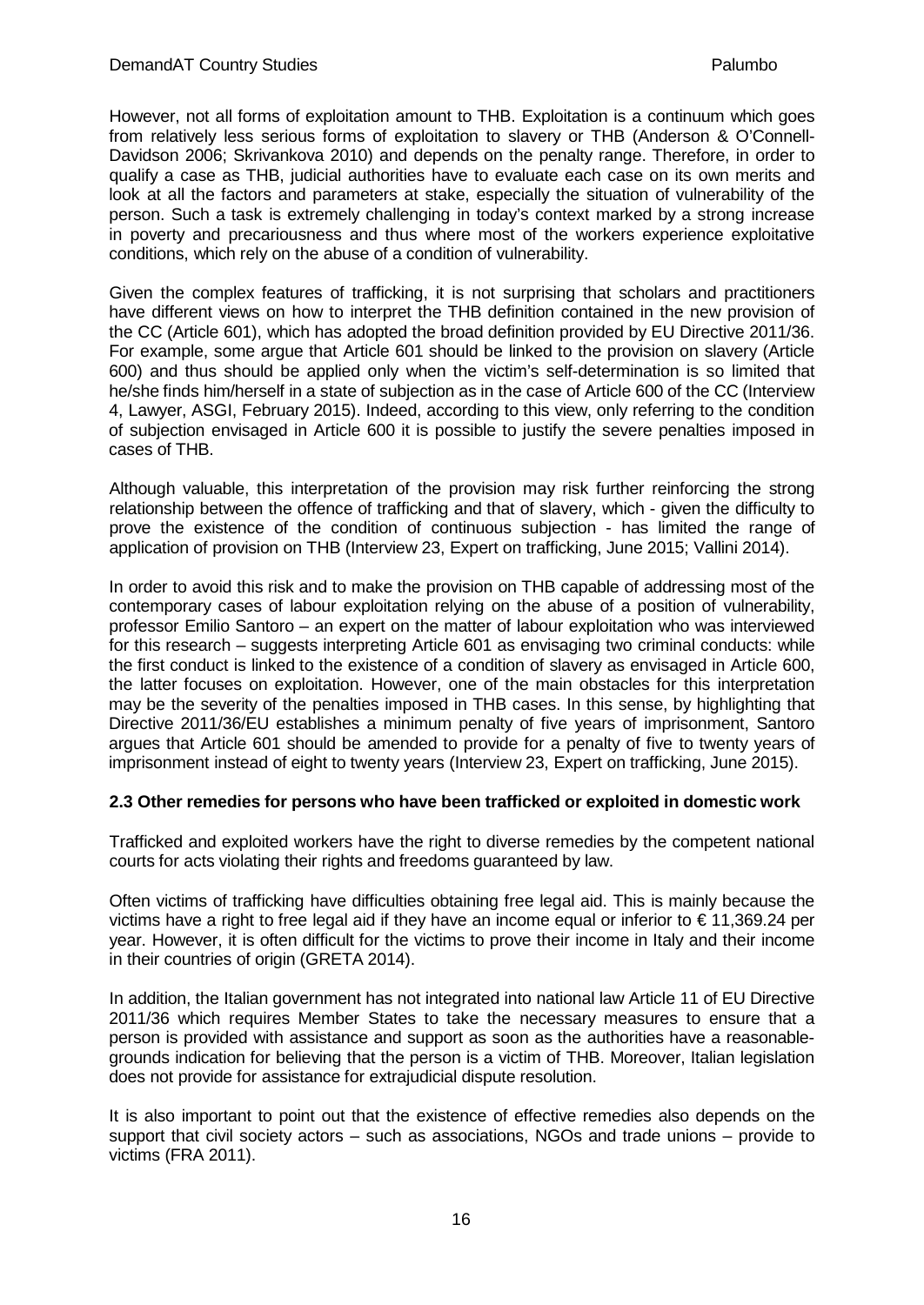However, not all forms of exploitation amount to THB. Exploitation is a continuum which goes from relatively less serious forms of exploitation to slavery or THB (Anderson & O'Connell-Davidson 2006; Skrivankova 2010) and depends on the penalty range. Therefore, in order to qualify a case as THB, judicial authorities have to evaluate each case on its own merits and look at all the factors and parameters at stake, especially the situation of vulnerability of the person. Such a task is extremely challenging in today's context marked by a strong increase in poverty and precariousness and thus where most of the workers experience exploitative conditions, which rely on the abuse of a condition of vulnerability.

Given the complex features of trafficking, it is not surprising that scholars and practitioners have different views on how to interpret the THB definition contained in the new provision of the CC (Article 601), which has adopted the broad definition provided by EU Directive 2011/36. For example, some argue that Article 601 should be linked to the provision on slavery (Article 600) and thus should be applied only when the victim's self-determination is so limited that he/she finds him/herself in a state of subjection as in the case of Article 600 of the CC (Interview 4, Lawyer, ASGI, February 2015). Indeed, according to this view, only referring to the condition of subjection envisaged in Article 600 it is possible to justify the severe penalties imposed in cases of THB.

Although valuable, this interpretation of the provision may risk further reinforcing the strong relationship between the offence of trafficking and that of slavery, which - given the difficulty to prove the existence of the condition of continuous subjection - has limited the range of application of provision on THB (Interview 23, Expert on trafficking, June 2015; Vallini 2014).

In order to avoid this risk and to make the provision on THB capable of addressing most of the contemporary cases of labour exploitation relying on the abuse of a position of vulnerability, professor Emilio Santoro – an expert on the matter of labour exploitation who was interviewed for this research – suggests interpreting Article 601 as envisaging two criminal conducts: while the first conduct is linked to the existence of a condition of slavery as envisaged in Article 600, the latter focuses on exploitation. However, one of the main obstacles for this interpretation may be the severity of the penalties imposed in THB cases. In this sense, by highlighting that Directive 2011/36/EU establishes a minimum penalty of five years of imprisonment, Santoro argues that Article 601 should be amended to provide for a penalty of five to twenty years of imprisonment instead of eight to twenty years (Interview 23, Expert on trafficking, June 2015).

### 2.3 Other remedies for persons who have been trafficked or exploited in domestic work

Trafficked and exploited workers have the right to diverse remedies by the competent national courts for acts violating their rights and freedoms guaranteed by law.

Often victims of trafficking have difficulties obtaining free legal aid. This is mainly because the victims have a right to free legal aid if they have an income equal or inferior to € 11,369.24 per year. However, it is often difficult for the victims to prove their income in Italy and their income in their countries of origin (GRETA 2014).

In addition, the Italian government has not integrated into national law Article 11 of EU Directive 2011/36 which requires Member States to take the necessary measures to ensure that a person is provided with assistance and support as soon as the authorities have a reasonable-grounds indication for believing that the person is a victim of THB. Moreover, Italian legislation does not provide for assistance for extrajudicial dispute resolution.

It is also important to point out that the existence of effective remedies also depends on the support that civil society actors – such as associations, NGOs and trade unions – provide to victims (FRA 2011).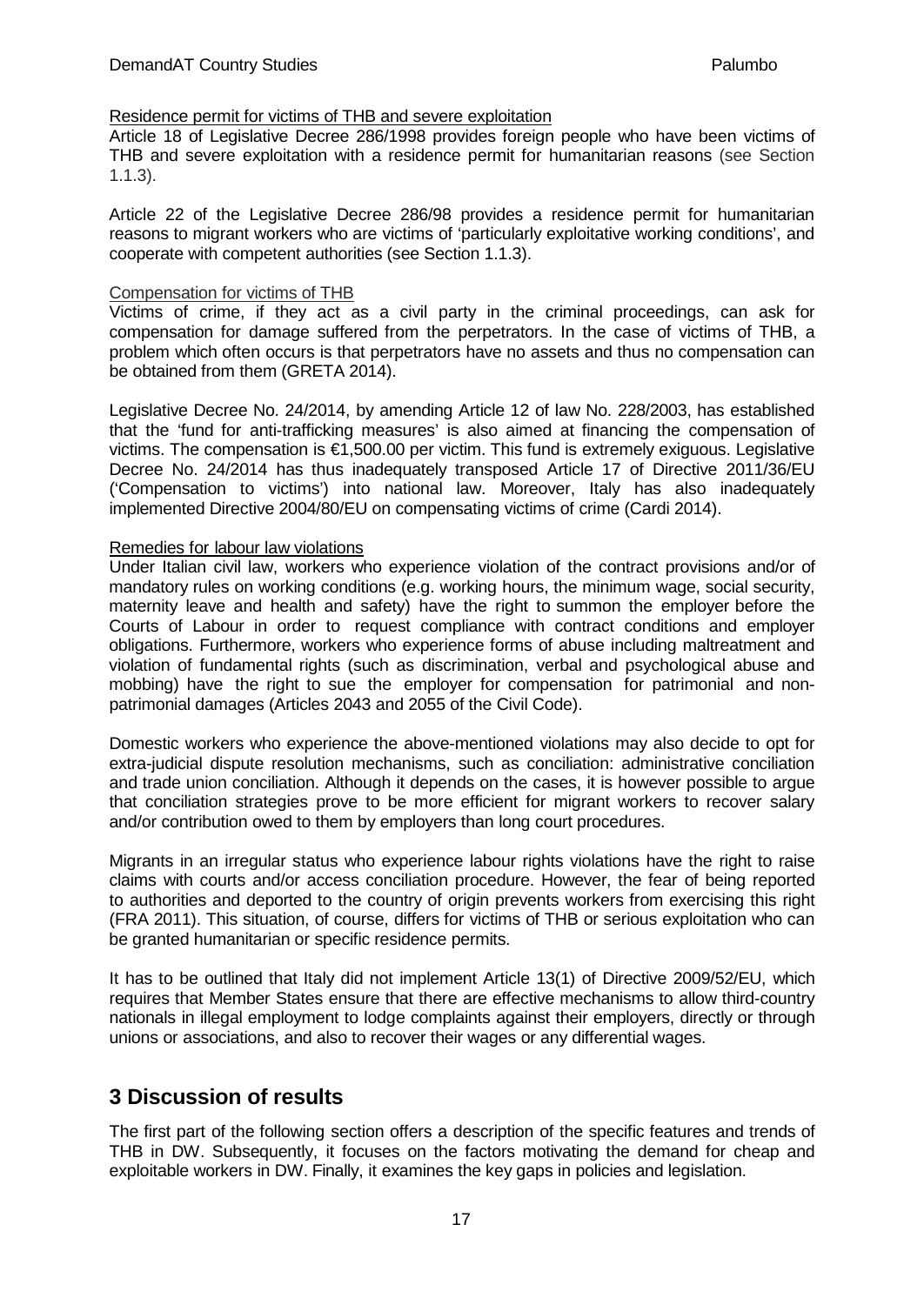Residence permit for victims of THB and severe exploitation

Article 18 of Legislative Decree 286/1998 provides foreign people who have been victims of THB and severe exploitation with a residence permit for humanitarian reasons (see Section 1.1.3).

Article 22 of the Legislative Decree 286/98 provides a residence permit for humanitarian reasons to migrant workers who are victims of 'particularly exploitative working conditions', and cooperate with competent authorities (see Section 1.1.3).

Compensation for victims of THB

Victims of crime, if they act as a civil party in the criminal proceedings, can ask for compensation for damage suffered from the perpetrators. In the case of victims of THB, a problem which often occurs is that perpetrators have no assets and thus no compensation can be obtained from them (GRETA 2014).

Legislative Decree No. 24/2014, by amending Article 12 of law No. 228/2003, has established that the 'fund for anti-trafficking measures' is also aimed at financing the compensation of victims. The compensation is €1,500.00 per victim. This fund is extremely exiguous. Legislative Decree No. 24/2014 has thus inadequately transposed Article 17 of Directive 2011/36/EU ('Compensation to victims') into national law. Moreover, Italy has also inadequately implemented Directive 2004/80/EU on compensating victims of crime (Cardi 2014).

Remedies for labour law violations

Under Italian civil law, workers who experience violation of the contract provisions and/or of mandatory rules on working conditions (e.g. working hours, the minimum wage, social security, maternity leave and health and safety) have the right to summon the employer before the Courts of Labour in order to request compliance with contract conditions and employer obligations. Furthermore, workers who experience forms of abuse including maltreatment and violation of fundamental rights (such as discrimination, verbal and psychological abuse and mobbing) have the right to sue the employer for compensation for patrimonial and non-patrimonial damages (Articles 2043 and 2055 of the Civil Code).

Domestic workers who experience the above-mentioned violations may also decide to opt for extra-judicial dispute resolution mechanisms, such as conciliation: administrative conciliation and trade union conciliation. Although it depends on the cases, it is however possible to argue that conciliation strategies prove to be more efficient for migrant workers to recover salary and/or contribution owed to them by employers than long court procedures.

Migrants in an irregular status who experience labour rights violations have the right to raise claims with courts and/or access conciliation procedure. However, the fear of being reported to authorities and deported to the country of origin prevents workers from exercising this right (FRA 2011). This situation, of course, differs for victims of THB or serious exploitation who can be granted humanitarian or specific residence permits.

It has to be outlined that Italy did not implement Article 13(1) of Directive 2009/52/EU, which requires that Member States ensure that there are effective mechanisms to allow third-country nationals in illegal employment to lodge complaints against their employers, directly or through unions or associations, and also to recover their wages or any differential wages.

# 3 Discussion of results

The first part of the following section offers a description of the specific features and trends of THB in DW. Subsequently, it focuses on the factors motivating the demand for cheap and exploitable workers in DW. Finally, it examines the key gaps in policies and legislation.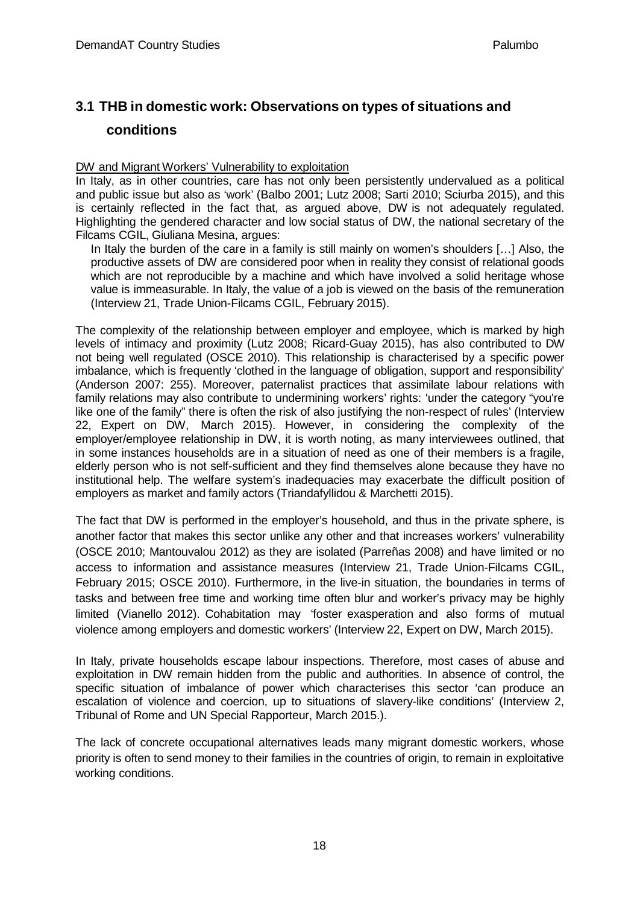## 3.1 THB in domestic work: Observations on types of situations and conditions

DW and Migrant Workers' Vulnerability to exploitation

In Italy, as in other countries, care has not only been persistently undervalued as a political and public issue but also as 'work' (Balbo 2001; Lutz 2008; Sarti 2010; Sciurba 2015), and this is certainly reflected in the fact that, as argued above, DW is not adequately regulated. Highlighting the gendered character and low social status of DW, the national secretary of the Filcams CGIL, Giuliana Mesina, argues:

> In Italy the burden of the care in a family is still mainly on women's shoulders […] Also, the productive assets of DW are considered poor when in reality they consist of relational goods which are not reproducible by a machine and which have involved a solid heritage whose value is immeasurable. In Italy, the value of a job is viewed on the basis of the remuneration (Interview 21, Trade Union-Filcams CGIL, February 2015).

The complexity of the relationship between employer and employee, which is marked by high levels of intimacy and proximity (Lutz 2008; Ricard-Guay 2015), has also contributed to DW not being well regulated (OSCE 2010). This relationship is characterised by a specific power imbalance, which is frequently 'clothed in the language of obligation, support and responsibility' (Anderson 2007: 255). Moreover, paternalist practices that assimilate labour relations with family relations may also contribute to undermining workers' rights: 'under the category "you're like one of the family" there is often the risk of also justifying the non-respect of rules' (Interview 22, Expert on DW, March 2015). However, in considering the complexity of the employer/employee relationship in DW, it is worth noting, as many interviewees outlined, that in some instances households are in a situation of need as one of their members is a fragile, elderly person who is not self-sufficient and they find themselves alone because they have no institutional help. The welfare system's inadequacies may exacerbate the difficult position of employers as market and family actors (Triandafyllidou & Marchetti 2015).

The fact that DW is performed in the employer's household, and thus in the private sphere, is another factor that makes this sector unlike any other and that increases workers' vulnerability (OSCE 2010; Mantouvalou 2012) as they are isolated (Parreñas 2008) and have limited or no access to information and assistance measures (Interview 21, Trade Union-Filcams CGIL, February 2015; OSCE 2010). Furthermore, in the live-in situation, the boundaries in terms of tasks and between free time and working time often blur and worker's privacy may be highly limited (Vianello 2012). Cohabitation may 'foster exasperation and also forms of mutual violence among employers and domestic workers' (Interview 22, Expert on DW, March 2015).

In Italy, private households escape labour inspections. Therefore, most cases of abuse and exploitation in DW remain hidden from the public and authorities. In absence of control, the specific situation of imbalance of power which characterises this sector 'can produce an escalation of violence and coercion, up to situations of slavery-like conditions' (Interview 2, Tribunal of Rome and UN Special Rapporteur, March 2015.).

The lack of concrete occupational alternatives leads many migrant domestic workers, whose priority is often to send money to their families in the countries of origin, to remain in exploitative working conditions.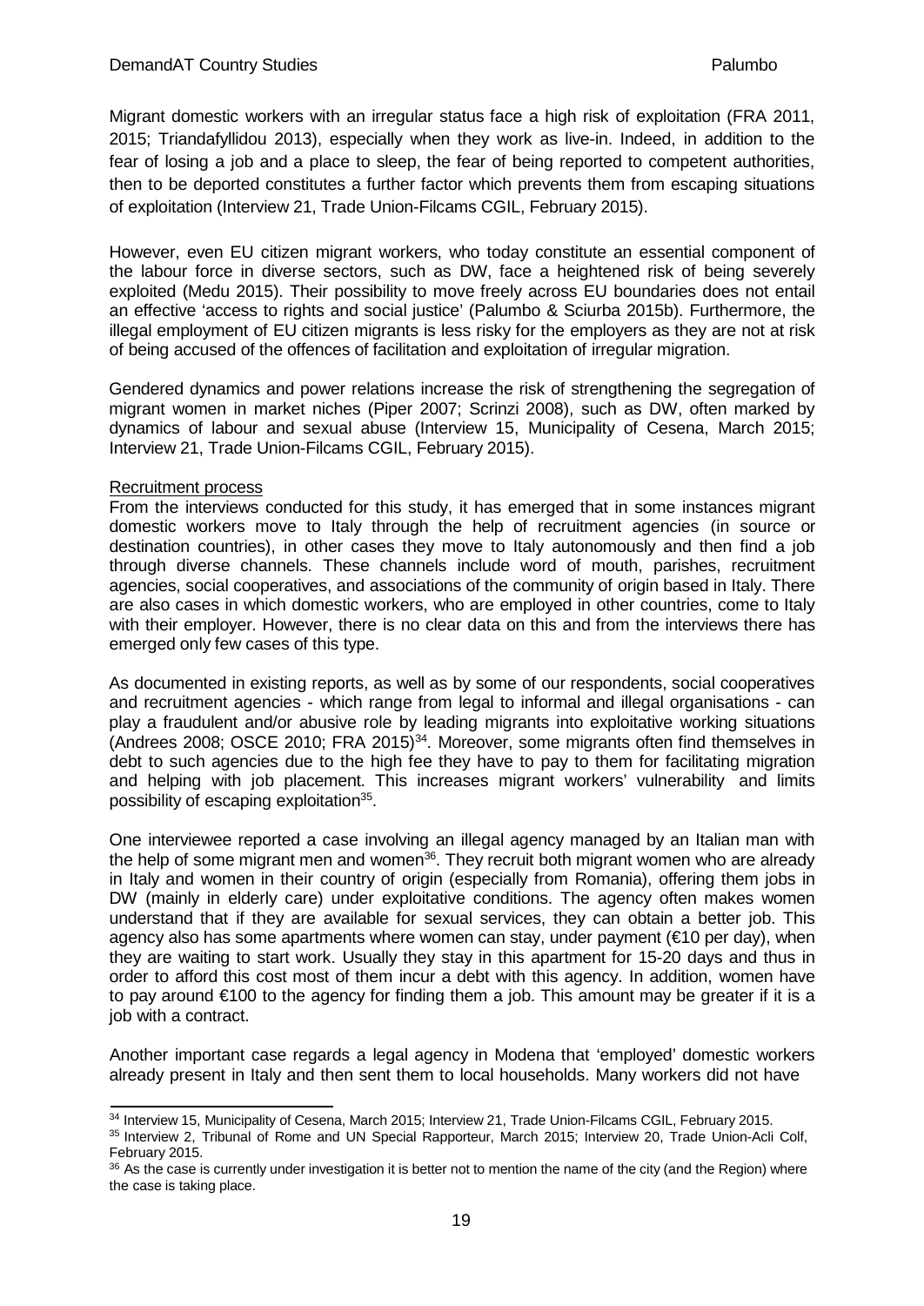Migrant domestic workers with an irregular status face a high risk of exploitation (FRA 2011, 2015; Triandafyllidou 2013), especially when they work as live-in. Indeed, in addition to the fear of losing a job and a place to sleep, the fear of being reported to competent authorities, then to be deported constitutes a further factor which prevents them from escaping situations of exploitation (Interview 21, Trade Union-Filcams CGIL, February 2015).

However, even EU citizen migrant workers, who today constitute an essential component of the labour force in diverse sectors, such as DW, face a heightened risk of being severely exploited (Medu 2015). Their possibility to move freely across EU boundaries does not entail an effective 'access to rights and social justice' (Palumbo & Sciurba 2015b). Furthermore, the illegal employment of EU citizen migrants is less risky for the employers as they are not at risk of being accused of the offences of facilitation and exploitation of irregular migration.

Gendered dynamics and power relations increase the risk of strengthening the segregation of migrant women in market niches (Piper 2007; Scrinzi 2008), such as DW, often marked by dynamics of labour and sexual abuse (Interview 15, Municipality of Cesena, March 2015; Interview 21, Trade Union-Filcams CGIL, February 2015).

Recruitment process

From the interviews conducted for this study, it has emerged that in some instances migrant domestic workers move to Italy through the help of recruitment agencies (in source or destination countries), in other cases they move to Italy autonomously and then find a job through diverse channels. These channels include word of mouth, parishes, recruitment agencies, social cooperatives, and associations of the community of origin based in Italy. There are also cases in which domestic workers, who are employed in other countries, come to Italy with their employer. However, there is no clear data on this and from the interviews there has emerged only few cases of this type.

As documented in existing reports, as well as by some of our respondents, social cooperatives and recruitment agencies - which range from legal to informal and illegal organisations - can play a fraudulent and/or abusive role by leading migrants into exploitative working situations (Andrees 2008; OSCE 2010; FRA 2015)[34]. Moreover, some migrants often find themselves in debt to such agencies due to the high fee they have to pay to them for facilitating migration and helping with job placement. This increases migrant workers' vulnerability and limits possibility of escaping exploitation[35].

One interviewee reported a case involving an illegal agency managed by an Italian man with the help of some migrant men and women[36]. They recruit both migrant women who are already in Italy and women in their country of origin (especially from Romania), offering them jobs in DW (mainly in elderly care) under exploitative conditions. The agency often makes women understand that if they are available for sexual services, they can obtain a better job. This agency also has some apartments where women can stay, under payment (€10 per day), when they are waiting to start work. Usually they stay in this apartment for 15-20 days and thus in order to afford this cost most of them incur a debt with this agency. In addition, women have to pay around €100 to the agency for finding them a job. This amount may be greater if it is a job with a contract.

Another important case regards a legal agency in Modena that 'employed' domestic workers already present in Italy and then sent them to local households. Many workers did not have

---

[34] Interview 15, Municipality of Cesena, March 2015; Interview 21, Trade Union-Filcams CGIL, February 2015.

[35] Interview 2, Tribunal of Rome and UN Special Rapporteur, March 2015; Interview 20, Trade Union-Acli Colf, February 2015.

[36] As the case is currently under investigation it is better not to mention the name of the city (and the Region) where the case is taking place.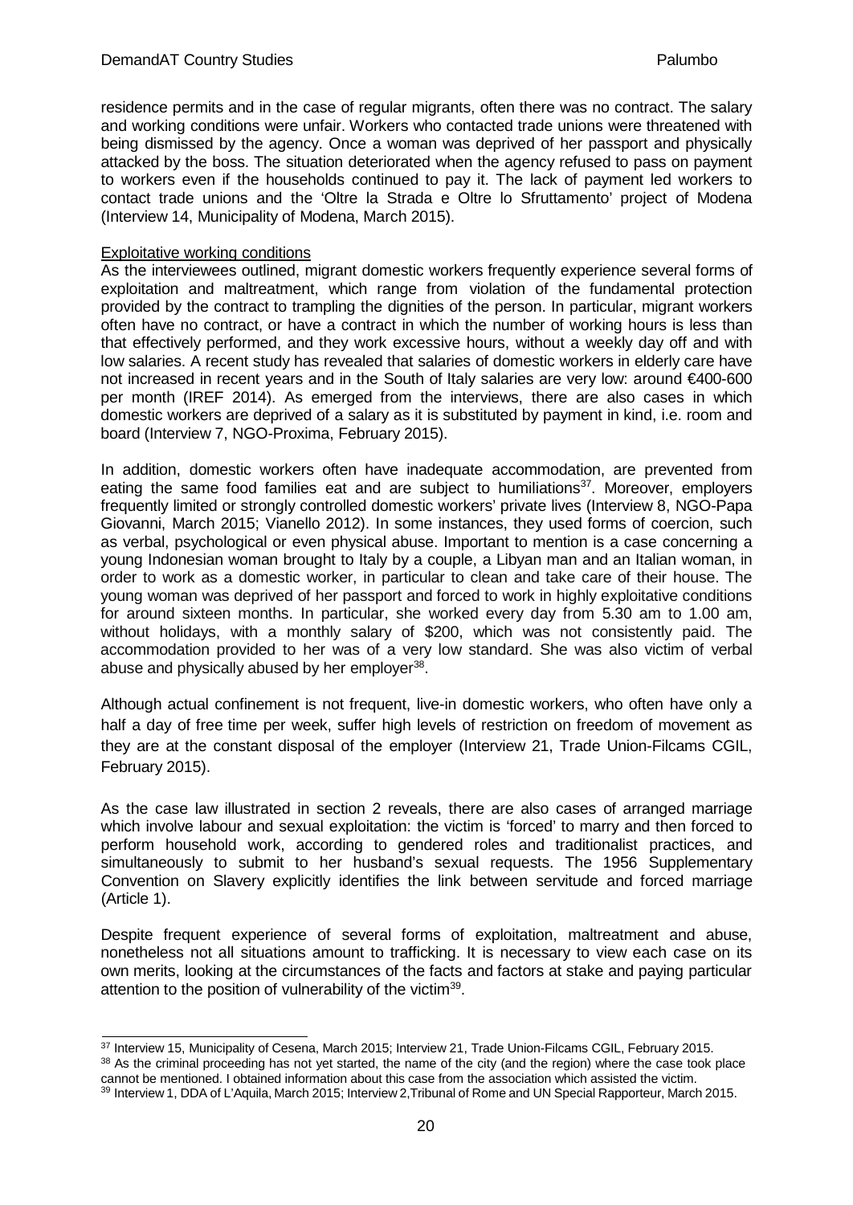residence permits and in the case of regular migrants, often there was no contract. The salary and working conditions were unfair. Workers who contacted trade unions were threatened with being dismissed by the agency. Once a woman was deprived of her passport and physically attacked by the boss. The situation deteriorated when the agency refused to pass on payment to workers even if the households continued to pay it. The lack of payment led workers to contact trade unions and the 'Oltre la Strada e Oltre lo Sfruttamento' project of Modena (Interview 14, Municipality of Modena, March 2015).

Exploitative working conditions

As the interviewees outlined, migrant domestic workers frequently experience several forms of exploitation and maltreatment, which range from violation of the fundamental protection provided by the contract to trampling the dignities of the person. In particular, migrant workers often have no contract, or have a contract in which the number of working hours is less than that effectively performed, and they work excessive hours, without a weekly day off and with low salaries. A recent study has revealed that salaries of domestic workers in elderly care have not increased in recent years and in the South of Italy salaries are very low: around €400-600 per month (IREF 2014). As emerged from the interviews, there are also cases in which domestic workers are deprived of a salary as it is substituted by payment in kind, i.e. room and board (Interview 7, NGO-Proxima, February 2015).

In addition, domestic workers often have inadequate accommodation, are prevented from eating the same food families eat and are subject to humiliations[37]. Moreover, employers frequently limited or strongly controlled domestic workers' private lives (Interview 8, NGO-Papa Giovanni, March 2015; Vianello 2012). In some instances, they used forms of coercion, such as verbal, psychological or even physical abuse. Important to mention is a case concerning a young Indonesian woman brought to Italy by a couple, a Libyan man and an Italian woman, in order to work as a domestic worker, in particular to clean and take care of their house. The young woman was deprived of her passport and forced to work in highly exploitative conditions for around sixteen months. In particular, she worked every day from 5.30 am to 1.00 am, without holidays, with a monthly salary of $200, which was not consistently paid. The accommodation provided to her was of a very low standard. She was also victim of verbal abuse and physically abused by her employer[38].

Although actual confinement is not frequent, live-in domestic workers, who often have only a half a day of free time per week, suffer high levels of restriction on freedom of movement as they are at the constant disposal of the employer (Interview 21, Trade Union-Filcams CGIL, February 2015).

As the case law illustrated in section 2 reveals, there are also cases of arranged marriage which involve labour and sexual exploitation: the victim is 'forced' to marry and then forced to perform household work, according to gendered roles and traditionalist practices, and simultaneously to submit to her husband's sexual requests. The 1956 Supplementary Convention on Slavery explicitly identifies the link between servitude and forced marriage (Article 1).

Despite frequent experience of several forms of exploitation, maltreatment and abuse, nonetheless not all situations amount to trafficking. It is necessary to view each case on its own merits, looking at the circumstances of the facts and factors at stake and paying particular attention to the position of vulnerability of the victim[39].

---

[37] Interview 15, Municipality of Cesena, March 2015; Interview 21, Trade Union-Filcams CGIL, February 2015.

[38] As the criminal proceeding has not yet started, the name of the city (and the region) where the case took place cannot be mentioned. I obtained information about this case from the association which assisted the victim.

[39] Interview 1, DDA of L'Aquila, March 2015; Interview 2,Tribunal of Rome and UN Special Rapporteur, March 2015.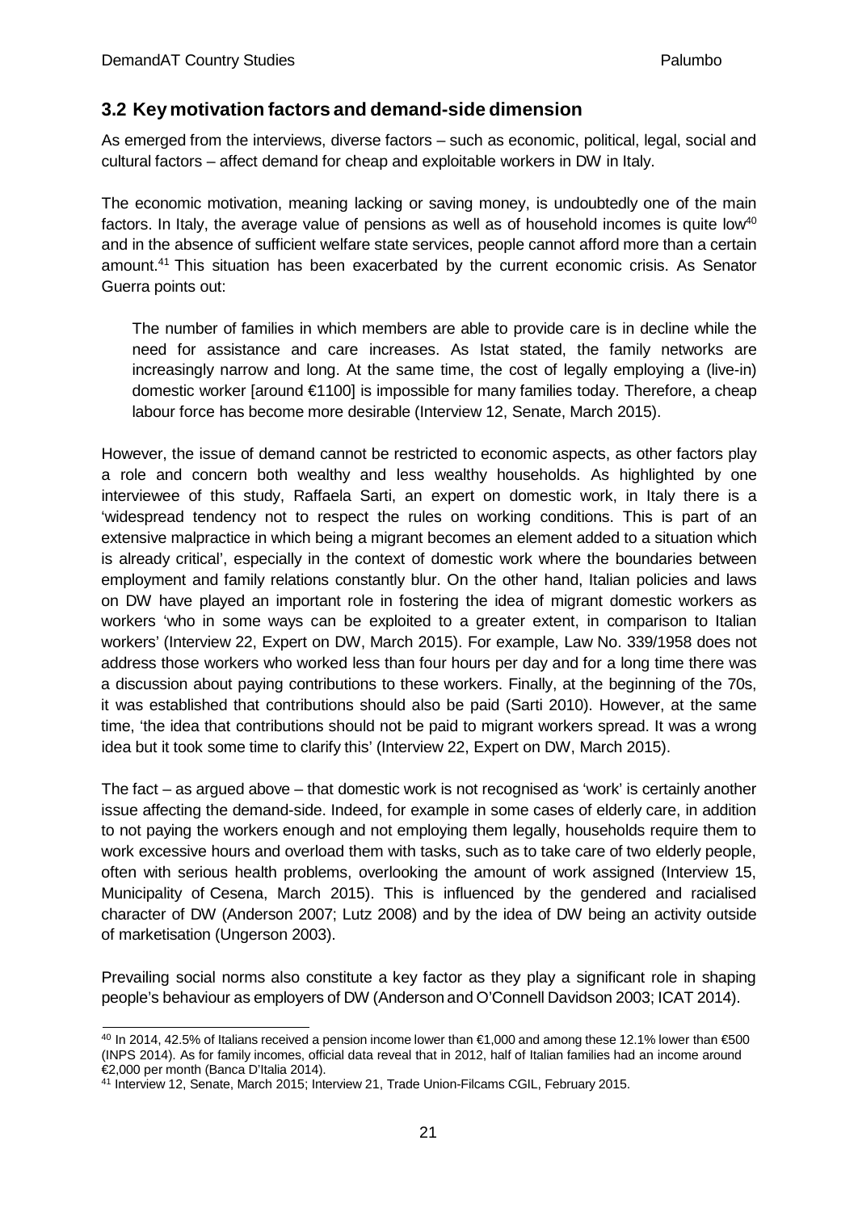## 3.2 Key motivation factors and demand-side dimension

As emerged from the interviews, diverse factors – such as economic, political, legal, social and cultural factors – affect demand for cheap and exploitable workers in DW in Italy.

The economic motivation, meaning lacking or saving money, is undoubtedly one of the main factors. In Italy, the average value of pensions as well as of household incomes is quite low[40] and in the absence of sufficient welfare state services, people cannot afford more than a certain amount.[41] This situation has been exacerbated by the current economic crisis. As Senator Guerra points out:

> The number of families in which members are able to provide care is in decline while the need for assistance and care increases. As Istat stated, the family networks are increasingly narrow and long. At the same time, the cost of legally employing a (live-in) domestic worker [around €1100] is impossible for many families today. Therefore, a cheap labour force has become more desirable (Interview 12, Senate, March 2015).

However, the issue of demand cannot be restricted to economic aspects, as other factors play a role and concern both wealthy and less wealthy households. As highlighted by one interviewee of this study, Raffaela Sarti, an expert on domestic work, in Italy there is a 'widespread tendency not to respect the rules on working conditions. This is part of an extensive malpractice in which being a migrant becomes an element added to a situation which is already critical', especially in the context of domestic work where the boundaries between employment and family relations constantly blur. On the other hand, Italian policies and laws on DW have played an important role in fostering the idea of migrant domestic workers as workers 'who in some ways can be exploited to a greater extent, in comparison to Italian workers' (Interview 22, Expert on DW, March 2015). For example, Law No. 339/1958 does not address those workers who worked less than four hours per day and for a long time there was a discussion about paying contributions to these workers. Finally, at the beginning of the 70s, it was established that contributions should also be paid (Sarti 2010). However, at the same time, 'the idea that contributions should not be paid to migrant workers spread. It was a wrong idea but it took some time to clarify this' (Interview 22, Expert on DW, March 2015).

The fact – as argued above – that domestic work is not recognised as 'work' is certainly another issue affecting the demand-side. Indeed, for example in some cases of elderly care, in addition to not paying the workers enough and not employing them legally, households require them to work excessive hours and overload them with tasks, such as to take care of two elderly people, often with serious health problems, overlooking the amount of work assigned (Interview 15, Municipality of Cesena, March 2015). This is influenced by the gendered and racialised character of DW (Anderson 2007; Lutz 2008) and by the idea of DW being an activity outside of marketisation (Ungerson 2003).

Prevailing social norms also constitute a key factor as they play a significant role in shaping people's behaviour as employers of DW (Anderson and O'Connell Davidson 2003; ICAT 2014).

---

[40] In 2014, 42.5% of Italians received a pension income lower than €1,000 and among these 12.1% lower than €500 (INPS 2014). As for family incomes, official data reveal that in 2012, half of Italian families had an income around €2,000 per month (Banca D'Italia 2014).

[41] Interview 12, Senate, March 2015; Interview 21, Trade Union-Filcams CGIL, February 2015.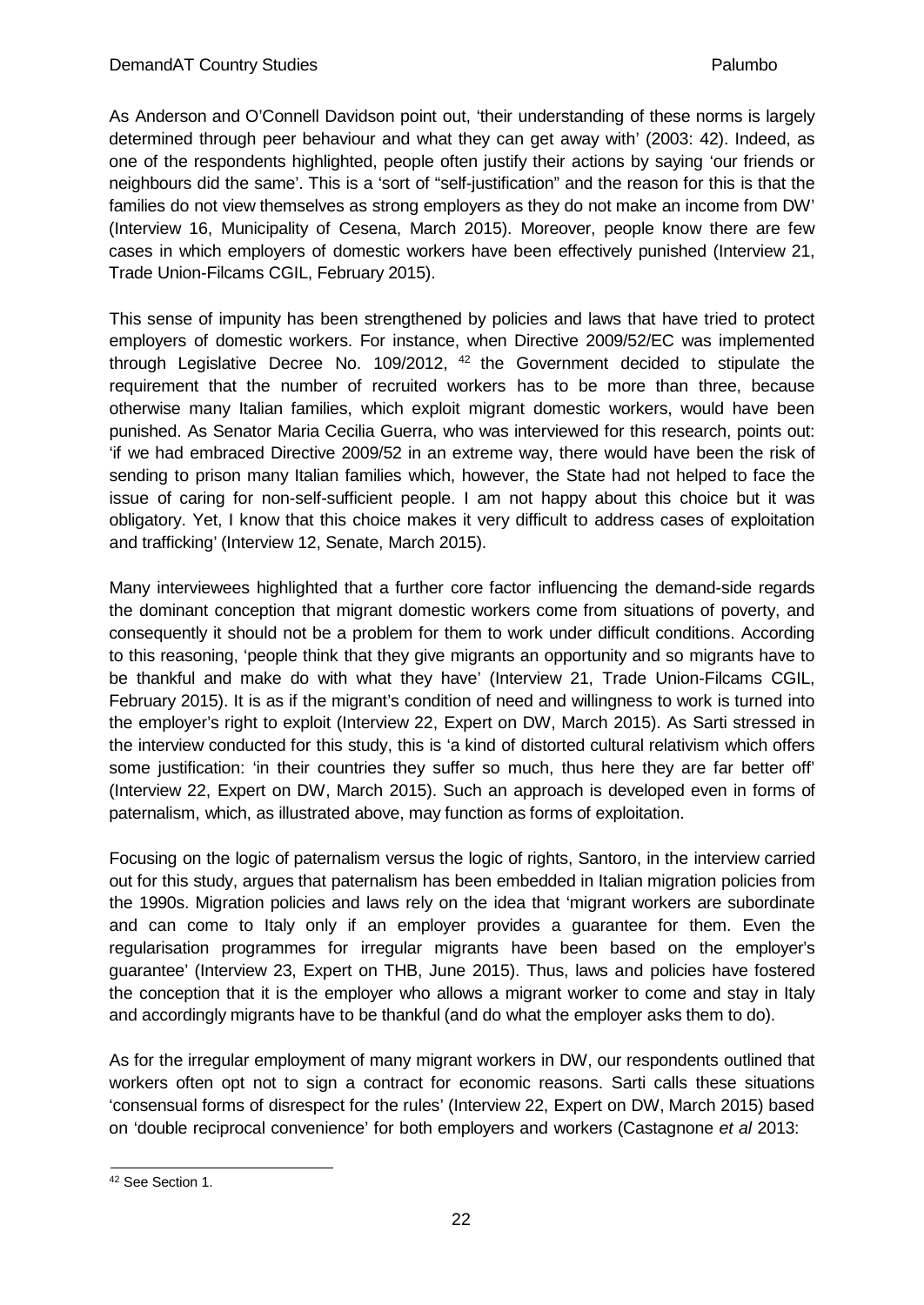As Anderson and O'Connell Davidson point out, 'their understanding of these norms is largely determined through peer behaviour and what they can get away with' (2003: 42). Indeed, as one of the respondents highlighted, people often justify their actions by saying 'our friends or neighbours did the same'. This is a 'sort of "self-justification" and the reason for this is that the families do not view themselves as strong employers as they do not make an income from DW' (Interview 16, Municipality of Cesena, March 2015). Moreover, people know there are few cases in which employers of domestic workers have been effectively punished (Interview 21, Trade Union-Filcams CGIL, February 2015).

This sense of impunity has been strengthened by policies and laws that have tried to protect employers of domestic workers. For instance, when Directive 2009/52/EC was implemented through Legislative Decree No. 109/2012, [42] the Government decided to stipulate the requirement that the number of recruited workers has to be more than three, because otherwise many Italian families, which exploit migrant domestic workers, would have been punished. As Senator Maria Cecilia Guerra, who was interviewed for this research, points out: 'if we had embraced Directive 2009/52 in an extreme way, there would have been the risk of sending to prison many Italian families which, however, the State had not helped to face the issue of caring for non-self-sufficient people. I am not happy about this choice but it was obligatory. Yet, I know that this choice makes it very difficult to address cases of exploitation and trafficking' (Interview 12, Senate, March 2015).

Many interviewees highlighted that a further core factor influencing the demand-side regards the dominant conception that migrant domestic workers come from situations of poverty, and consequently it should not be a problem for them to work under difficult conditions. According to this reasoning, 'people think that they give migrants an opportunity and so migrants have to be thankful and make do with what they have' (Interview 21, Trade Union-Filcams CGIL, February 2015). It is as if the migrant's condition of need and willingness to work is turned into the employer's right to exploit (Interview 22, Expert on DW, March 2015). As Sarti stressed in the interview conducted for this study, this is 'a kind of distorted cultural relativism which offers some justification: 'in their countries they suffer so much, thus here they are far better off' (Interview 22, Expert on DW, March 2015). Such an approach is developed even in forms of paternalism, which, as illustrated above, may function as forms of exploitation.

Focusing on the logic of paternalism versus the logic of rights, Santoro, in the interview carried out for this study, argues that paternalism has been embedded in Italian migration policies from the 1990s. Migration policies and laws rely on the idea that 'migrant workers are subordinate and can come to Italy only if an employer provides a guarantee for them. Even the regularisation programmes for irregular migrants have been based on the employer's guarantee' (Interview 23, Expert on THB, June 2015). Thus, laws and policies have fostered the conception that it is the employer who allows a migrant worker to come and stay in Italy and accordingly migrants have to be thankful (and do what the employer asks them to do).

As for the irregular employment of many migrant workers in DW, our respondents outlined that workers often opt not to sign a contract for economic reasons. Sarti calls these situations 'consensual forms of disrespect for the rules' (Interview 22, Expert on DW, March 2015) based on 'double reciprocal convenience' for both employers and workers (Castagnone *et al* 2013:

---

[42] See Section 1.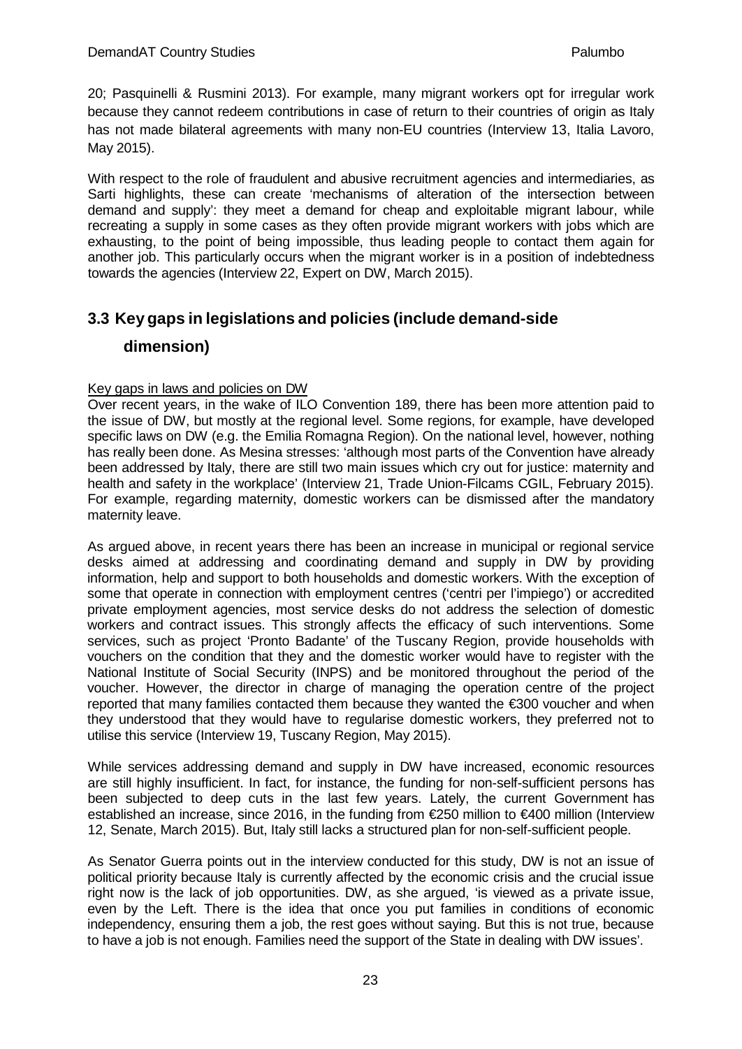20; Pasquinelli & Rusmini 2013). For example, many migrant workers opt for irregular work because they cannot redeem contributions in case of return to their countries of origin as Italy has not made bilateral agreements with many non-EU countries (Interview 13, Italia Lavoro, May 2015).

With respect to the role of fraudulent and abusive recruitment agencies and intermediaries, as Sarti highlights, these can create 'mechanisms of alteration of the intersection between demand and supply': they meet a demand for cheap and exploitable migrant labour, while recreating a supply in some cases as they often provide migrant workers with jobs which are exhausting, to the point of being impossible, thus leading people to contact them again for another job. This particularly occurs when the migrant worker is in a position of indebtedness towards the agencies (Interview 22, Expert on DW, March 2015).

## 3.3 Key gaps in legislations and policies (include demand-side dimension)

Key gaps in laws and policies on DW

Over recent years, in the wake of ILO Convention 189, there has been more attention paid to the issue of DW, but mostly at the regional level. Some regions, for example, have developed specific laws on DW (e.g. the Emilia Romagna Region). On the national level, however, nothing has really been done. As Mesina stresses: 'although most parts of the Convention have already been addressed by Italy, there are still two main issues which cry out for justice: maternity and health and safety in the workplace' (Interview 21, Trade Union-Filcams CGIL, February 2015). For example, regarding maternity, domestic workers can be dismissed after the mandatory maternity leave.

As argued above, in recent years there has been an increase in municipal or regional service desks aimed at addressing and coordinating demand and supply in DW by providing information, help and support to both households and domestic workers. With the exception of some that operate in connection with employment centres ('centri per l'impiego') or accredited private employment agencies, most service desks do not address the selection of domestic workers and contract issues. This strongly affects the efficacy of such interventions. Some services, such as project 'Pronto Badante' of the Tuscany Region, provide households with vouchers on the condition that they and the domestic worker would have to register with the National Institute of Social Security (INPS) and be monitored throughout the period of the voucher. However, the director in charge of managing the operation centre of the project reported that many families contacted them because they wanted the €300 voucher and when they understood that they would have to regularise domestic workers, they preferred not to utilise this service (Interview 19, Tuscany Region, May 2015).

While services addressing demand and supply in DW have increased, economic resources are still highly insufficient. In fact, for instance, the funding for non-self-sufficient persons has been subjected to deep cuts in the last few years. Lately, the current Government has established an increase, since 2016, in the funding from €250 million to €400 million (Interview 12, Senate, March 2015). But, Italy still lacks a structured plan for non-self-sufficient people.

As Senator Guerra points out in the interview conducted for this study, DW is not an issue of political priority because Italy is currently affected by the economic crisis and the crucial issue right now is the lack of job opportunities. DW, as she argued, 'is viewed as a private issue, even by the Left. There is the idea that once you put families in conditions of economic independency, ensuring them a job, the rest goes without saying. But this is not true, because to have a job is not enough. Families need the support of the State in dealing with DW issues'.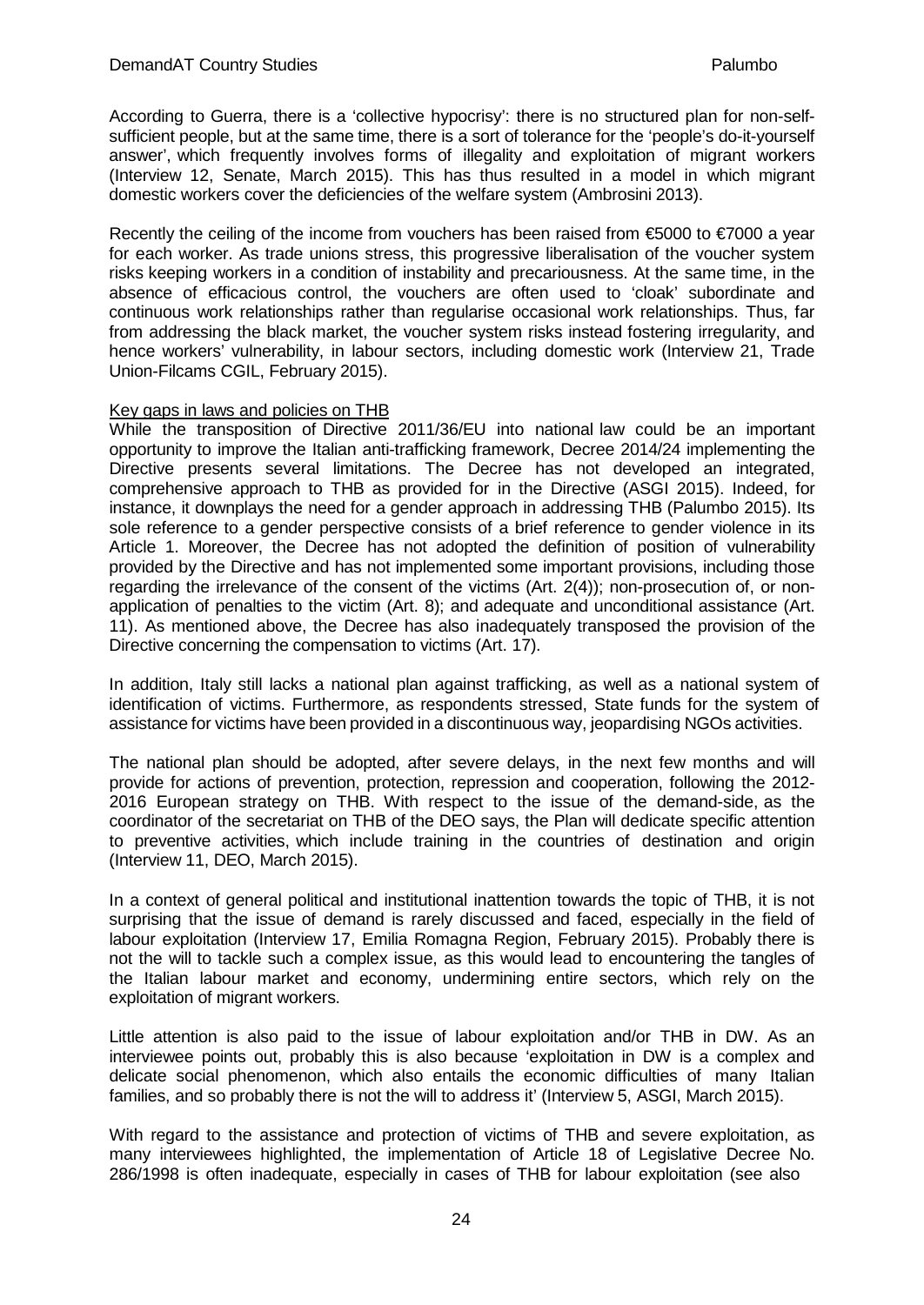According to Guerra, there is a 'collective hypocrisy': there is no structured plan for non-self-sufficient people, but at the same time, there is a sort of tolerance for the 'people's do-it-yourself answer', which frequently involves forms of illegality and exploitation of migrant workers (Interview 12, Senate, March 2015). This has thus resulted in a model in which migrant domestic workers cover the deficiencies of the welfare system (Ambrosini 2013).

Recently the ceiling of the income from vouchers has been raised from €5000 to €7000 a year for each worker. As trade unions stress, this progressive liberalisation of the voucher system risks keeping workers in a condition of instability and precariousness. At the same time, in the absence of efficacious control, the vouchers are often used to 'cloak' subordinate and continuous work relationships rather than regularise occasional work relationships. Thus, far from addressing the black market, the voucher system risks instead fostering irregularity, and hence workers' vulnerability, in labour sectors, including domestic work (Interview 21, Trade Union-Filcams CGIL, February 2015).

Key gaps in laws and policies on THB

While the transposition of Directive 2011/36/EU into national law could be an important opportunity to improve the Italian anti-trafficking framework, Decree 2014/24 implementing the Directive presents several limitations. The Decree has not developed an integrated, comprehensive approach to THB as provided for in the Directive (ASGI 2015). Indeed, for instance, it downplays the need for a gender approach in addressing THB (Palumbo 2015). Its sole reference to a gender perspective consists of a brief reference to gender violence in its Article 1. Moreover, the Decree has not adopted the definition of position of vulnerability provided by the Directive and has not implemented some important provisions, including those regarding the irrelevance of the consent of the victims (Art. 2(4)); non-prosecution of, or non-application of penalties to the victim (Art. 8); and adequate and unconditional assistance (Art. 11). As mentioned above, the Decree has also inadequately transposed the provision of the Directive concerning the compensation to victims (Art. 17).

In addition, Italy still lacks a national plan against trafficking, as well as a national system of identification of victims. Furthermore, as respondents stressed, State funds for the system of assistance for victims have been provided in a discontinuous way, jeopardising NGOs activities.

The national plan should be adopted, after severe delays, in the next few months and will provide for actions of prevention, protection, repression and cooperation, following the 2012-2016 European strategy on THB. With respect to the issue of the demand-side, as the coordinator of the secretariat on THB of the DEO says, the Plan will dedicate specific attention to preventive activities, which include training in the countries of destination and origin (Interview 11, DEO, March 2015).

In a context of general political and institutional inattention towards the topic of THB, it is not surprising that the issue of demand is rarely discussed and faced, especially in the field of labour exploitation (Interview 17, Emilia Romagna Region, February 2015). Probably there is not the will to tackle such a complex issue, as this would lead to encountering the tangles of the Italian labour market and economy, undermining entire sectors, which rely on the exploitation of migrant workers.

Little attention is also paid to the issue of labour exploitation and/or THB in DW. As an interviewee points out, probably this is also because 'exploitation in DW is a complex and delicate social phenomenon, which also entails the economic difficulties of many Italian families, and so probably there is not the will to address it' (Interview 5, ASGI, March 2015).

With regard to the assistance and protection of victims of THB and severe exploitation, as many interviewees highlighted, the implementation of Article 18 of Legislative Decree No. 286/1998 is often inadequate, especially in cases of THB for labour exploitation (see also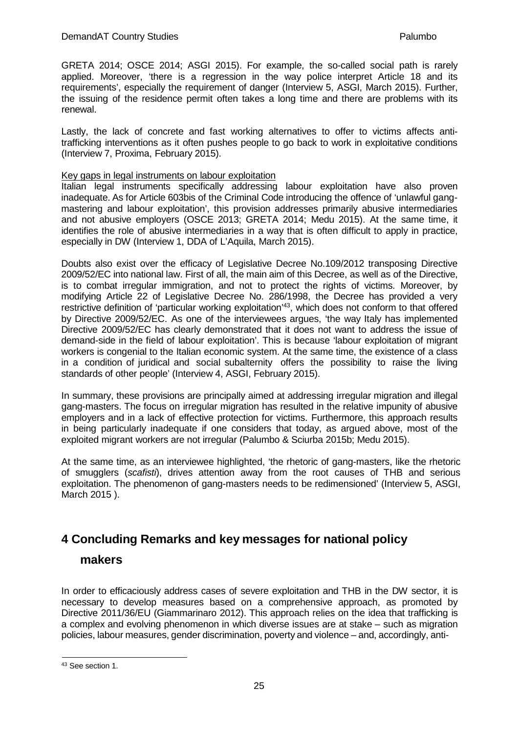GRETA 2014; OSCE 2014; ASGI 2015). For example, the so-called social path is rarely applied. Moreover, 'there is a regression in the way police interpret Article 18 and its requirements', especially the requirement of danger (Interview 5, ASGI, March 2015). Further, the issuing of the residence permit often takes a long time and there are problems with its renewal.

Lastly, the lack of concrete and fast working alternatives to offer to victims affects anti-trafficking interventions as it often pushes people to go back to work in exploitative conditions (Interview 7, Proxima, February 2015).

Key gaps in legal instruments on labour exploitation

Italian legal instruments specifically addressing labour exploitation have also proven inadequate. As for Article 603bis of the Criminal Code introducing the offence of 'unlawful gang-mastering and labour exploitation', this provision addresses primarily abusive intermediaries and not abusive employers (OSCE 2013; GRETA 2014; Medu 2015). At the same time, it identifies the role of abusive intermediaries in a way that is often difficult to apply in practice, especially in DW (Interview 1, DDA of L'Aquila, March 2015).

Doubts also exist over the efficacy of Legislative Decree No.109/2012 transposing Directive 2009/52/EC into national law. First of all, the main aim of this Decree, as well as of the Directive, is to combat irregular immigration, and not to protect the rights of victims. Moreover, by modifying Article 22 of Legislative Decree No. 286/1998, the Decree has provided a very restrictive definition of 'particular working exploitation'[43], which does not conform to that offered by Directive 2009/52/EC. As one of the interviewees argues, 'the way Italy has implemented Directive 2009/52/EC has clearly demonstrated that it does not want to address the issue of demand-side in the field of labour exploitation'. This is because 'labour exploitation of migrant workers is congenial to the Italian economic system. At the same time, the existence of a class in a condition of juridical and social subalternity offers the possibility to raise the living standards of other people' (Interview 4, ASGI, February 2015).

In summary, these provisions are principally aimed at addressing irregular migration and illegal gang-masters. The focus on irregular migration has resulted in the relative impunity of abusive employers and in a lack of effective protection for victims. Furthermore, this approach results in being particularly inadequate if one considers that today, as argued above, most of the exploited migrant workers are not irregular (Palumbo & Sciurba 2015b; Medu 2015).

At the same time, as an interviewee highlighted, 'the rhetoric of gang-masters, like the rhetoric of smugglers (*scafisti*), drives attention away from the root causes of THB and serious exploitation. The phenomenon of gang-masters needs to be redimensioned' (Interview 5, ASGI, March 2015 ).

# 4 Concluding Remarks and key messages for national policy makers

In order to efficaciously address cases of severe exploitation and THB in the DW sector, it is necessary to develop measures based on a comprehensive approach, as promoted by Directive 2011/36/EU (Giammarinaro 2012). This approach relies on the idea that trafficking is a complex and evolving phenomenon in which diverse issues are at stake – such as migration policies, labour measures, gender discrimination, poverty and violence – and, accordingly, anti-

[43] See section 1.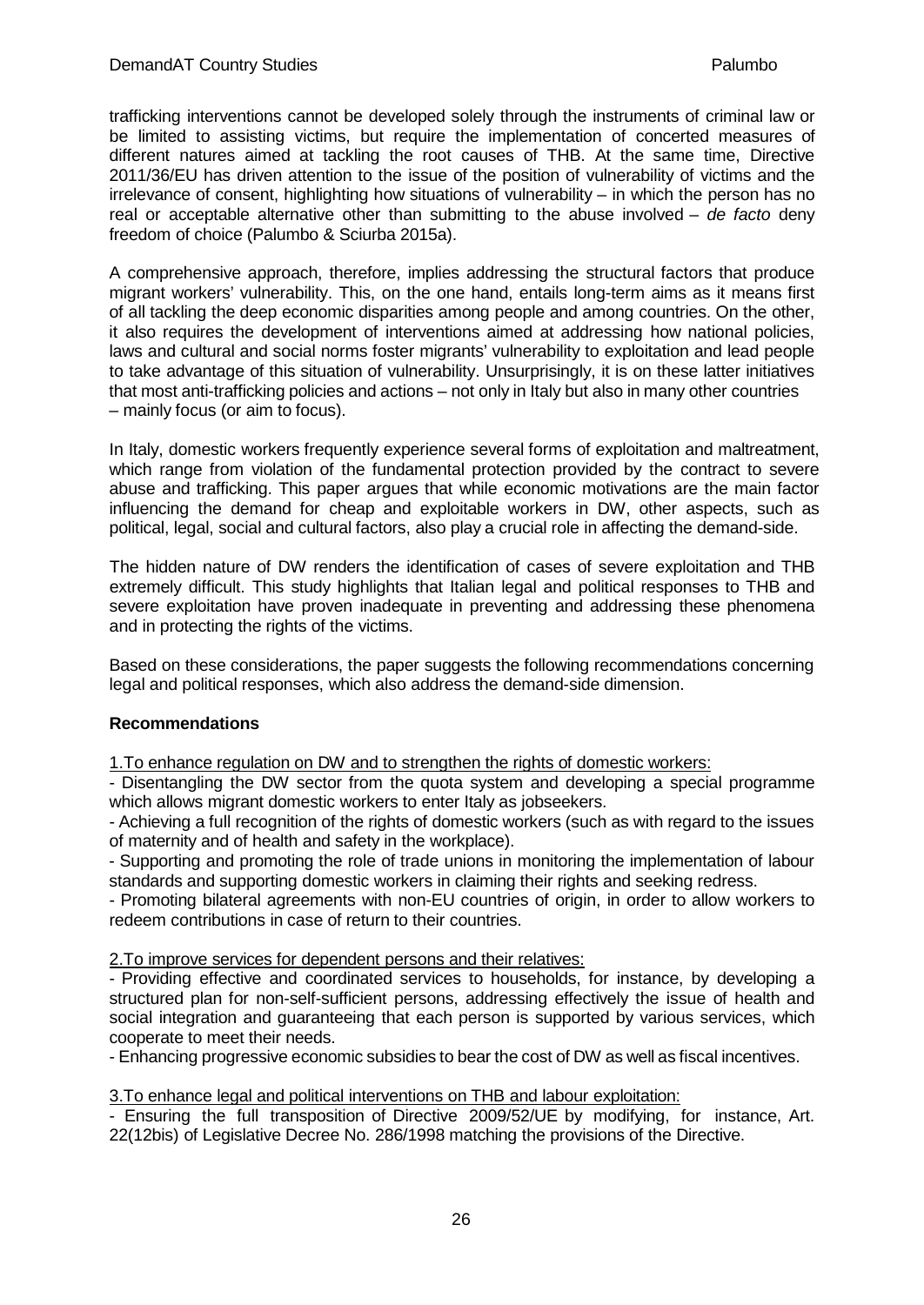trafficking interventions cannot be developed solely through the instruments of criminal law or be limited to assisting victims, but require the implementation of concerted measures of different natures aimed at tackling the root causes of THB. At the same time, Directive 2011/36/EU has driven attention to the issue of the position of vulnerability of victims and the irrelevance of consent, highlighting how situations of vulnerability – in which the person has no real or acceptable alternative other than submitting to the abuse involved – *de facto* deny freedom of choice (Palumbo & Sciurba 2015a).

A comprehensive approach, therefore, implies addressing the structural factors that produce migrant workers' vulnerability. This, on the one hand, entails long-term aims as it means first of all tackling the deep economic disparities among people and among countries. On the other, it also requires the development of interventions aimed at addressing how national policies, laws and cultural and social norms foster migrants' vulnerability to exploitation and lead people to take advantage of this situation of vulnerability. Unsurprisingly, it is on these latter initiatives that most anti-trafficking policies and actions – not only in Italy but also in many other countries – mainly focus (or aim to focus).

In Italy, domestic workers frequently experience several forms of exploitation and maltreatment, which range from violation of the fundamental protection provided by the contract to severe abuse and trafficking. This paper argues that while economic motivations are the main factor influencing the demand for cheap and exploitable workers in DW, other aspects, such as political, legal, social and cultural factors, also play a crucial role in affecting the demand-side.

The hidden nature of DW renders the identification of cases of severe exploitation and THB extremely difficult. This study highlights that Italian legal and political responses to THB and severe exploitation have proven inadequate in preventing and addressing these phenomena and in protecting the rights of the victims.

Based on these considerations, the paper suggests the following recommendations concerning legal and political responses, which also address the demand-side dimension.

**Recommendations**

1.To enhance regulation on DW and to strengthen the rights of domestic workers:

- Disentangling the DW sector from the quota system and developing a special programme which allows migrant domestic workers to enter Italy as jobseekers.
- Achieving a full recognition of the rights of domestic workers (such as with regard to the issues of maternity and of health and safety in the workplace).
- Supporting and promoting the role of trade unions in monitoring the implementation of labour standards and supporting domestic workers in claiming their rights and seeking redress.
- Promoting bilateral agreements with non-EU countries of origin, in order to allow workers to redeem contributions in case of return to their countries.

2.To improve services for dependent persons and their relatives:

- Providing effective and coordinated services to households, for instance, by developing a structured plan for non-self-sufficient persons, addressing effectively the issue of health and social integration and guaranteeing that each person is supported by various services, which cooperate to meet their needs.
- Enhancing progressive economic subsidies to bear the cost of DW as well as fiscal incentives.

3.To enhance legal and political interventions on THB and labour exploitation:

- Ensuring the full transposition of Directive 2009/52/UE by modifying, for instance, Art. 22(12bis) of Legislative Decree No. 286/1998 matching the provisions of the Directive.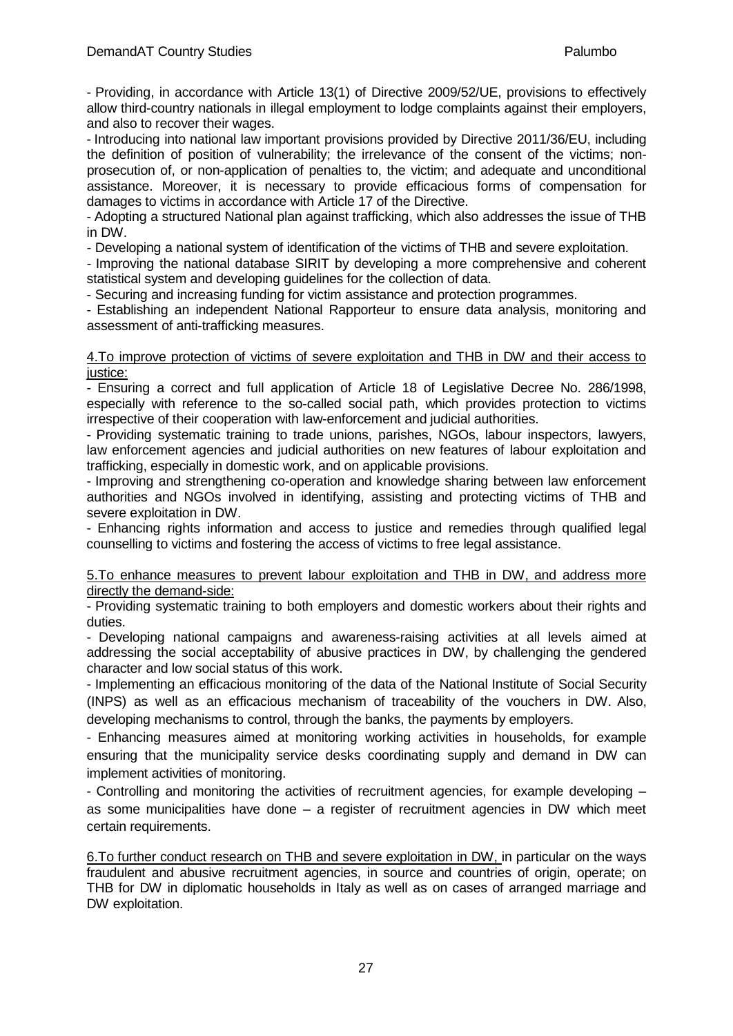- Providing, in accordance with Article 13(1) of Directive 2009/52/UE, provisions to effectively allow third-country nationals in illegal employment to lodge complaints against their employers, and also to recover their wages.

- Introducing into national law important provisions provided by Directive 2011/36/EU, including the definition of position of vulnerability; the irrelevance of the consent of the victims; non-prosecution of, or non-application of penalties to, the victim; and adequate and unconditional assistance. Moreover, it is necessary to provide efficacious forms of compensation for damages to victims in accordance with Article 17 of the Directive.

- Adopting a structured National plan against trafficking, which also addresses the issue of THB in DW.

- Developing a national system of identification of the victims of THB and severe exploitation.

- Improving the national database SIRIT by developing a more comprehensive and coherent statistical system and developing guidelines for the collection of data.

- Securing and increasing funding for victim assistance and protection programmes.

- Establishing an independent National Rapporteur to ensure data analysis, monitoring and assessment of anti-trafficking measures.

<u>4.To improve protection of victims of severe exploitation and THB in DW and their access to justice:</u>

- Ensuring a correct and full application of Article 18 of Legislative Decree No. 286/1998, especially with reference to the so-called social path, which provides protection to victims irrespective of their cooperation with law-enforcement and judicial authorities.

- Providing systematic training to trade unions, parishes, NGOs, labour inspectors, lawyers, law enforcement agencies and judicial authorities on new features of labour exploitation and trafficking, especially in domestic work, and on applicable provisions.

- Improving and strengthening co-operation and knowledge sharing between law enforcement authorities and NGOs involved in identifying, assisting and protecting victims of THB and severe exploitation in DW.

- Enhancing rights information and access to justice and remedies through qualified legal counselling to victims and fostering the access of victims to free legal assistance.

<u>5.To enhance measures to prevent labour exploitation and THB in DW, and address more directly the demand-side:</u>

- Providing systematic training to both employers and domestic workers about their rights and duties.

- Developing national campaigns and awareness-raising activities at all levels aimed at addressing the social acceptability of abusive practices in DW, by challenging the gendered character and low social status of this work.

- Implementing an efficacious monitoring of the data of the National Institute of Social Security (INPS) as well as an efficacious mechanism of traceability of the vouchers in DW. Also, developing mechanisms to control, through the banks, the payments by employers.

- Enhancing measures aimed at monitoring working activities in households, for example ensuring that the municipality service desks coordinating supply and demand in DW can implement activities of monitoring.

- Controlling and monitoring the activities of recruitment agencies, for example developing – as some municipalities have done – a register of recruitment agencies in DW which meet certain requirements.

<u>6.To further conduct research on THB and severe exploitation in DW,</u> in particular on the ways fraudulent and abusive recruitment agencies, in source and countries of origin, operate; on THB for DW in diplomatic households in Italy as well as on cases of arranged marriage and DW exploitation.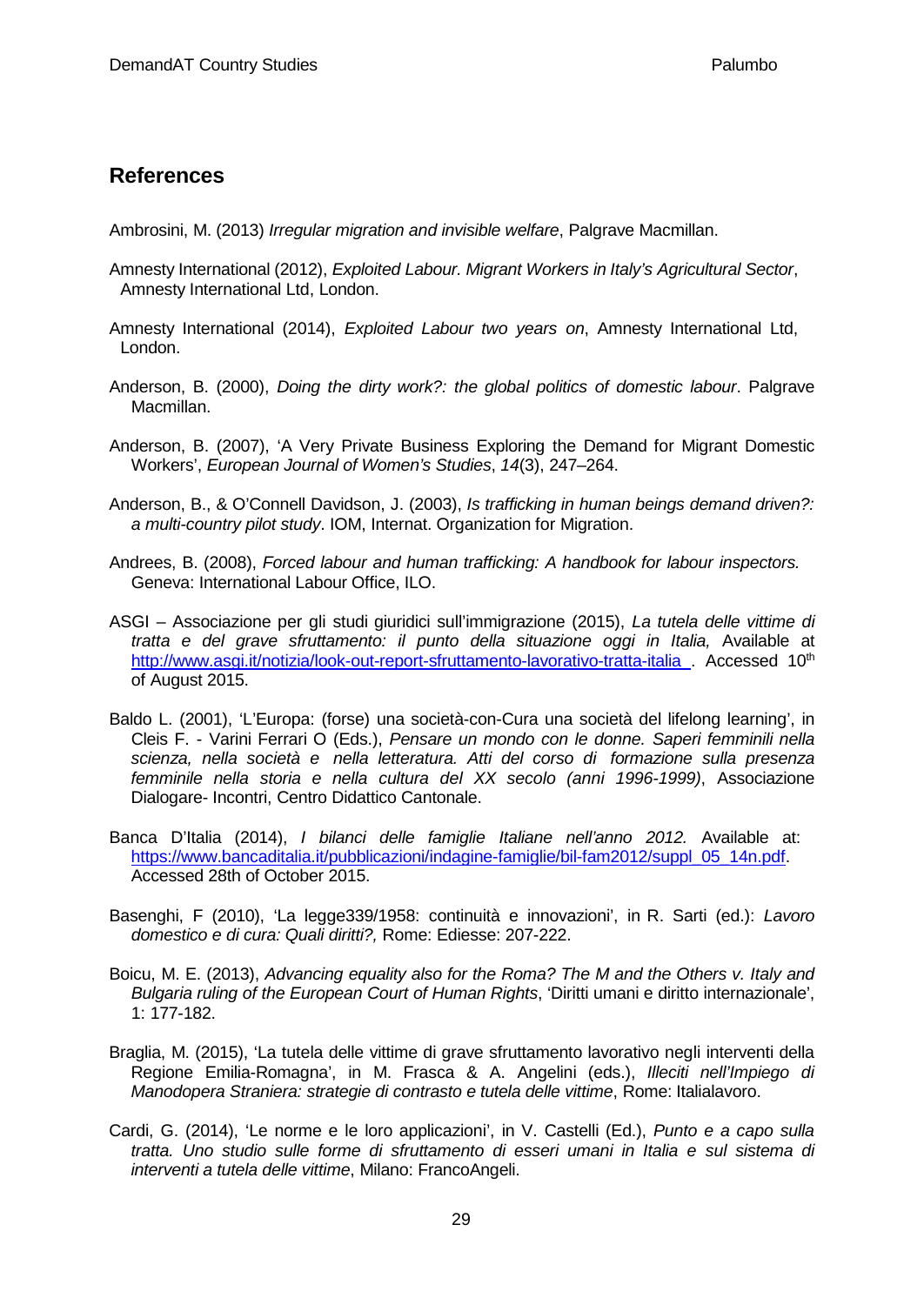## References

Ambrosini, M. (2013) *Irregular migration and invisible welfare*, Palgrave Macmillan.

Amnesty International (2012), *Exploited Labour. Migrant Workers in Italy's Agricultural Sector*, Amnesty International Ltd, London.

Amnesty International (2014), *Exploited Labour two years on*, Amnesty International Ltd, London.

Anderson, B. (2000), *Doing the dirty work?: the global politics of domestic labour*. Palgrave Macmillan.

Anderson, B. (2007), 'A Very Private Business Exploring the Demand for Migrant Domestic Workers', *European Journal of Women's Studies*, *14*(3), 247–264.

Anderson, B., & O'Connell Davidson, J. (2003), *Is trafficking in human beings demand driven?: a multi-country pilot study*. IOM, Internat. Organization for Migration.

Andrees, B. (2008), *Forced labour and human trafficking: A handbook for labour inspectors.* Geneva: International Labour Office, ILO.

ASGI – Associazione per gli studi giuridici sull'immigrazione (2015), *La tutela delle vittime di tratta e del grave sfruttamento: il punto della situazione oggi in Italia,* Available at http://www.asgi.it/notizia/look-out-report-sfruttamento-lavorativo-tratta-italia_. Accessed 10th of August 2015.

Baldo L. (2001), 'L'Europa: (forse) una società-con-Cura una società del lifelong learning', in Cleis F. - Varini Ferrari O (Eds.), *Pensare un mondo con le donne. Saperi femminili nella scienza, nella società e nella letteratura. Atti del corso di formazione sulla presenza femminile nella storia e nella cultura del XX secolo (anni 1996-1999)*, Associazione Dialogare- Incontri, Centro Didattico Cantonale.

Banca D'Italia (2014), *I bilanci delle famiglie Italiane nell'anno 2012.* Available at: https://www.bancaditalia.it/pubblicazioni/indagine-famiglie/bil-fam2012/suppl_05_14n.pdf. Accessed 28th of October 2015.

Basenghi, F (2010), 'La legge339/1958: continuità e innovazioni', in R. Sarti (ed.): *Lavoro domestico e di cura: Quali diritti?,* Rome: Ediesse: 207-222.

Boicu, M. E. (2013), *Advancing equality also for the Roma? The M and the Others v. Italy and Bulgaria ruling of the European Court of Human Rights*, 'Diritti umani e diritto internazionale', 1: 177-182.

Braglia, M. (2015), 'La tutela delle vittime di grave sfruttamento lavorativo negli interventi della Regione Emilia-Romagna', in M. Frasca & A. Angelini (eds.), *Illeciti nell'Impiego di Manodopera Straniera: strategie di contrasto e tutela delle vittime*, Rome: Italialavoro.

Cardi, G. (2014), 'Le norme e le loro applicazioni', in V. Castelli (Ed.), *Punto e a capo sulla tratta. Uno studio sulle forme di sfruttamento di esseri umani in Italia e sul sistema di interventi a tutela delle vittime*, Milano: FrancoAngeli.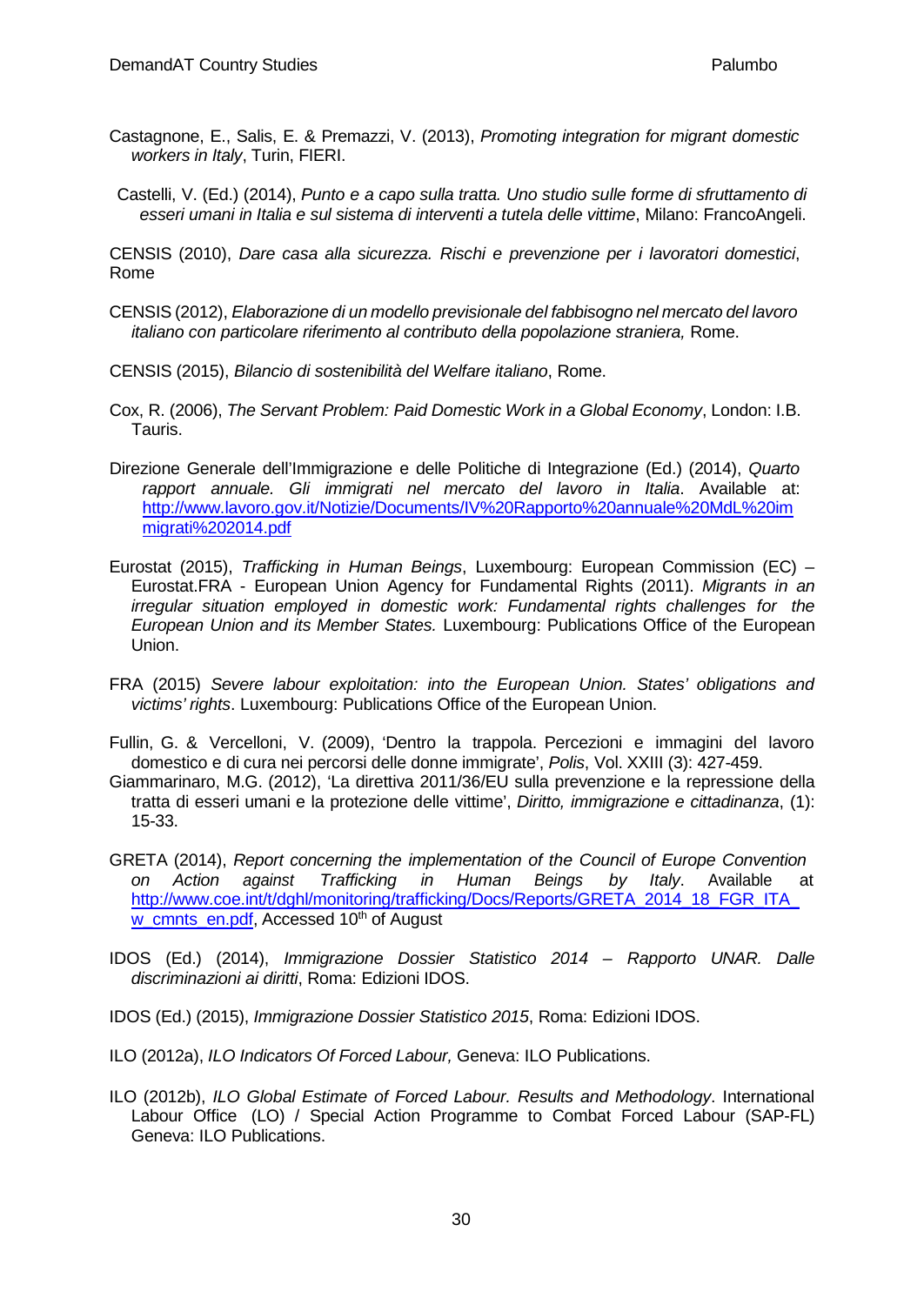Castagnone, E., Salis, E. & Premazzi, V. (2013), *Promoting integration for migrant domestic workers in Italy*, Turin, FIERI.

Castelli, V. (Ed.) (2014), *Punto e a capo sulla tratta. Uno studio sulle forme di sfruttamento di esseri umani in Italia e sul sistema di interventi a tutela delle vittime*, Milano: FrancoAngeli.

CENSIS (2010), *Dare casa alla sicurezza. Rischi e prevenzione per i lavoratori domestici*, Rome

CENSIS (2012), *Elaborazione di un modello previsionale del fabbisogno nel mercato del lavoro italiano con particolare riferimento al contributo della popolazione straniera,* Rome.

CENSIS (2015), *Bilancio di sostenibilità del Welfare italiano*, Rome.

Cox, R. (2006), *The Servant Problem: Paid Domestic Work in a Global Economy*, London: I.B. Tauris.

Direzione Generale dell'Immigrazione e delle Politiche di Integrazione (Ed.) (2014), *Quarto rapport annuale. Gli immigrati nel mercato del lavoro in Italia*. Available at: http://www.lavoro.gov.it/Notizie/Documents/IV%20Rapporto%20annuale%20MdL%20immigrati%202014.pdf

Eurostat (2015), *Trafficking in Human Beings*, Luxembourg: European Commission (EC) – Eurostat.FRA - European Union Agency for Fundamental Rights (2011). *Migrants in an irregular situation employed in domestic work: Fundamental rights challenges for the European Union and its Member States.* Luxembourg: Publications Office of the European Union.

FRA (2015) *Severe labour exploitation: into the European Union. States' obligations and victims' rights*. Luxembourg: Publications Office of the European Union.

Fullin, G. & Vercelloni, V. (2009), 'Dentro la trappola. Percezioni e immagini del lavoro domestico e di cura nei percorsi delle donne immigrate', *Polis*, Vol. XXIII (3): 427-459.

Giammarinaro, M.G. (2012), 'La direttiva 2011/36/EU sulla prevenzione e la repressione della tratta di esseri umani e la protezione delle vittime', *Diritto, immigrazione e cittadinanza*, (1): 15-33.

GRETA (2014), *Report concerning the implementation of the Council of Europe Convention on Action against Trafficking in Human Beings by Italy*. Available at http://www.coe.int/t/dghl/monitoring/trafficking/Docs/Reports/GRETA_2014_18_FGR_ITA_w_cmnts_en.pdf, Accessed 10th of August

IDOS (Ed.) (2014), *Immigrazione Dossier Statistico 2014 – Rapporto UNAR. Dalle discriminazioni ai diritti*, Roma: Edizioni IDOS.

IDOS (Ed.) (2015), *Immigrazione Dossier Statistico 2015*, Roma: Edizioni IDOS.

ILO (2012a), *ILO Indicators Of Forced Labour,* Geneva: ILO Publications.

ILO (2012b), *ILO Global Estimate of Forced Labour. Results and Methodology*. International Labour Office (LO) / Special Action Programme to Combat Forced Labour (SAP-FL) Geneva: ILO Publications.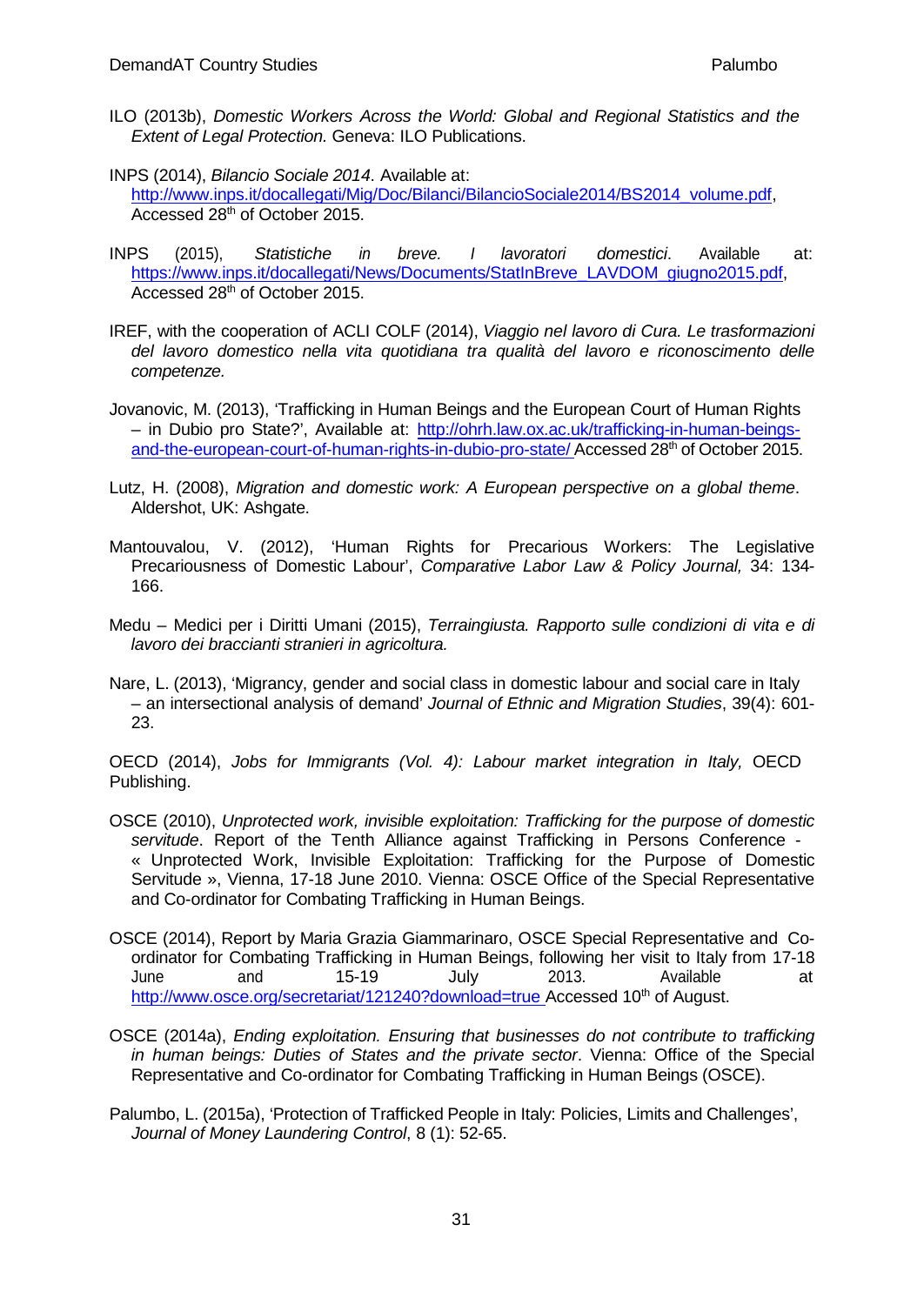ILO (2013b), *Domestic Workers Across the World: Global and Regional Statistics and the Extent of Legal Protection.* Geneva: ILO Publications.

INPS (2014), *Bilancio Sociale 2014*. Available at: http://www.inps.it/docallegati/Mig/Doc/Bilanci/BilancioSociale2014/BS2014_volume.pdf, Accessed 28th of October 2015.

INPS (2015), *Statistiche in breve. I lavoratori domestici*. Available at: https://www.inps.it/docallegati/News/Documents/StatInBreve_LAVDOM_giugno2015.pdf, Accessed 28th of October 2015.

IREF, with the cooperation of ACLI COLF (2014), *Viaggio nel lavoro di Cura. Le trasformazioni del lavoro domestico nella vita quotidiana tra qualità del lavoro e riconoscimento delle competenze.*

Jovanovic, M. (2013), 'Trafficking in Human Beings and the European Court of Human Rights – in Dubio pro State?', Available at: http://ohrh.law.ox.ac.uk/trafficking-in-human-beings-and-the-european-court-of-human-rights-in-dubio-pro-state/ Accessed 28th of October 2015.

Lutz, H. (2008), *Migration and domestic work: A European perspective on a global theme*. Aldershot, UK: Ashgate.

Mantouvalou, V. (2012), 'Human Rights for Precarious Workers: The Legislative Precariousness of Domestic Labour', *Comparative Labor Law & Policy Journal,* 34: 134-166.

Medu – Medici per i Diritti Umani (2015), *Terraingiusta. Rapporto sulle condizioni di vita e di lavoro dei braccianti stranieri in agricoltura.*

Nare, L. (2013), 'Migrancy, gender and social class in domestic labour and social care in Italy – an intersectional analysis of demand' *Journal of Ethnic and Migration Studies*, 39(4): 601-23.

OECD (2014), *Jobs for Immigrants (Vol. 4): Labour market integration in Italy,* OECD Publishing.

OSCE (2010), *Unprotected work, invisible exploitation: Trafficking for the purpose of domestic servitude*. Report of the Tenth Alliance against Trafficking in Persons Conference - « Unprotected Work, Invisible Exploitation: Trafficking for the Purpose of Domestic Servitude », Vienna, 17-18 June 2010. Vienna: OSCE Office of the Special Representative and Co-ordinator for Combating Trafficking in Human Beings.

OSCE (2014), Report by Maria Grazia Giammarinaro, OSCE Special Representative and Co-ordinator for Combating Trafficking in Human Beings, following her visit to Italy from 17-18 June and 15-19 July 2013. Available at http://www.osce.org/secretariat/121240?download=true Accessed 10th of August.

OSCE (2014a), *Ending exploitation. Ensuring that businesses do not contribute to trafficking in human beings: Duties of States and the private sector*. Vienna: Office of the Special Representative and Co-ordinator for Combating Trafficking in Human Beings (OSCE).

Palumbo, L. (2015a), 'Protection of Trafficked People in Italy: Policies, Limits and Challenges', *Journal of Money Laundering Control*, 8 (1): 52-65.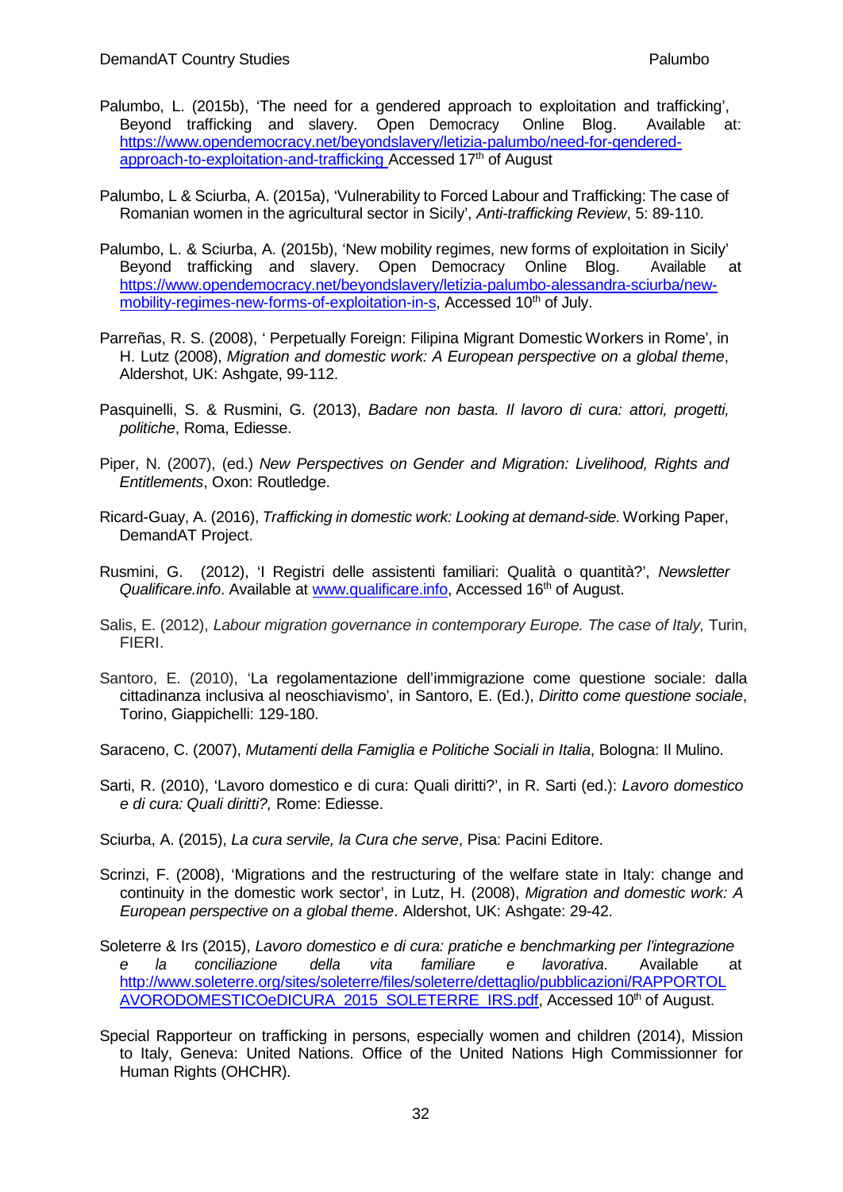Palumbo, L. (2015b), 'The need for a gendered approach to exploitation and trafficking', Beyond trafficking and slavery. Open Democracy Online Blog. Available at: [https://www.opendemocracy.net/beyondslavery/letizia-palumbo/need-for-gendered-approach-to-exploitation-and-trafficking](https://www.opendemocracy.net/beyondslavery/letizia-palumbo/need-for-gendered-approach-to-exploitation-and-trafficking) Accessed 17th of August

Palumbo, L & Sciurba, A. (2015a), 'Vulnerability to Forced Labour and Trafficking: The case of Romanian women in the agricultural sector in Sicily', *Anti-trafficking Review*, 5: 89-110.

Palumbo, L. & Sciurba, A. (2015b), 'New mobility regimes, new forms of exploitation in Sicily' Beyond trafficking and slavery. Open Democracy Online Blog. Available at [https://www.opendemocracy.net/beyondslavery/letizia-palumbo-alessandra-sciurba/new-mobility-regimes-new-forms-of-exploitation-in-s](https://www.opendemocracy.net/beyondslavery/letizia-palumbo-alessandra-sciurba/new-mobility-regimes-new-forms-of-exploitation-in-s), Accessed 10th of July.

Parreñas, R. S. (2008), ' Perpetually Foreign: Filipina Migrant Domestic Workers in Rome', in H. Lutz (2008), *Migration and domestic work: A European perspective on a global theme*, Aldershot, UK: Ashgate, 99-112.

Pasquinelli, S. & Rusmini, G. (2013), *Badare non basta. Il lavoro di cura: attori, progetti, politiche*, Roma, Ediesse.

Piper, N. (2007), (ed.) *New Perspectives on Gender and Migration: Livelihood, Rights and Entitlements*, Oxon: Routledge.

Ricard-Guay, A. (2016), *Trafficking in domestic work: Looking at demand-side.* Working Paper, DemandAT Project.

Rusmini, G. (2012), 'I Registri delle assistenti familiari: Qualità o quantità?', *Newsletter Qualificare.info*. Available at [www.qualificare.info](www.qualificare.info), Accessed 16th of August.

Salis, E. (2012), *Labour migration governance in contemporary Europe. The case of Italy,* Turin, FIERI.

Santoro, E. (2010), 'La regolamentazione dell'immigrazione come questione sociale: dalla cittadinanza inclusiva al neoschiavismo', in Santoro, E. (Ed.), *Diritto come questione sociale*, Torino, Giappichelli: 129-180.

Saraceno, C. (2007), *Mutamenti della Famiglia e Politiche Sociali in Italia*, Bologna: Il Mulino.

Sarti, R. (2010), 'Lavoro domestico e di cura: Quali diritti?', in R. Sarti (ed.): *Lavoro domestico e di cura: Quali diritti?,* Rome: Ediesse.

Sciurba, A. (2015), *La cura servile, la Cura che serve*, Pisa: Pacini Editore.

Scrinzi, F. (2008), 'Migrations and the restructuring of the welfare state in Italy: change and continuity in the domestic work sector', in Lutz, H. (2008), *Migration and domestic work: A European perspective on a global theme*. Aldershot, UK: Ashgate: 29-42.

Soleterre & Irs (2015), *Lavoro domestico e di cura: pratiche e benchmarking per l'integrazione e la conciliazione della vita familiare e lavorativa*. Available at [http://www.soleterre.org/sites/soleterre/files/soleterre/dettaglio/pubblicazioni/RAPPORTOLAVORODOMESTICOeDICURA_2015_SOLETERRE_IRS.pdf](http://www.soleterre.org/sites/soleterre/files/soleterre/dettaglio/pubblicazioni/RAPPORTOLAVORODOMESTICOeDICURA_2015_SOLETERRE_IRS.pdf), Accessed 10th of August.

Special Rapporteur on trafficking in persons, especially women and children (2014), Mission to Italy, Geneva: United Nations. Office of the United Nations High Commissioner for Human Rights (OHCHR).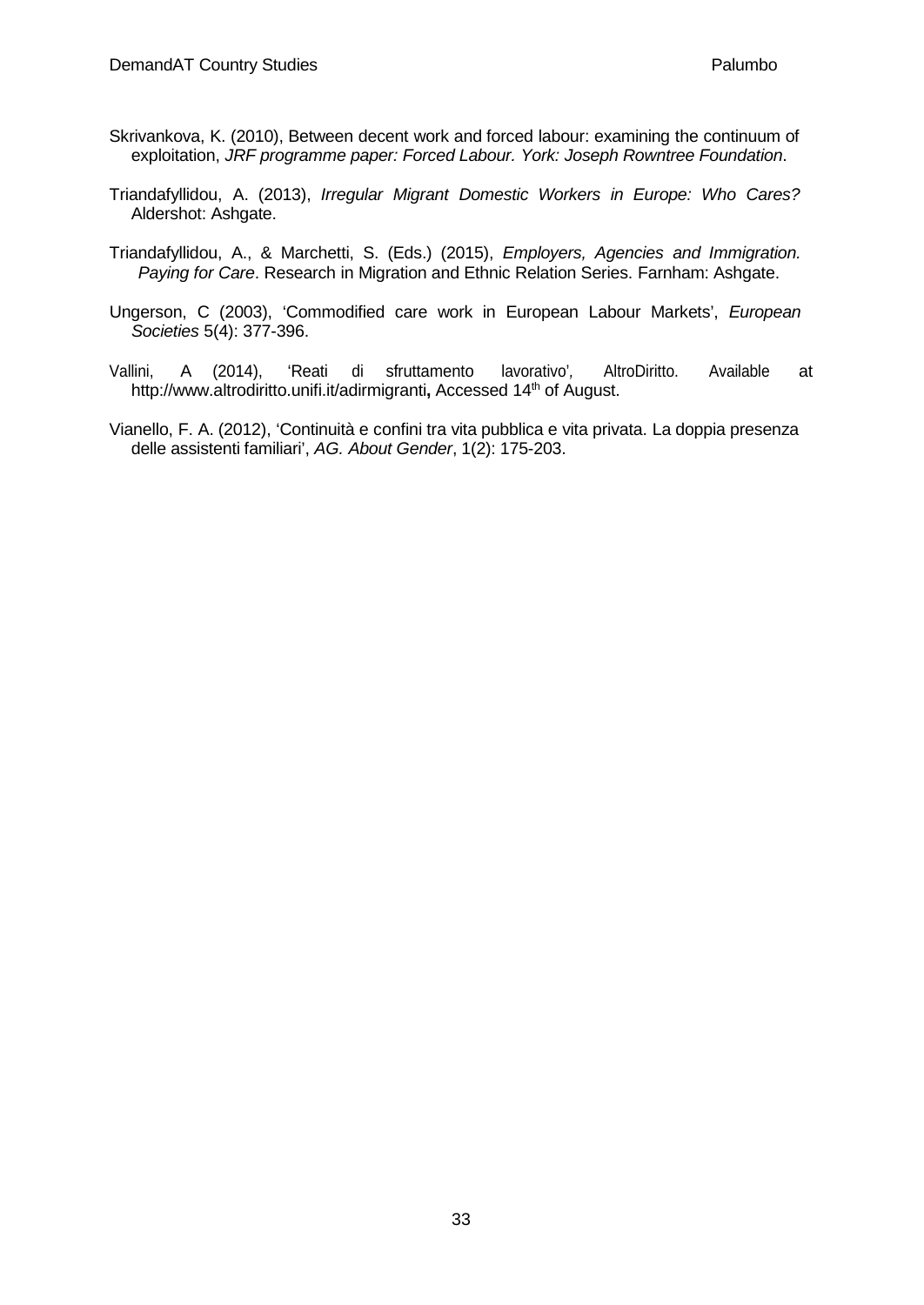Skrivankova, K. (2010), Between decent work and forced labour: examining the continuum of exploitation, *JRF programme paper: Forced Labour. York: Joseph Rowntree Foundation*.

Triandafyllidou, A. (2013), *Irregular Migrant Domestic Workers in Europe: Who Cares?* Aldershot: Ashgate.

Triandafyllidou, A., & Marchetti, S. (Eds.) (2015), *Employers, Agencies and Immigration. Paying for Care*. Research in Migration and Ethnic Relation Series. Farnham: Ashgate.

Ungerson, C (2003), 'Commodified care work in European Labour Markets', *European Societies* 5(4): 377-396.

Vallini, A (2014), 'Reati di sfruttamento lavorativo', AltroDiritto. Available at http://www.altrodiritto.unifi.it/adirmigranti**,** Accessed 14th of August.

Vianello, F. A. (2012), 'Continuità e confini tra vita pubblica e vita privata. La doppia presenza delle assistenti familiari', *AG. About Gender*, 1(2): 175-203.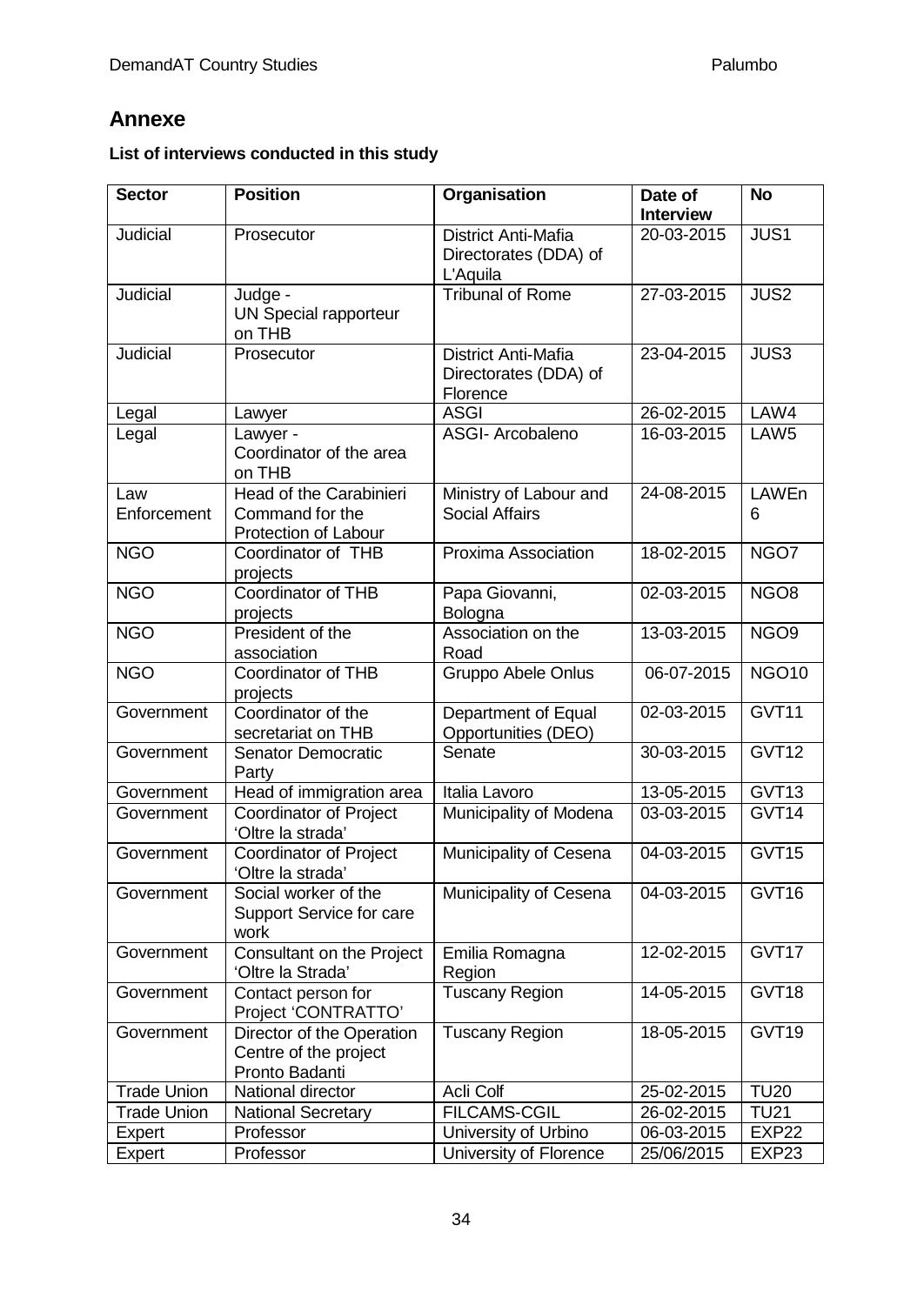## Annexe

**List of interviews conducted in this study**

| Sector | Position | Organisation | Date of Interview | No |
|---|---|---|---|---|
| Judicial | Prosecutor | District Anti-Mafia Directorates (DDA) of L'Aquila | 20-03-2015 | JUS1 |
| Judicial | Judge - UN Special rapporteur on THB | Tribunal of Rome | 27-03-2015 | JUS2 |
| Judicial | Prosecutor | District Anti-Mafia Directorates (DDA) of Florence | 23-04-2015 | JUS3 |
| Legal | Lawyer | ASGI | 26-02-2015 | LAW4 |
| Legal | Lawyer - Coordinator of the area on THB | ASGI- Arcobaleno | 16-03-2015 | LAW5 |
| Law Enforcement | Head of the Carabinieri Command for the Protection of Labour | Ministry of Labour and Social Affairs | 24-08-2015 | LAWEn 6 |
| NGO | Coordinator of THB projects | Proxima Association | 18-02-2015 | NGO7 |
| NGO | Coordinator of THB projects | Papa Giovanni, Bologna | 02-03-2015 | NGO8 |
| NGO | President of the association | Association on the Road | 13-03-2015 | NGO9 |
| NGO | Coordinator of THB projects | Gruppo Abele Onlus | 06-07-2015 | NGO10 |
| Government | Coordinator of the secretariat on THB | Department of Equal Opportunities (DEO) | 02-03-2015 | GVT11 |
| Government | Senator Democratic Party | Senate | 30-03-2015 | GVT12 |
| Government | Head of immigration area | Italia Lavoro | 13-05-2015 | GVT13 |
| Government | Coordinator of Project 'Oltre la strada' | Municipality of Modena | 03-03-2015 | GVT14 |
| Government | Coordinator of Project 'Oltre la strada' | Municipality of Cesena | 04-03-2015 | GVT15 |
| Government | Social worker of the Support Service for care work | Municipality of Cesena | 04-03-2015 | GVT16 |
| Government | Consultant on the Project 'Oltre la Strada' | Emilia Romagna Region | 12-02-2015 | GVT17 |
| Government | Contact person for Project 'CONTRATTO' | Tuscany Region | 14-05-2015 | GVT18 |
| Government | Director of the Operation Centre of the project Pronto Badanti | Tuscany Region | 18-05-2015 | GVT19 |
| Trade Union | National director | Acli Colf | 25-02-2015 | TU20 |
| Trade Union | National Secretary | FILCAMS-CGIL | 26-02-2015 | TU21 |
| Expert | Professor | University of Urbino | 06-03-2015 | EXP22 |
| Expert | Professor | University of Florence | 25/06/2015 | EXP23 |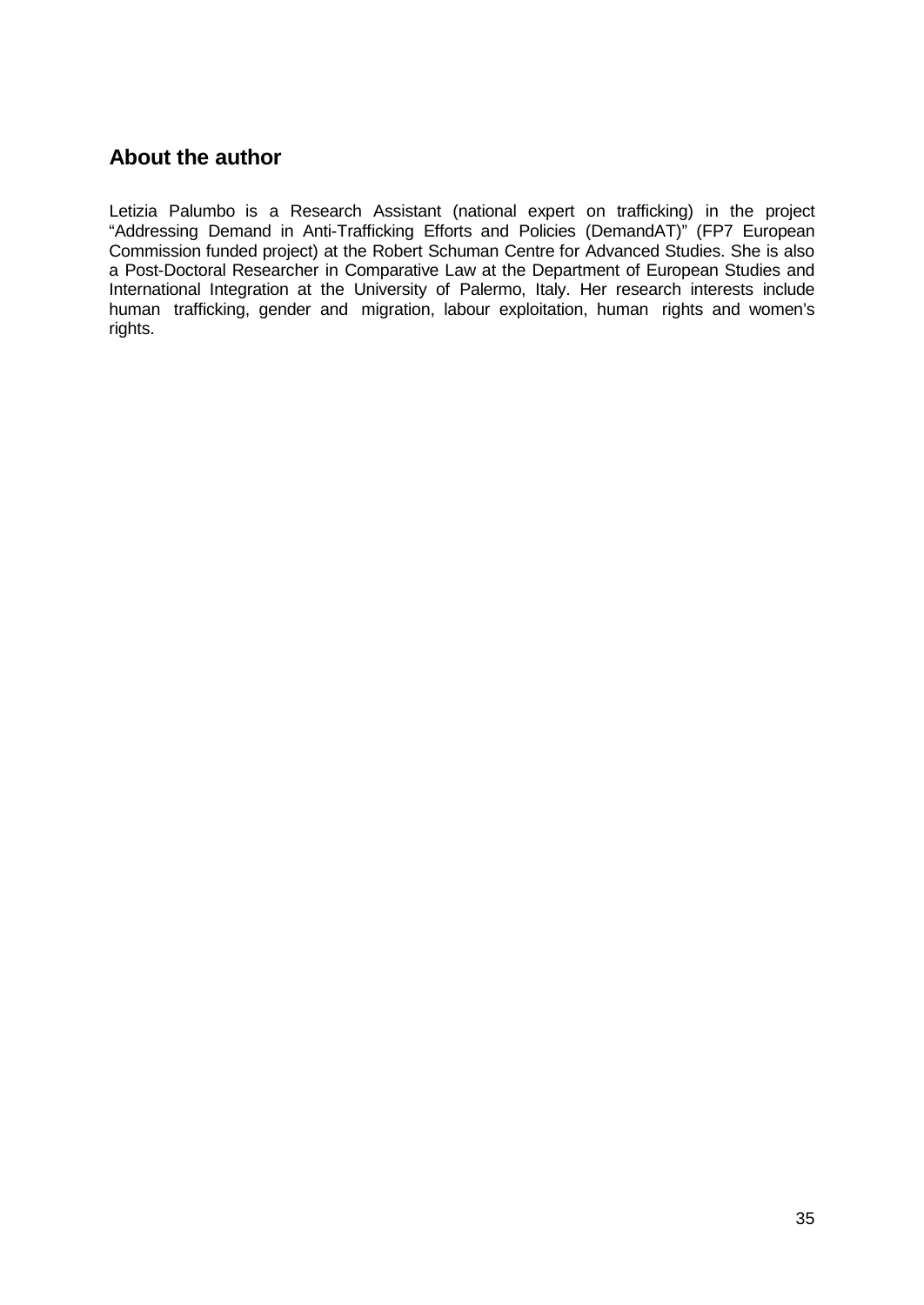## About the author

Letizia Palumbo is a Research Assistant (national expert on trafficking) in the project "Addressing Demand in Anti-Trafficking Efforts and Policies (DemandAT)" (FP7 European Commission funded project) at the Robert Schuman Centre for Advanced Studies. She is also a Post-Doctoral Researcher in Comparative Law at the Department of European Studies and International Integration at the University of Palermo, Italy. Her research interests include human trafficking, gender and migration, labour exploitation, human rights and women's rights.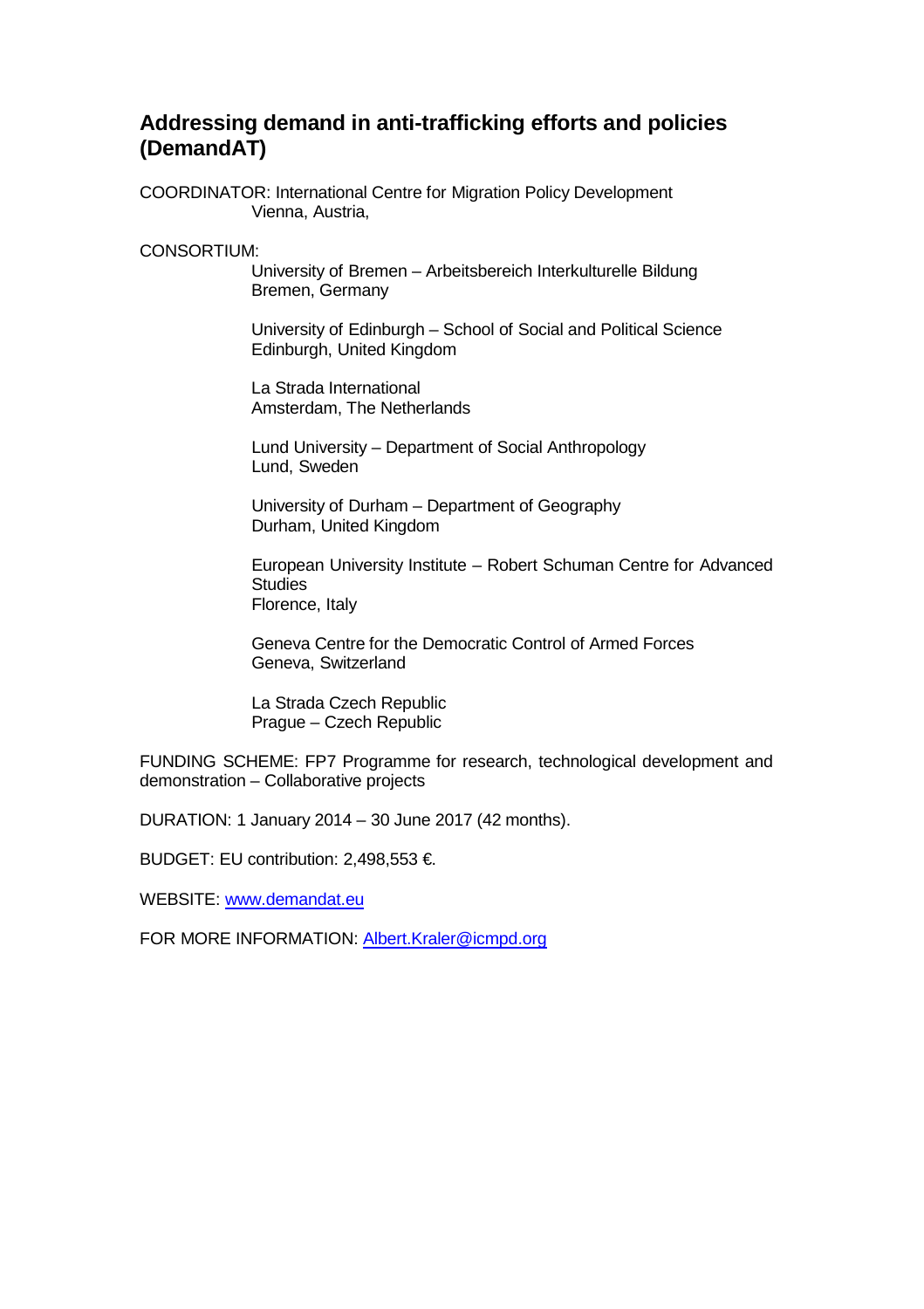## Addressing demand in anti-trafficking efforts and policies (DemandAT)

COORDINATOR: International Centre for Migration Policy Development
Vienna, Austria,

CONSORTIUM:

University of Bremen – Arbeitsbereich Interkulturelle Bildung
Bremen, Germany

University of Edinburgh – School of Social and Political Science
Edinburgh, United Kingdom

La Strada International
Amsterdam, The Netherlands

Lund University – Department of Social Anthropology
Lund, Sweden

University of Durham – Department of Geography
Durham, United Kingdom

European University Institute – Robert Schuman Centre for Advanced Studies
Florence, Italy

Geneva Centre for the Democratic Control of Armed Forces
Geneva, Switzerland

La Strada Czech Republic
Prague – Czech Republic

FUNDING SCHEME: FP7 Programme for research, technological development and demonstration – Collaborative projects

DURATION: 1 January 2014 – 30 June 2017 (42 months).

BUDGET: EU contribution: 2,498,553 €.

WEBSITE: [www.demandat.eu](http://www.demandat.eu)

FOR MORE INFORMATION: [Albert.Kraler@icmpd.org](mailto:Albert.Kraler@icmpd.org)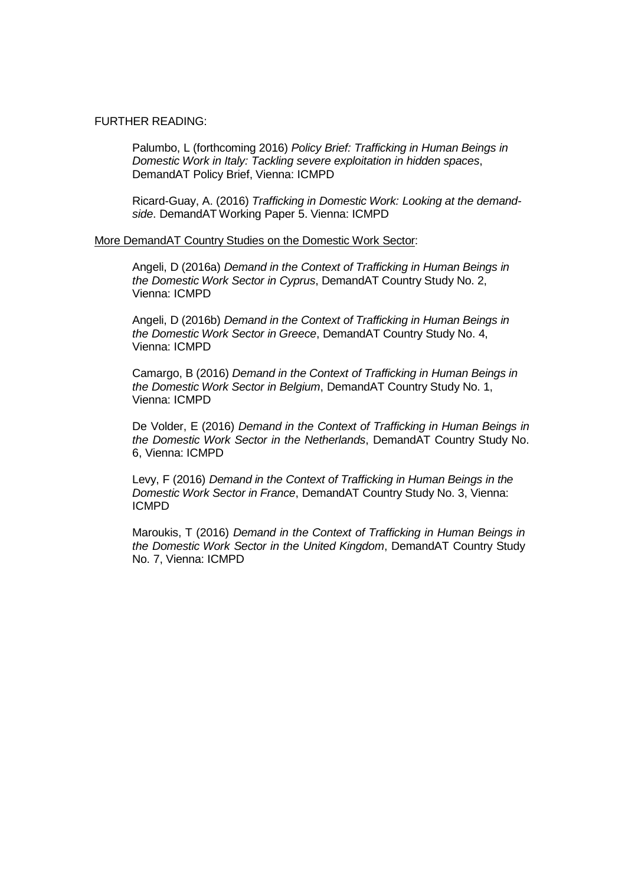FURTHER READING:

Palumbo, L (forthcoming 2016) *Policy Brief: Trafficking in Human Beings in Domestic Work in Italy: Tackling severe exploitation in hidden spaces*, DemandAT Policy Brief, Vienna: ICMPD

Ricard-Guay, A. (2016) *Trafficking in Domestic Work: Looking at the demand-side*. DemandAT Working Paper 5. Vienna: ICMPD

<u>More DemandAT Country Studies on the Domestic Work Sector</u>:

Angeli, D (2016a) *Demand in the Context of Trafficking in Human Beings in the Domestic Work Sector in Cyprus*, DemandAT Country Study No. 2, Vienna: ICMPD

Angeli, D (2016b) *Demand in the Context of Trafficking in Human Beings in the Domestic Work Sector in Greece*, DemandAT Country Study No. 4, Vienna: ICMPD

Camargo, B (2016) *Demand in the Context of Trafficking in Human Beings in the Domestic Work Sector in Belgium*, DemandAT Country Study No. 1, Vienna: ICMPD

De Volder, E (2016) *Demand in the Context of Trafficking in Human Beings in the Domestic Work Sector in the Netherlands*, DemandAT Country Study No. 6, Vienna: ICMPD

Levy, F (2016) *Demand in the Context of Trafficking in Human Beings in the Domestic Work Sector in France*, DemandAT Country Study No. 3, Vienna: ICMPD

Maroukis, T (2016) *Demand in the Context of Trafficking in Human Beings in the Domestic Work Sector in the United Kingdom*, DemandAT Country Study No. 7, Vienna: ICMPD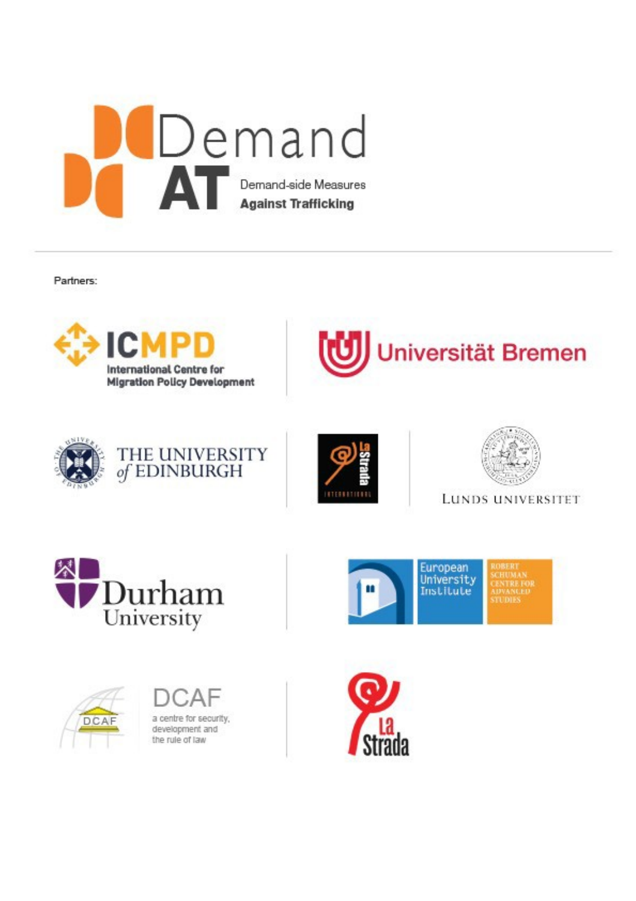Demand AT

Demand-side Measures

**Against Trafficking**

Partners:

ICMPD

International Centre for Migration Policy Development

Universität Bremen

THE UNIVERSITY of EDINBURGH

La Strada International

Lunds universitet

Durham University

European University Institute

Robert Schuman Centre for Advanced Studies

DCAF

a centre for security, development and the rule of law

La Strada